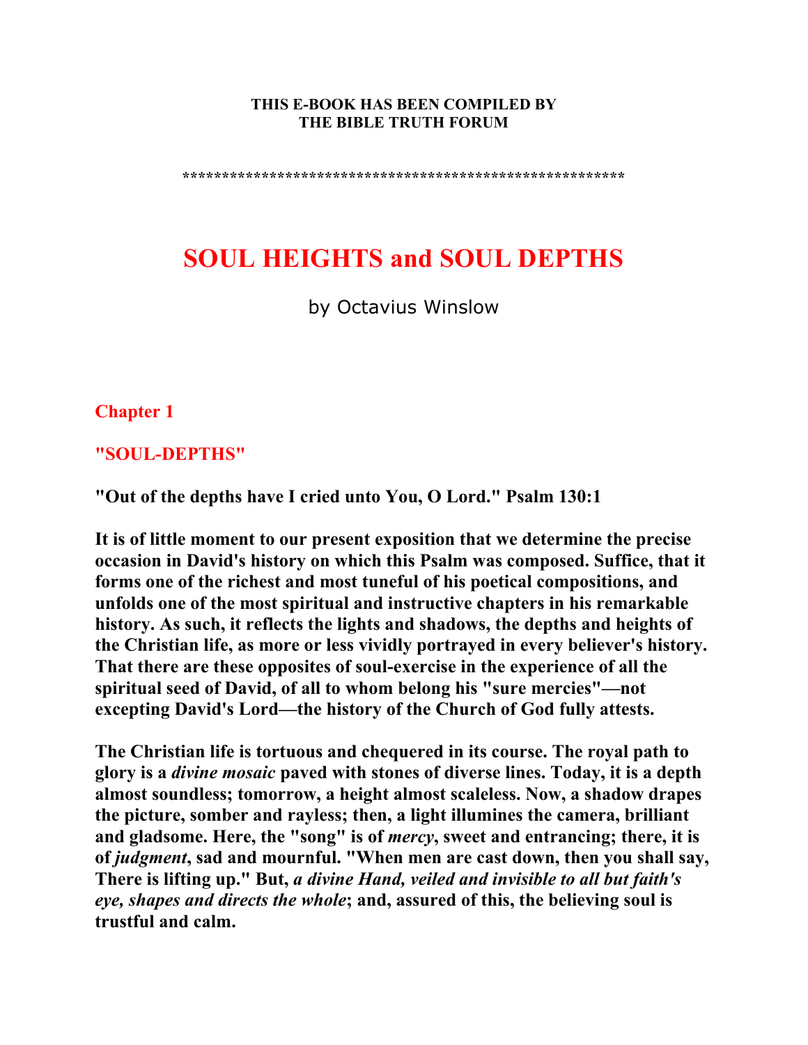**THIS E-BOOK HAS BEEN COMPILED BY**
**THE BIBLE TRUTH FORUM**

**\*\*\*\*\*\*\*\*\*\*\*\*\*\*\*\*\*\*\*\*\*\*\*\*\*\*\*\*\*\*\*\*\*\*\*\*\*\*\*\*\*\*\*\*\*\*\*\*\*\*\*\*\*\*\*\***

# SOUL HEIGHTS and SOUL DEPTHS

by Octavius Winslow

## Chapter 1

## "SOUL-DEPTHS"

**"Out of the depths have I cried unto You, O Lord." Psalm 130:1**

**It is of little moment to our present exposition that we determine the precise occasion in David's history on which this Psalm was composed. Suffice, that it forms one of the richest and most tuneful of his poetical compositions, and unfolds one of the most spiritual and instructive chapters in his remarkable history. As such, it reflects the lights and shadows, the depths and heights of the Christian life, as more or less vividly portrayed in every believer's history. That there are these opposites of soul-exercise in the experience of all the spiritual seed of David, of all to whom belong his "sure mercies"—not excepting David's Lord—the history of the Church of God fully attests.**

**The Christian life is tortuous and chequered in its course. The royal path to glory is a *divine mosaic* paved with stones of diverse lines. Today, it is a depth almost soundless; tomorrow, a height almost scaleless. Now, a shadow drapes the picture, somber and rayless; then, a light illumines the camera, brilliant and gladsome. Here, the "song" is of *mercy*, sweet and entrancing; there, it is of *judgment*, sad and mournful. "When men are cast down, then you shall say, There is lifting up." But, *a divine Hand, veiled and invisible to all but faith's eye, shapes and directs the whole*; and, assured of this, the believing soul is trustful and calm.**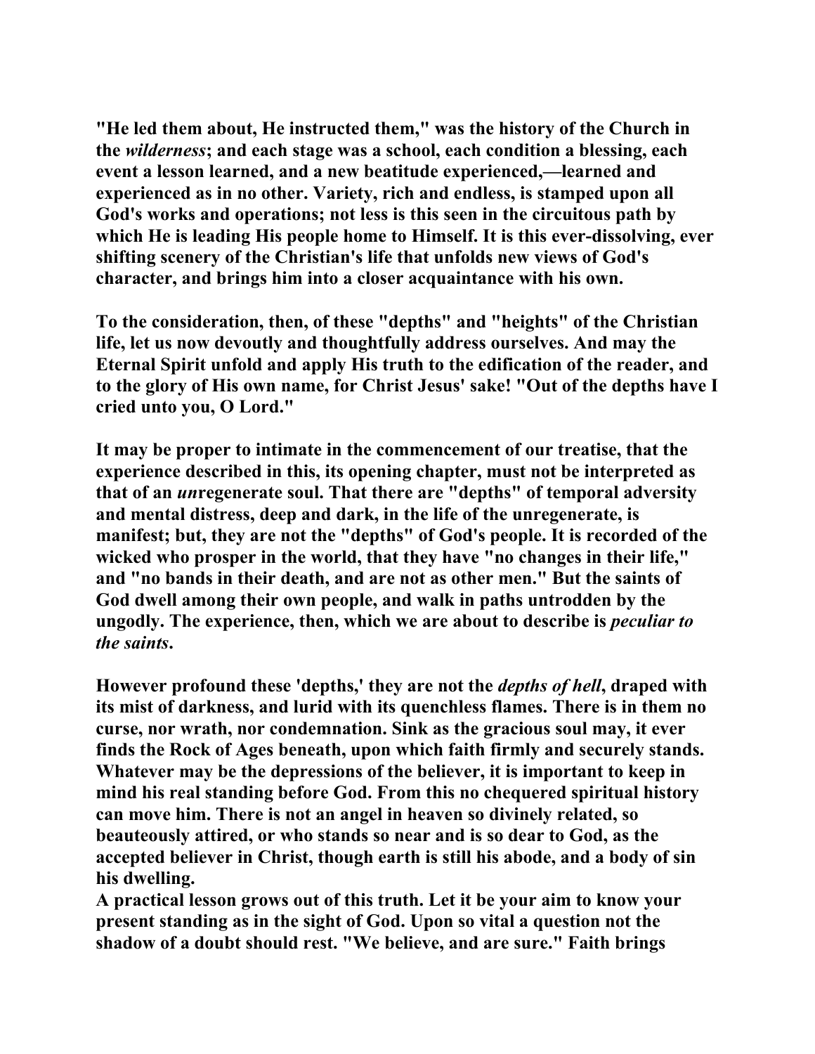"He led them about, He instructed them," was the history of the Church in the *wilderness*; and each stage was a school, each condition a blessing, each event a lesson learned, and a new beatitude experienced,—learned and experienced as in no other. Variety, rich and endless, is stamped upon all God's works and operations; not less is this seen in the circuitous path by which He is leading His people home to Himself. It is this ever-dissolving, ever shifting scenery of the Christian's life that unfolds new views of God's character, and brings him into a closer acquaintance with his own.

To the consideration, then, of these "depths" and "heights" of the Christian life, let us now devoutly and thoughtfully address ourselves. And may the Eternal Spirit unfold and apply His truth to the edification of the reader, and to the glory of His own name, for Christ Jesus' sake! "Out of the depths have I cried unto you, O Lord."

It may be proper to intimate in the commencement of our treatise, that the experience described in this, its opening chapter, must not be interpreted as that of an *un*regenerate soul. That there are "depths" of temporal adversity and mental distress, deep and dark, in the life of the unregenerate, is manifest; but, they are not the "depths" of God's people. It is recorded of the wicked who prosper in the world, that they have "no changes in their life," and "no bands in their death, and are not as other men." But the saints of God dwell among their own people, and walk in paths untrodden by the ungodly. The experience, then, which we are about to describe is *peculiar to the saints*.

However profound these 'depths,' they are not the *depths of hell*, draped with its mist of darkness, and lurid with its quenchless flames. There is in them no curse, nor wrath, nor condemnation. Sink as the gracious soul may, it ever finds the Rock of Ages beneath, upon which faith firmly and securely stands. Whatever may be the depressions of the believer, it is important to keep in mind his real standing before God. From this no chequered spiritual history can move him. There is not an angel in heaven so divinely related, so beauteously attired, or who stands so near and is so dear to God, as the accepted believer in Christ, though earth is still his abode, and a body of sin his dwelling.

A practical lesson grows out of this truth. Let it be your aim to know your present standing as in the sight of God. Upon so vital a question not the shadow of a doubt should rest. "We believe, and are sure." Faith brings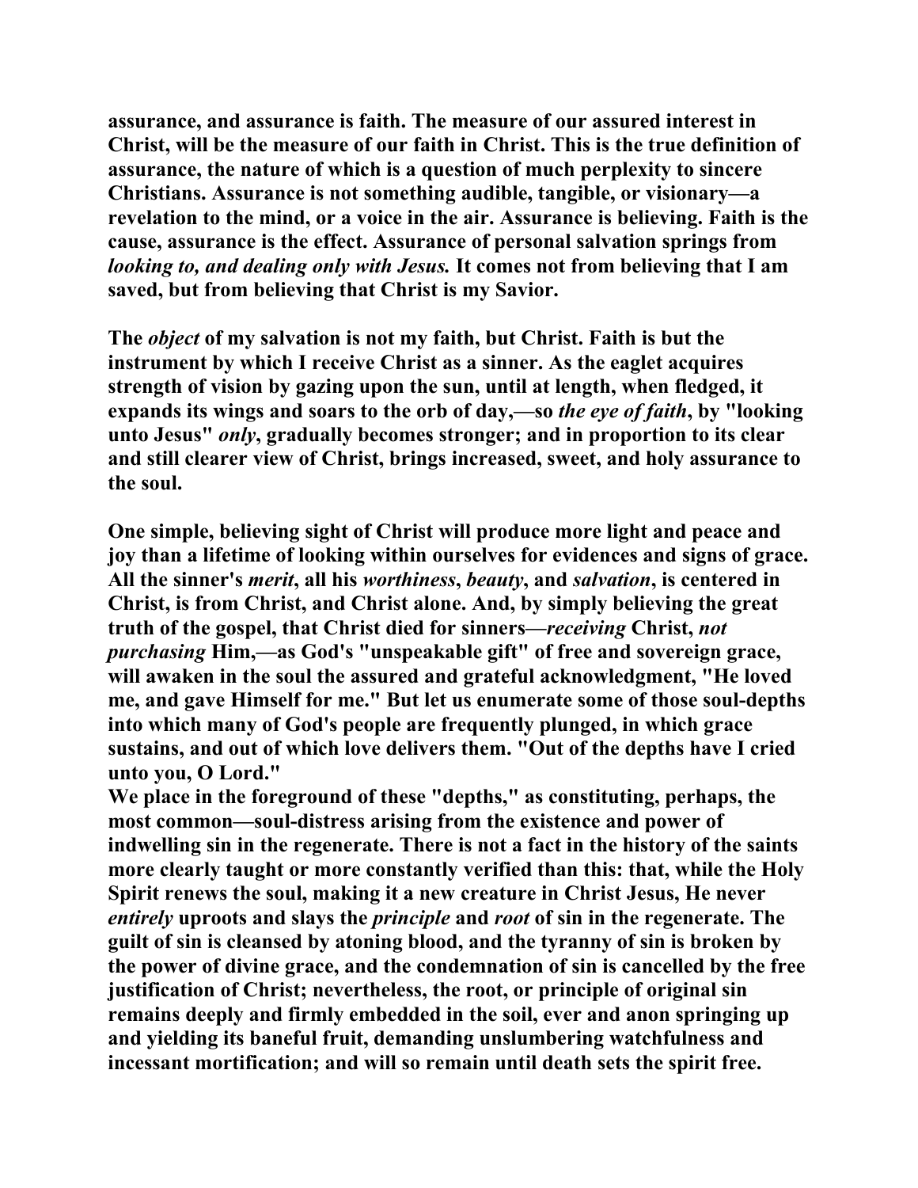**assurance, and assurance is faith. The measure of our assured interest in Christ, will be the measure of our faith in Christ. This is the true definition of assurance, the nature of which is a question of much perplexity to sincere Christians. Assurance is not something audible, tangible, or visionary—a revelation to the mind, or a voice in the air. Assurance is believing. Faith is the cause, assurance is the effect. Assurance of personal salvation springs from *looking to, and dealing only with Jesus.* It comes not from believing that I am saved, but from believing that Christ is my Savior.**

**The *object* of my salvation is not my faith, but Christ. Faith is but the instrument by which I receive Christ as a sinner. As the eaglet acquires strength of vision by gazing upon the sun, until at length, when fledged, it expands its wings and soars to the orb of day,—so *the eye of faith*, by "looking unto Jesus" *only*, gradually becomes stronger; and in proportion to its clear and still clearer view of Christ, brings increased, sweet, and holy assurance to the soul.**

**One simple, believing sight of Christ will produce more light and peace and joy than a lifetime of looking within ourselves for evidences and signs of grace. All the sinner's *merit*, all his *worthiness*, *beauty*, and *salvation*, is centered in Christ, is from Christ, and Christ alone. And, by simply believing the great truth of the gospel, that Christ died for sinners—*receiving* Christ, *not purchasing* Him,—as God's "unspeakable gift" of free and sovereign grace, will awaken in the soul the assured and grateful acknowledgment, "He loved me, and gave Himself for me." But let us enumerate some of those soul-depths into which many of God's people are frequently plunged, in which grace sustains, and out of which love delivers them. "Out of the depths have I cried unto you, O Lord."**

**We place in the foreground of these "depths," as constituting, perhaps, the most common—soul-distress arising from the existence and power of indwelling sin in the regenerate. There is not a fact in the history of the saints more clearly taught or more constantly verified than this: that, while the Holy Spirit renews the soul, making it a new creature in Christ Jesus, He never *entirely* uproots and slays the *principle* and *root* of sin in the regenerate. The guilt of sin is cleansed by atoning blood, and the tyranny of sin is broken by the power of divine grace, and the condemnation of sin is cancelled by the free justification of Christ; nevertheless, the root, or principle of original sin remains deeply and firmly embedded in the soil, ever and anon springing up and yielding its baneful fruit, demanding unslumbering watchfulness and incessant mortification; and will so remain until death sets the spirit free.**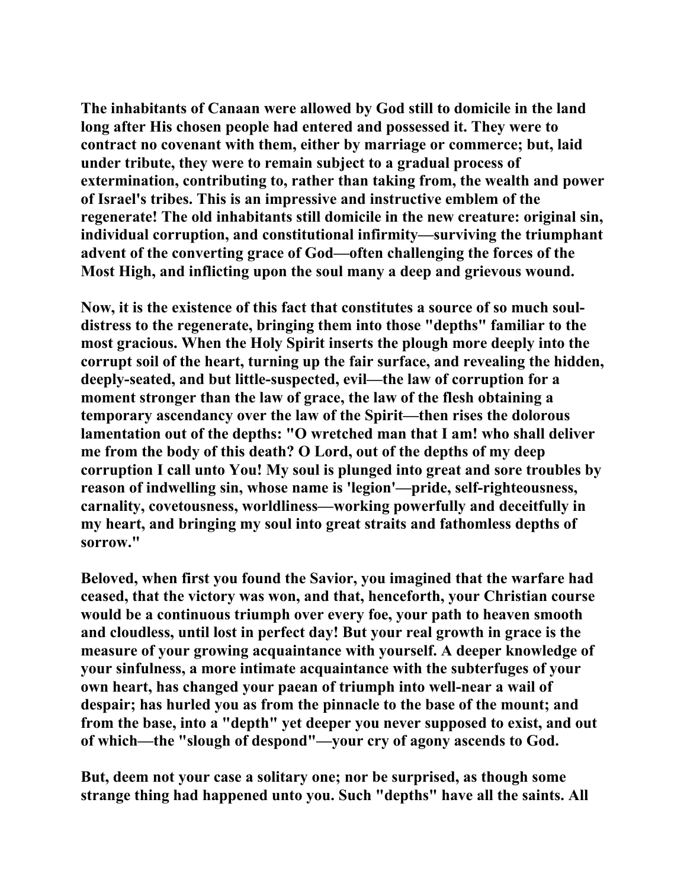The inhabitants of Canaan were allowed by God still to domicile in the land long after His chosen people had entered and possessed it. They were to contract no covenant with them, either by marriage or commerce; but, laid under tribute, they were to remain subject to a gradual process of extermination, contributing to, rather than taking from, the wealth and power of Israel's tribes. This is an impressive and instructive emblem of the regenerate! The old inhabitants still domicile in the new creature: original sin, individual corruption, and constitutional infirmity—surviving the triumphant advent of the converting grace of God—often challenging the forces of the Most High, and inflicting upon the soul many a deep and grievous wound.

Now, it is the existence of this fact that constitutes a source of so much soul-distress to the regenerate, bringing them into those "depths" familiar to the most gracious. When the Holy Spirit inserts the plough more deeply into the corrupt soil of the heart, turning up the fair surface, and revealing the hidden, deeply-seated, and but little-suspected, evil—the law of corruption for a moment stronger than the law of grace, the law of the flesh obtaining a temporary ascendancy over the law of the Spirit—then rises the dolorous lamentation out of the depths: "O wretched man that I am! who shall deliver me from the body of this death? O Lord, out of the depths of my deep corruption I call unto You! My soul is plunged into great and sore troubles by reason of indwelling sin, whose name is 'legion'—pride, self-righteousness, carnality, covetousness, worldliness—working powerfully and deceitfully in my heart, and bringing my soul into great straits and fathomless depths of sorrow."

Beloved, when first you found the Savior, you imagined that the warfare had ceased, that the victory was won, and that, henceforth, your Christian course would be a continuous triumph over every foe, your path to heaven smooth and cloudless, until lost in perfect day! But your real growth in grace is the measure of your growing acquaintance with yourself. A deeper knowledge of your sinfulness, a more intimate acquaintance with the subterfuges of your own heart, has changed your paean of triumph into well-near a wail of despair; has hurled you as from the pinnacle to the base of the mount; and from the base, into a "depth" yet deeper you never supposed to exist, and out of which—the "slough of despond"—your cry of agony ascends to God.

But, deem not your case a solitary one; nor be surprised, as though some strange thing had happened unto you. Such "depths" have all the saints. All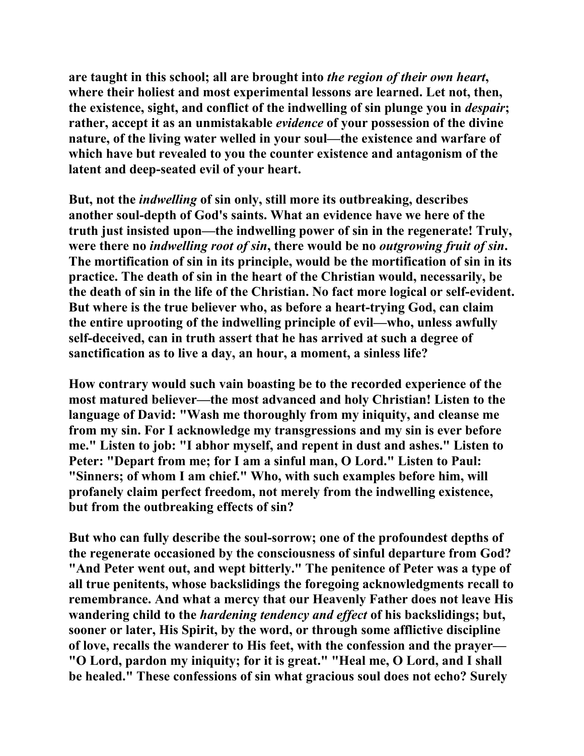are taught in this school; all are brought into *the region of their own heart*, where their holiest and most experimental lessons are learned. Let not, then, the existence, sight, and conflict of the indwelling of sin plunge you in *despair*; rather, accept it as an unmistakable *evidence* of your possession of the divine nature, of the living water welled in your soul—the existence and warfare of which have but revealed to you the counter existence and antagonism of the latent and deep-seated evil of your heart.

But, not the *indwelling* of sin only, still more its outbreaking, describes another soul-depth of God's saints. What an evidence have we here of the truth just insisted upon—the indwelling power of sin in the regenerate! Truly, were there no *indwelling root of sin*, there would be no *outgrowing fruit of sin*. The mortification of sin in its principle, would be the mortification of sin in its practice. The death of sin in the heart of the Christian would, necessarily, be the death of sin in the life of the Christian. No fact more logical or self-evident. But where is the true believer who, as before a heart-trying God, can claim the entire uprooting of the indwelling principle of evil—who, unless awfully self-deceived, can in truth assert that he has arrived at such a degree of sanctification as to live a day, an hour, a moment, a sinless life?

How contrary would such vain boasting be to the recorded experience of the most matured believer—the most advanced and holy Christian! Listen to the language of David: "Wash me thoroughly from my iniquity, and cleanse me from my sin. For I acknowledge my transgressions and my sin is ever before me." Listen to job: "I abhor myself, and repent in dust and ashes." Listen to Peter: "Depart from me; for I am a sinful man, O Lord." Listen to Paul: "Sinners; of whom I am chief." Who, with such examples before him, will profanely claim perfect freedom, not merely from the indwelling existence, but from the outbreaking effects of sin?

But who can fully describe the soul-sorrow; one of the profoundest depths of the regenerate occasioned by the consciousness of sinful departure from God? "And Peter went out, and wept bitterly." The penitence of Peter was a type of all true penitents, whose backslidings the foregoing acknowledgments recall to remembrance. And what a mercy that our Heavenly Father does not leave His wandering child to the *hardening tendency and effect* of his backslidings; but, sooner or later, His Spirit, by the word, or through some afflictive discipline of love, recalls the wanderer to His feet, with the confession and the prayer—"O Lord, pardon my iniquity; for it is great." "Heal me, O Lord, and I shall be healed." These confessions of sin what gracious soul does not echo? Surely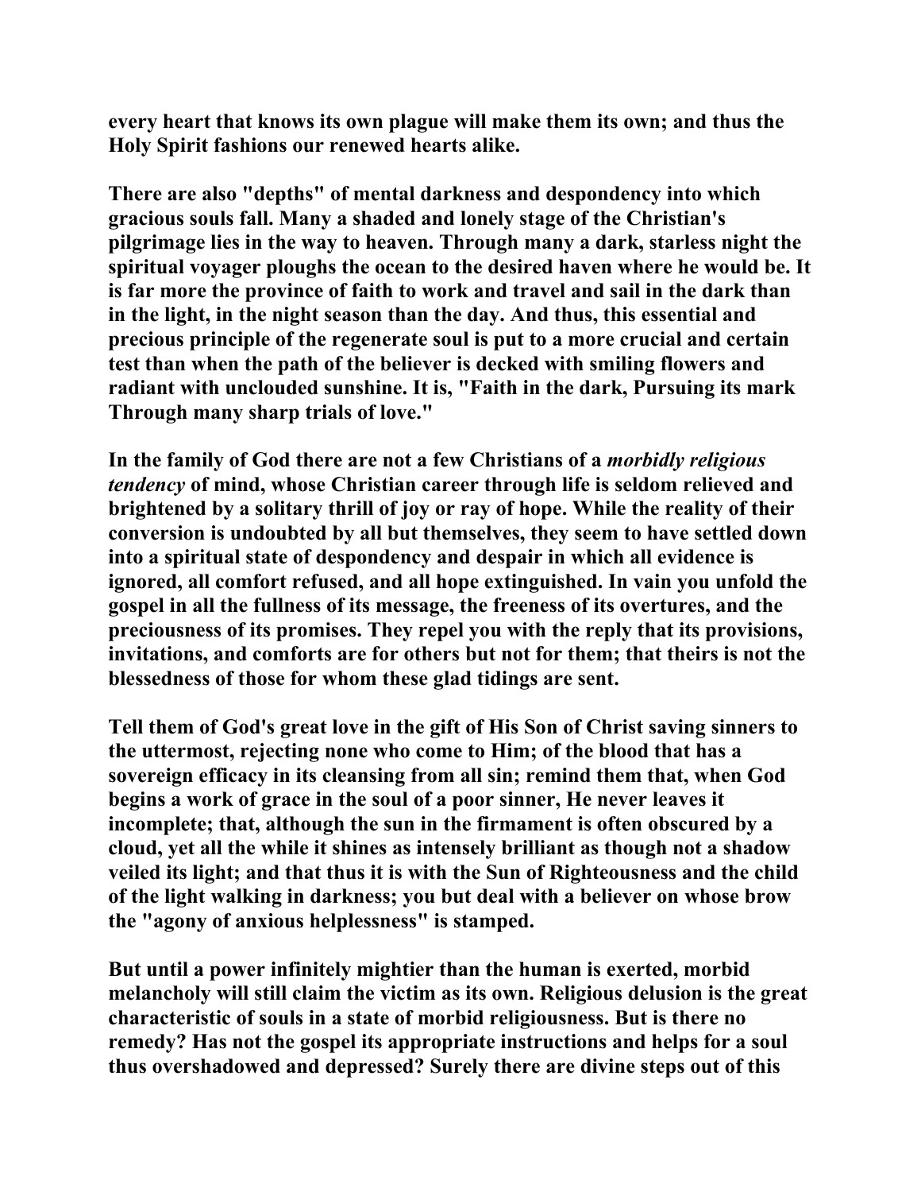every heart that knows its own plague will make them its own; and thus the Holy Spirit fashions our renewed hearts alike.

There are also "depths" of mental darkness and despondency into which gracious souls fall. Many a shaded and lonely stage of the Christian's pilgrimage lies in the way to heaven. Through many a dark, starless night the spiritual voyager ploughs the ocean to the desired haven where he would be. It is far more the province of faith to work and travel and sail in the dark than in the light, in the night season than the day. And thus, this essential and precious principle of the regenerate soul is put to a more crucial and certain test than when the path of the believer is decked with smiling flowers and radiant with unclouded sunshine. It is, "Faith in the dark, Pursuing its mark Through many sharp trials of love."

In the family of God there are not a few Christians of a *morbidly religious tendency* of mind, whose Christian career through life is seldom relieved and brightened by a solitary thrill of joy or ray of hope. While the reality of their conversion is undoubted by all but themselves, they seem to have settled down into a spiritual state of despondency and despair in which all evidence is ignored, all comfort refused, and all hope extinguished. In vain you unfold the gospel in all the fullness of its message, the freeness of its overtures, and the preciousness of its promises. They repel you with the reply that its provisions, invitations, and comforts are for others but not for them; that theirs is not the blessedness of those for whom these glad tidings are sent.

Tell them of God's great love in the gift of His Son of Christ saving sinners to the uttermost, rejecting none who come to Him; of the blood that has a sovereign efficacy in its cleansing from all sin; remind them that, when God begins a work of grace in the soul of a poor sinner, He never leaves it incomplete; that, although the sun in the firmament is often obscured by a cloud, yet all the while it shines as intensely brilliant as though not a shadow veiled its light; and that thus it is with the Sun of Righteousness and the child of the light walking in darkness; you but deal with a believer on whose brow the "agony of anxious helplessness" is stamped.

But until a power infinitely mightier than the human is exerted, morbid melancholy will still claim the victim as its own. Religious delusion is the great characteristic of souls in a state of morbid religiousness. But is there no remedy? Has not the gospel its appropriate instructions and helps for a soul thus overshadowed and depressed? Surely there are divine steps out of this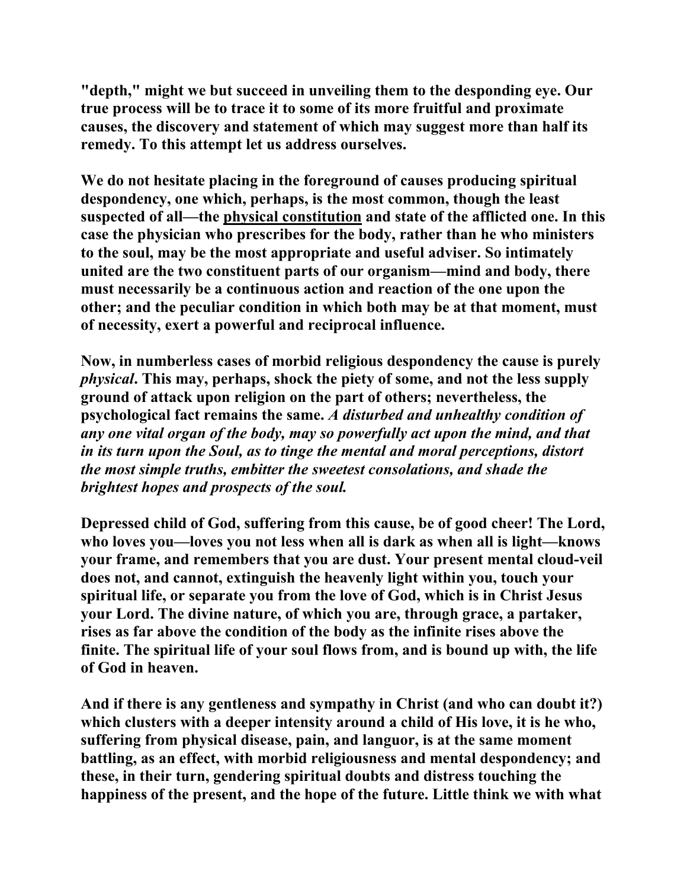**"depth," might we but succeed in unveiling them to the desponding eye. Our true process will be to trace it to some of its more fruitful and proximate causes, the discovery and statement of which may suggest more than half its remedy. To this attempt let us address ourselves.**

**We do not hesitate placing in the foreground of causes producing spiritual despondency, one which, perhaps, is the most common, though the least suspected of all—the physical constitution and state of the afflicted one. In this case the physician who prescribes for the body, rather than he who ministers to the soul, may be the most appropriate and useful adviser. So intimately united are the two constituent parts of our organism—mind and body, there must necessarily be a continuous action and reaction of the one upon the other; and the peculiar condition in which both may be at that moment, must of necessity, exert a powerful and reciprocal influence.**

**Now, in numberless cases of morbid religious despondency the cause is purely *physical*. This may, perhaps, shock the piety of some, and not the less supply ground of attack upon religion on the part of others; nevertheless, the psychological fact remains the same. *A disturbed and unhealthy condition of any one vital organ of the body, may so powerfully act upon the mind, and that in its turn upon the Soul, as to tinge the mental and moral perceptions, distort the most simple truths, embitter the sweetest consolations, and shade the brightest hopes and prospects of the soul.***

**Depressed child of God, suffering from this cause, be of good cheer! The Lord, who loves you—loves you not less when all is dark as when all is light—knows your frame, and remembers that you are dust. Your present mental cloud-veil does not, and cannot, extinguish the heavenly light within you, touch your spiritual life, or separate you from the love of God, which is in Christ Jesus your Lord. The divine nature, of which you are, through grace, a partaker, rises as far above the condition of the body as the infinite rises above the finite. The spiritual life of your soul flows from, and is bound up with, the life of God in heaven.**

**And if there is any gentleness and sympathy in Christ (and who can doubt it?) which clusters with a deeper intensity around a child of His love, it is he who, suffering from physical disease, pain, and languor, is at the same moment battling, as an effect, with morbid religiousness and mental despondency; and these, in their turn, gendering spiritual doubts and distress touching the happiness of the present, and the hope of the future. Little think we with what**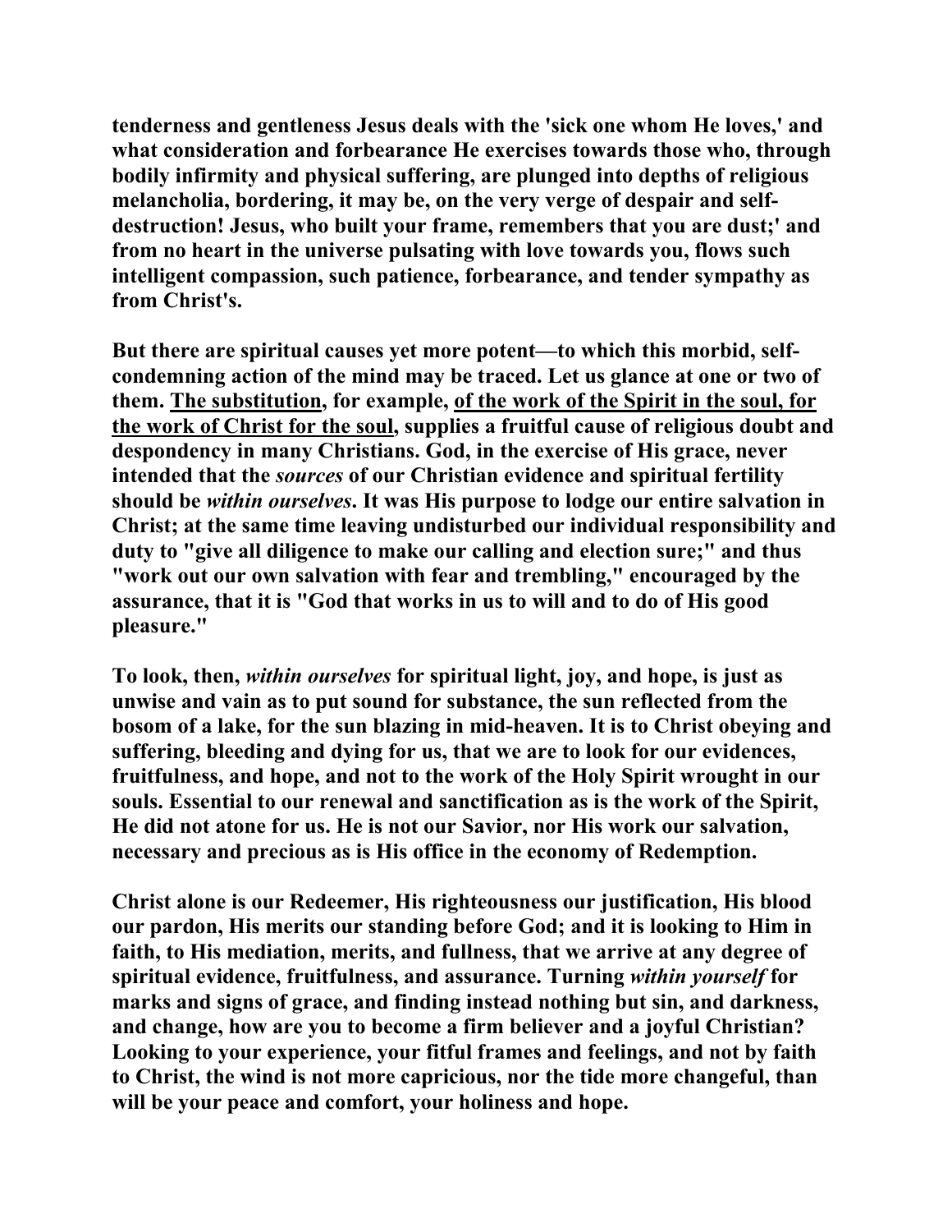**tenderness and gentleness Jesus deals with the 'sick one whom He loves,' and what consideration and forbearance He exercises towards those who, through bodily infirmity and physical suffering, are plunged into depths of religious melancholia, bordering, it may be, on the very verge of despair and self-destruction! Jesus, who built your frame, remembers that you are dust;' and from no heart in the universe pulsating with love towards you, flows such intelligent compassion, such patience, forbearance, and tender sympathy as from Christ's.**

**But there are spiritual causes yet more potent—to which this morbid, self-condemning action of the mind may be traced. Let us glance at one or two of them. <u>The substitution</u>, for example, <u>of the work of the Spirit in the soul, for the work of Christ for the soul</u>, supplies a fruitful cause of religious doubt and despondency in many Christians. God, in the exercise of His grace, never intended that the *sources* of our Christian evidence and spiritual fertility should be *within ourselves*. It was His purpose to lodge our entire salvation in Christ; at the same time leaving undisturbed our individual responsibility and duty to "give all diligence to make our calling and election sure;" and thus "work out our own salvation with fear and trembling," encouraged by the assurance, that it is "God that works in us to will and to do of His good pleasure."**

**To look, then, *within ourselves* for spiritual light, joy, and hope, is just as unwise and vain as to put sound for substance, the sun reflected from the bosom of a lake, for the sun blazing in mid-heaven. It is to Christ obeying and suffering, bleeding and dying for us, that we are to look for our evidences, fruitfulness, and hope, and not to the work of the Holy Spirit wrought in our souls. Essential to our renewal and sanctification as is the work of the Spirit, He did not atone for us. He is not our Savior, nor His work our salvation, necessary and precious as is His office in the economy of Redemption.**

**Christ alone is our Redeemer, His righteousness our justification, His blood our pardon, His merits our standing before God; and it is looking to Him in faith, to His mediation, merits, and fullness, that we arrive at any degree of spiritual evidence, fruitfulness, and assurance. Turning *within yourself* for marks and signs of grace, and finding instead nothing but sin, and darkness, and change, how are you to become a firm believer and a joyful Christian? Looking to your experience, your fitful frames and feelings, and not by faith to Christ, the wind is not more capricious, nor the tide more changeful, than will be your peace and comfort, your holiness and hope.**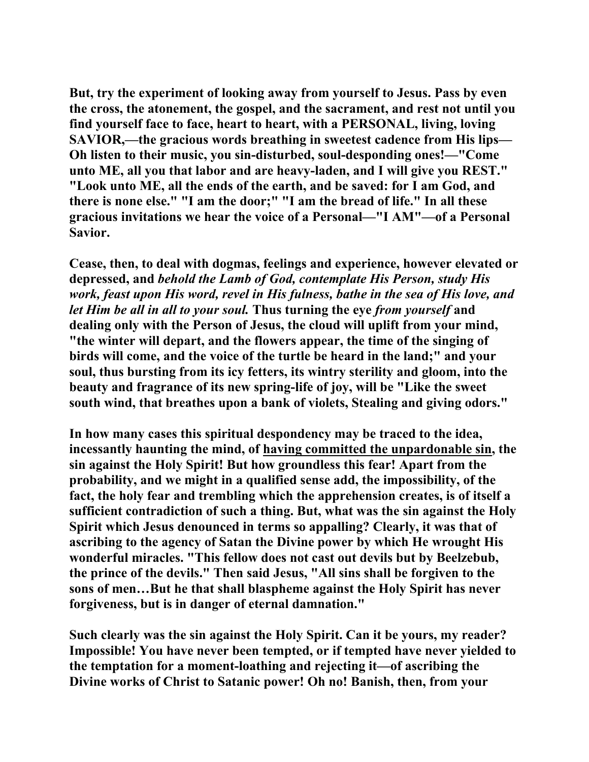But, try the experiment of looking away from yourself to Jesus. Pass by even the cross, the atonement, the gospel, and the sacrament, and rest not until you find yourself face to face, heart to heart, with a PERSONAL, living, loving SAVIOR,—the gracious words breathing in sweetest cadence from His lips—Oh listen to their music, you sin-disturbed, soul-desponding ones!—"Come unto ME, all you that labor and are heavy-laden, and I will give you REST." "Look unto ME, all the ends of the earth, and be saved: for I am God, and there is none else." "I am the door;" "I am the bread of life." In all these gracious invitations we hear the voice of a Personal—"I AM"—of a Personal Savior.

Cease, then, to deal with dogmas, feelings and experience, however elevated or depressed, and *behold the Lamb of God, contemplate His Person, study His work, feast upon His word, revel in His fulness, bathe in the sea of His love, and let Him be all in all to your soul.* Thus turning the eye *from yourself* and dealing only with the Person of Jesus, the cloud will uplift from your mind, "the winter will depart, and the flowers appear, the time of the singing of birds will come, and the voice of the turtle be heard in the land;" and your soul, thus bursting from its icy fetters, its wintry sterility and gloom, into the beauty and fragrance of its new spring-life of joy, will be "Like the sweet south wind, that breathes upon a bank of violets, Stealing and giving odors."

In how many cases this spiritual despondency may be traced to the idea, incessantly haunting the mind, of <u>having committed the unpardonable sin</u>, the sin against the Holy Spirit! But how groundless this fear! Apart from the probability, and we might in a qualified sense add, the impossibility, of the fact, the holy fear and trembling which the apprehension creates, is of itself a sufficient contradiction of such a thing. But, what was the sin against the Holy Spirit which Jesus denounced in terms so appalling? Clearly, it was that of ascribing to the agency of Satan the Divine power by which He wrought His wonderful miracles. "This fellow does not cast out devils but by Beelzebub, the prince of the devils." Then said Jesus, "All sins shall be forgiven to the sons of men…But he that shall blaspheme against the Holy Spirit has never forgiveness, but is in danger of eternal damnation."

Such clearly was the sin against the Holy Spirit. Can it be yours, my reader? Impossible! You have never been tempted, or if tempted have never yielded to the temptation for a moment-loathing and rejecting it—of ascribing the Divine works of Christ to Satanic power! Oh no! Banish, then, from your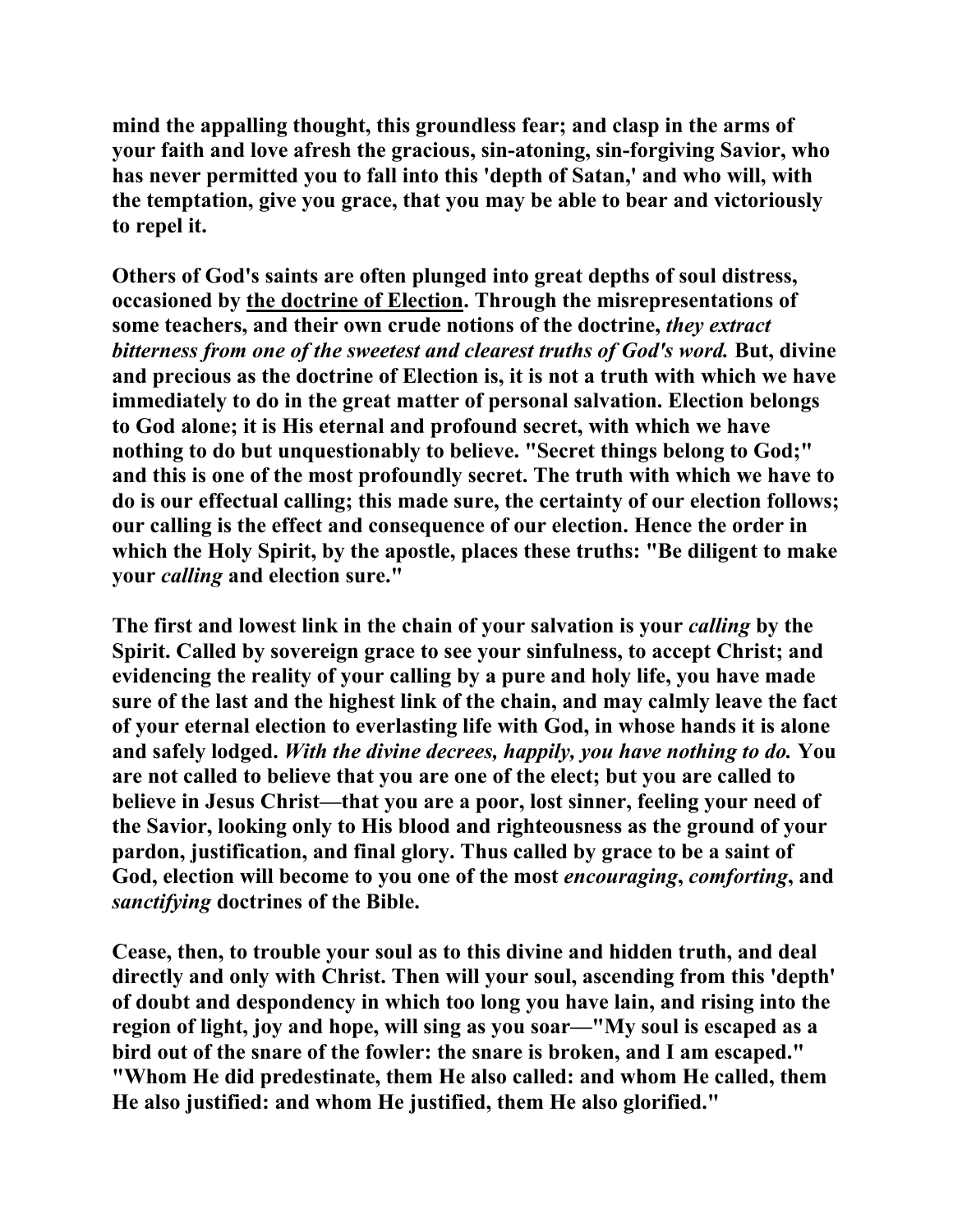**mind the appalling thought, this groundless fear; and clasp in the arms of your faith and love afresh the gracious, sin-atoning, sin-forgiving Savior, who has never permitted you to fall into this 'depth of Satan,' and who will, with the temptation, give you grace, that you may be able to bear and victoriously to repel it.**

**Others of God's saints are often plunged into great depths of soul distress, occasioned by <u>the doctrine of Election</u>. Through the misrepresentations of some teachers, and their own crude notions of the doctrine, *they extract bitterness from one of the sweetest and clearest truths of God's word.* But, divine and precious as the doctrine of Election is, it is not a truth with which we have immediately to do in the great matter of personal salvation. Election belongs to God alone; it is His eternal and profound secret, with which we have nothing to do but unquestionably to believe. "Secret things belong to God;" and this is one of the most profoundly secret. The truth with which we have to do is our effectual calling; this made sure, the certainty of our election follows; our calling is the effect and consequence of our election. Hence the order in which the Holy Spirit, by the apostle, places these truths: "Be diligent to make your *calling* and election sure."**

**The first and lowest link in the chain of your salvation is your *calling* by the Spirit. Called by sovereign grace to see your sinfulness, to accept Christ; and evidencing the reality of your calling by a pure and holy life, you have made sure of the last and the highest link of the chain, and may calmly leave the fact of your eternal election to everlasting life with God, in whose hands it is alone and safely lodged. *With the divine decrees, happily, you have nothing to do.* You are not called to believe that you are one of the elect; but you are called to believe in Jesus Christ—that you are a poor, lost sinner, feeling your need of the Savior, looking only to His blood and righteousness as the ground of your pardon, justification, and final glory. Thus called by grace to be a saint of God, election will become to you one of the most *encouraging*, *comforting*, and *sanctifying* doctrines of the Bible.**

**Cease, then, to trouble your soul as to this divine and hidden truth, and deal directly and only with Christ. Then will your soul, ascending from this 'depth' of doubt and despondency in which too long you have lain, and rising into the region of light, joy and hope, will sing as you soar—"My soul is escaped as a bird out of the snare of the fowler: the snare is broken, and I am escaped." "Whom He did predestinate, them He also called: and whom He called, them He also justified: and whom He justified, them He also glorified."**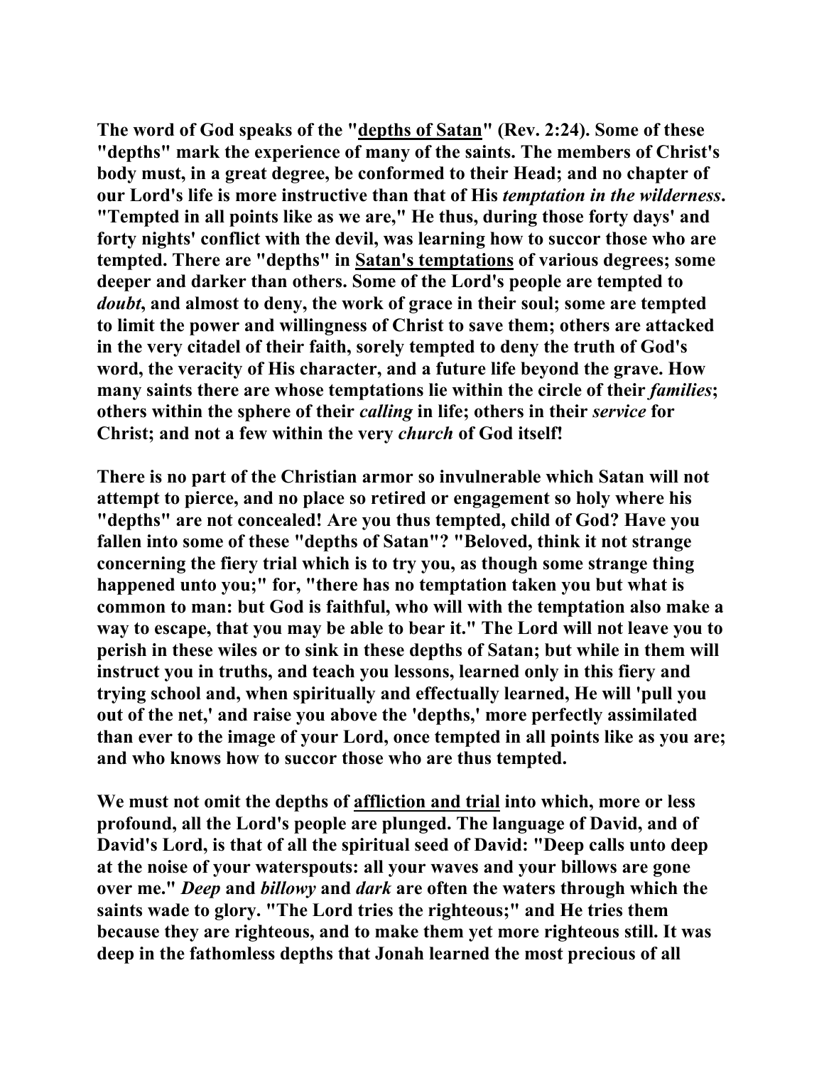**The word of God speaks of the "<u>depths of Satan</u>" (Rev. 2:24). Some of these "depths" mark the experience of many of the saints. The members of Christ's body must, in a great degree, be conformed to their Head; and no chapter of our Lord's life is more instructive than that of His *temptation in the wilderness*. "Tempted in all points like as we are," He thus, during those forty days' and forty nights' conflict with the devil, was learning how to succor those who are tempted. There are "depths" in <u>Satan's temptations</u> of various degrees; some deeper and darker than others. Some of the Lord's people are tempted to *doubt*, and almost to deny, the work of grace in their soul; some are tempted to limit the power and willingness of Christ to save them; others are attacked in the very citadel of their faith, sorely tempted to deny the truth of God's word, the veracity of His character, and a future life beyond the grave. How many saints there are whose temptations lie within the circle of their *families*; others within the sphere of their *calling* in life; others in their *service* for Christ; and not a few within the very *church* of God itself!**

**There is no part of the Christian armor so invulnerable which Satan will not attempt to pierce, and no place so retired or engagement so holy where his "depths" are not concealed! Are you thus tempted, child of God? Have you fallen into some of these "depths of Satan"? "Beloved, think it not strange concerning the fiery trial which is to try you, as though some strange thing happened unto you;" for, "there has no temptation taken you but what is common to man: but God is faithful, who will with the temptation also make a way to escape, that you may be able to bear it." The Lord will not leave you to perish in these wiles or to sink in these depths of Satan; but while in them will instruct you in truths, and teach you lessons, learned only in this fiery and trying school and, when spiritually and effectually learned, He will 'pull you out of the net,' and raise you above the 'depths,' more perfectly assimilated than ever to the image of your Lord, once tempted in all points like as you are; and who knows how to succor those who are thus tempted.**

**We must not omit the depths of <u>affliction and trial</u> into which, more or less profound, all the Lord's people are plunged. The language of David, and of David's Lord, is that of all the spiritual seed of David: "Deep calls unto deep at the noise of your waterspouts: all your waves and your billows are gone over me." *Deep* and *billowy* and *dark* are often the waters through which the saints wade to glory. "The Lord tries the righteous;" and He tries them because they are righteous, and to make them yet more righteous still. It was deep in the fathomless depths that Jonah learned the most precious of all**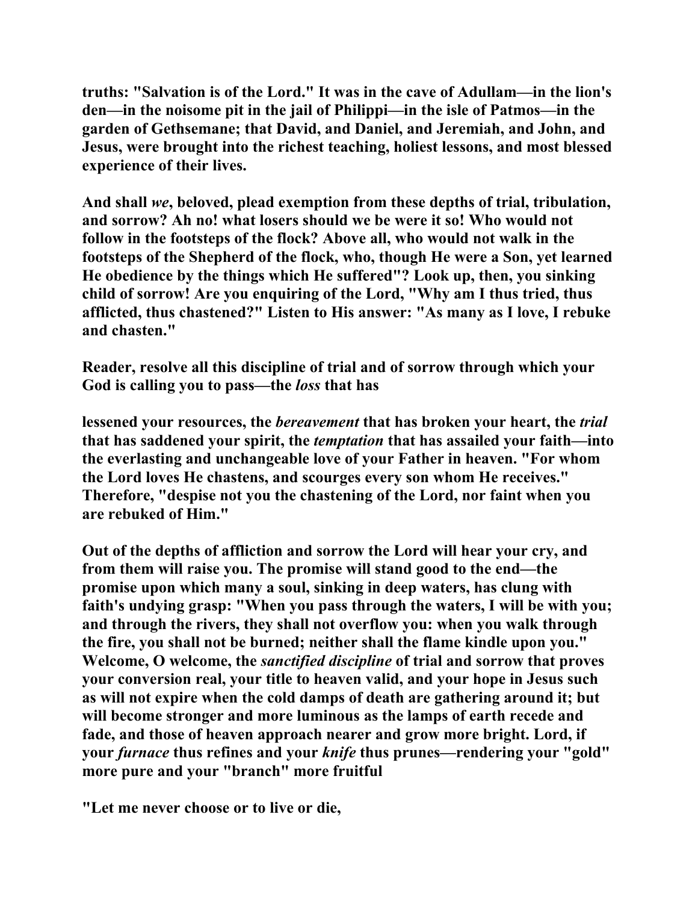**truths: "Salvation is of the Lord." It was in the cave of Adullam—in the lion's den—in the noisome pit in the jail of Philippi—in the isle of Patmos—in the garden of Gethsemane; that David, and Daniel, and Jeremiah, and John, and Jesus, were brought into the richest teaching, holiest lessons, and most blessed experience of their lives.**

**And shall *we*, beloved, plead exemption from these depths of trial, tribulation, and sorrow? Ah no! what losers should we be were it so! Who would not follow in the footsteps of the flock? Above all, who would not walk in the footsteps of the Shepherd of the flock, who, though He were a Son, yet learned He obedience by the things which He suffered"? Look up, then, you sinking child of sorrow! Are you enquiring of the Lord, "Why am I thus tried, thus afflicted, thus chastened?" Listen to His answer: "As many as I love, I rebuke and chasten."**

**Reader, resolve all this discipline of trial and of sorrow through which your God is calling you to pass—the *loss* that has lessened your resources, the *bereavement* that has broken your heart, the *trial* that has saddened your spirit, the *temptation* that has assailed your faith—into the everlasting and unchangeable love of your Father in heaven. "For whom the Lord loves He chastens, and scourges every son whom He receives." Therefore, "despise not you the chastening of the Lord, nor faint when you are rebuked of Him."**

**Out of the depths of affliction and sorrow the Lord will hear your cry, and from them will raise you. The promise will stand good to the end—the promise upon which many a soul, sinking in deep waters, has clung with faith's undying grasp: "When you pass through the waters, I will be with you; and through the rivers, they shall not overflow you: when you walk through the fire, you shall not be burned; neither shall the flame kindle upon you." Welcome, O welcome, the *sanctified discipline* of trial and sorrow that proves your conversion real, your title to heaven valid, and your hope in Jesus such as will not expire when the cold damps of death are gathering around it; but will become stronger and more luminous as the lamps of earth recede and fade, and those of heaven approach nearer and grow more bright. Lord, if your *furnace* thus refines and your *knife* thus prunes—rendering your "gold" more pure and your "branch" more fruitful**

**"Let me never choose or to live or die,**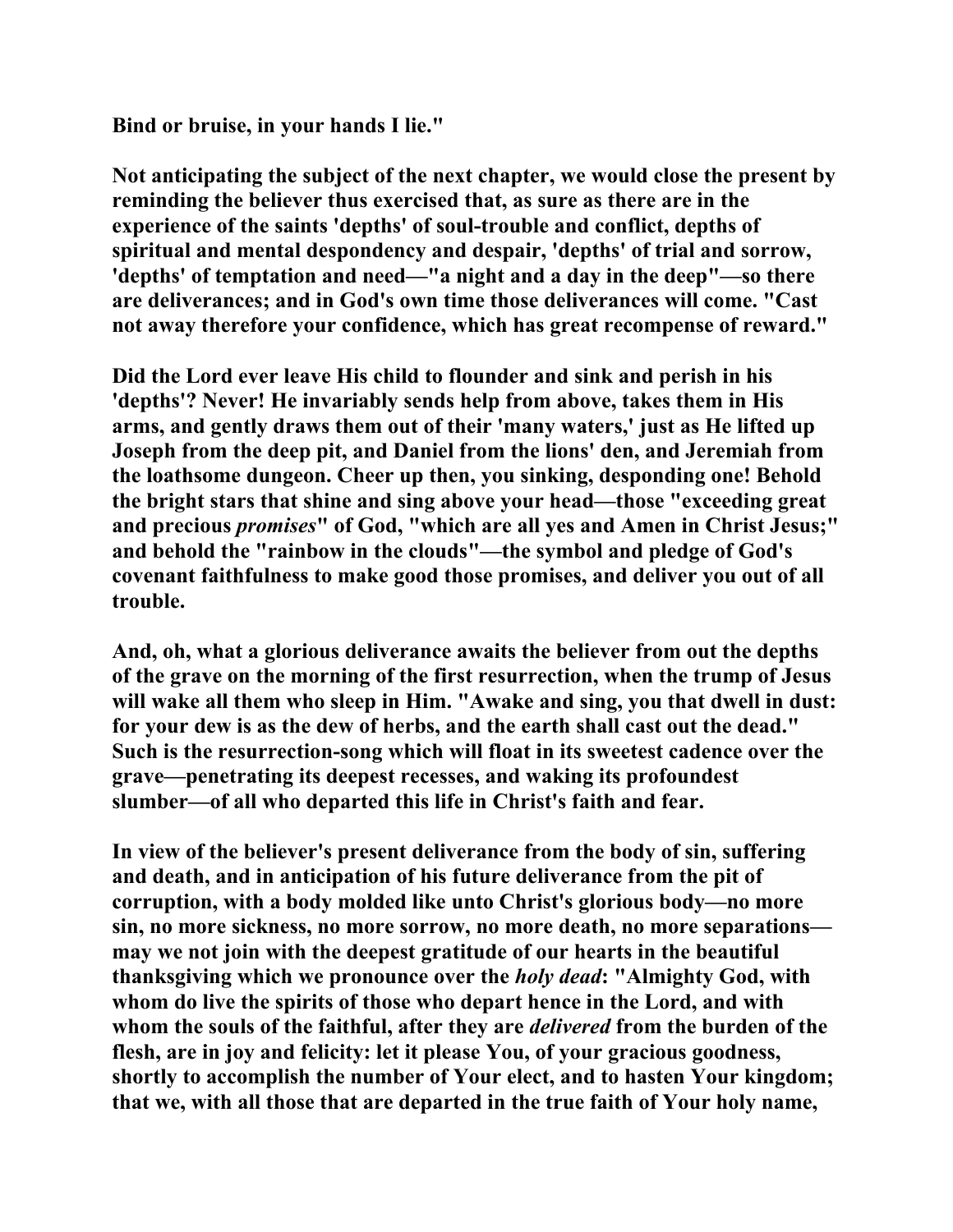Bind or bruise, in your hands I lie."

Not anticipating the subject of the next chapter, we would close the present by reminding the believer thus exercised that, as sure as there are in the experience of the saints 'depths' of soul-trouble and conflict, depths of spiritual and mental despondency and despair, 'depths' of trial and sorrow, 'depths' of temptation and need—"a night and a day in the deep"—so there are deliverances; and in God's own time those deliverances will come. "Cast not away therefore your confidence, which has great recompense of reward."

Did the Lord ever leave His child to flounder and sink and perish in his 'depths'? Never! He invariably sends help from above, takes them in His arms, and gently draws them out of their 'many waters,' just as He lifted up Joseph from the deep pit, and Daniel from the lions' den, and Jeremiah from the loathsome dungeon. Cheer up then, you sinking, desponding one! Behold the bright stars that shine and sing above your head—those "exceeding great and precious *promises*" of God, "which are all yes and Amen in Christ Jesus;" and behold the "rainbow in the clouds"—the symbol and pledge of God's covenant faithfulness to make good those promises, and deliver you out of all trouble.

And, oh, what a glorious deliverance awaits the believer from out the depths of the grave on the morning of the first resurrection, when the trump of Jesus will wake all them who sleep in Him. "Awake and sing, you that dwell in dust: for your dew is as the dew of herbs, and the earth shall cast out the dead." Such is the resurrection-song which will float in its sweetest cadence over the grave—penetrating its deepest recesses, and waking its profoundest slumber—of all who departed this life in Christ's faith and fear.

In view of the believer's present deliverance from the body of sin, suffering and death, and in anticipation of his future deliverance from the pit of corruption, with a body molded like unto Christ's glorious body—no more sin, no more sickness, no more sorrow, no more death, no more separations—may we not join with the deepest gratitude of our hearts in the beautiful thanksgiving which we pronounce over the *holy dead*: "Almighty God, with whom do live the spirits of those who depart hence in the Lord, and with whom the souls of the faithful, after they are *delivered* from the burden of the flesh, are in joy and felicity: let it please You, of your gracious goodness, shortly to accomplish the number of Your elect, and to hasten Your kingdom; that we, with all those that are departed in the true faith of Your holy name,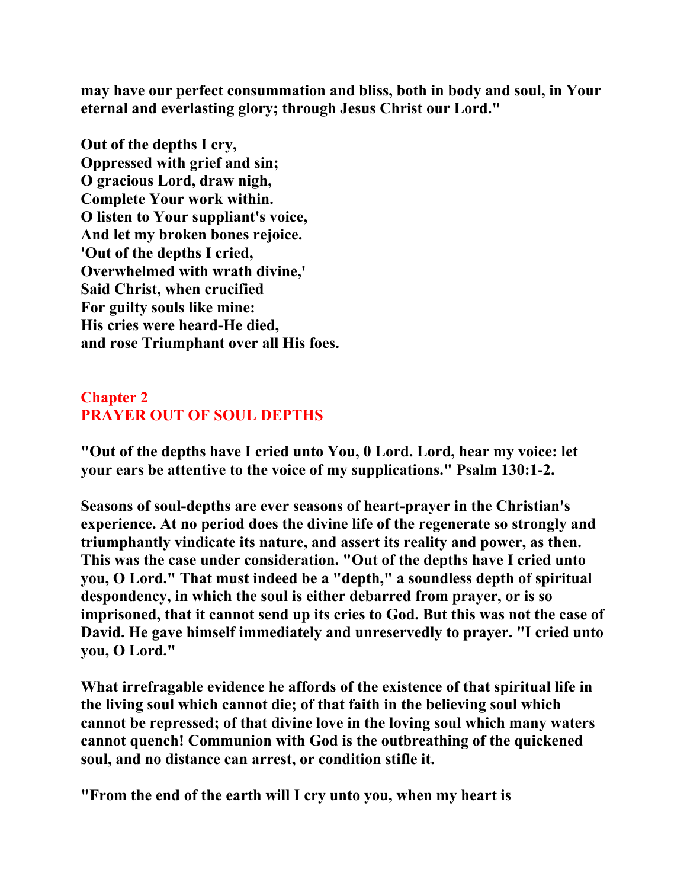**may have our perfect consummation and bliss, both in body and soul, in Your eternal and everlasting glory; through Jesus Christ our Lord."**

**Out of the depths I cry,**
**Oppressed with grief and sin;**
**O gracious Lord, draw nigh,**
**Complete Your work within.**
**O listen to Your suppliant's voice,**
**And let my broken bones rejoice.**
**'Out of the depths I cried,**
**Overwhelmed with wrath divine,'**
**Said Christ, when crucified**
**For guilty souls like mine:**
**His cries were heard-He died,**
**and rose Triumphant over all His foes.**

## Chapter 2
## PRAYER OUT OF SOUL DEPTHS

**"Out of the depths have I cried unto You, 0 Lord. Lord, hear my voice: let your ears be attentive to the voice of my supplications." Psalm 130:1-2.**

**Seasons of soul-depths are ever seasons of heart-prayer in the Christian's experience. At no period does the divine life of the regenerate so strongly and triumphantly vindicate its nature, and assert its reality and power, as then. This was the case under consideration. "Out of the depths have I cried unto you, O Lord." That must indeed be a "depth," a soundless depth of spiritual despondency, in which the soul is either debarred from prayer, or is so imprisoned, that it cannot send up its cries to God. But this was not the case of David. He gave himself immediately and unreservedly to prayer. "I cried unto you, O Lord."**

**What irrefragable evidence he affords of the existence of that spiritual life in the living soul which cannot die; of that faith in the believing soul which cannot be repressed; of that divine love in the loving soul which many waters cannot quench! Communion with God is the outbreathing of the quickened soul, and no distance can arrest, or condition stifle it.**

**"From the end of the earth will I cry unto you, when my heart is**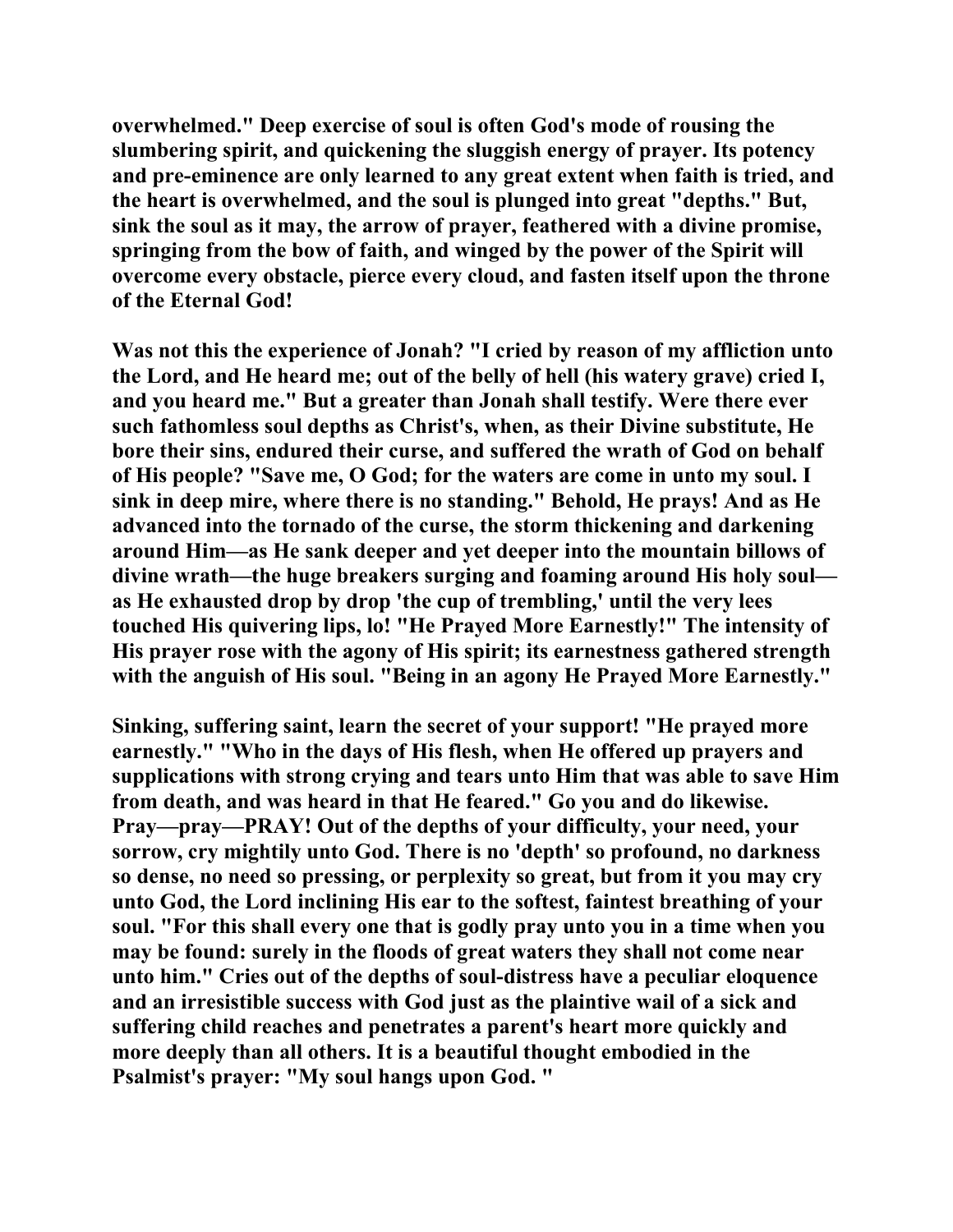**overwhelmed." Deep exercise of soul is often God's mode of rousing the slumbering spirit, and quickening the sluggish energy of prayer. Its potency and pre-eminence are only learned to any great extent when faith is tried, and the heart is overwhelmed, and the soul is plunged into great "depths." But, sink the soul as it may, the arrow of prayer, feathered with a divine promise, springing from the bow of faith, and winged by the power of the Spirit will overcome every obstacle, pierce every cloud, and fasten itself upon the throne of the Eternal God!**

**Was not this the experience of Jonah? "I cried by reason of my affliction unto the Lord, and He heard me; out of the belly of hell (his watery grave) cried I, and you heard me." But a greater than Jonah shall testify. Were there ever such fathomless soul depths as Christ's, when, as their Divine substitute, He bore their sins, endured their curse, and suffered the wrath of God on behalf of His people? "Save me, O God; for the waters are come in unto my soul. I sink in deep mire, where there is no standing." Behold, He prays! And as He advanced into the tornado of the curse, the storm thickening and darkening around Him—as He sank deeper and yet deeper into the mountain billows of divine wrath—the huge breakers surging and foaming around His holy soul—as He exhausted drop by drop 'the cup of trembling,' until the very lees touched His quivering lips, lo! "He Prayed More Earnestly!" The intensity of His prayer rose with the agony of His spirit; its earnestness gathered strength with the anguish of His soul. "Being in an agony He Prayed More Earnestly."**

**Sinking, suffering saint, learn the secret of your support! "He prayed more earnestly." "Who in the days of His flesh, when He offered up prayers and supplications with strong crying and tears unto Him that was able to save Him from death, and was heard in that He feared." Go you and do likewise. Pray—pray—PRAY! Out of the depths of your difficulty, your need, your sorrow, cry mightily unto God. There is no 'depth' so profound, no darkness so dense, no need so pressing, or perplexity so great, but from it you may cry unto God, the Lord inclining His ear to the softest, faintest breathing of your soul. "For this shall every one that is godly pray unto you in a time when you may be found: surely in the floods of great waters they shall not come near unto him." Cries out of the depths of soul-distress have a peculiar eloquence and an irresistible success with God just as the plaintive wail of a sick and suffering child reaches and penetrates a parent's heart more quickly and more deeply than all others. It is a beautiful thought embodied in the Psalmist's prayer: "My soul hangs upon God. "**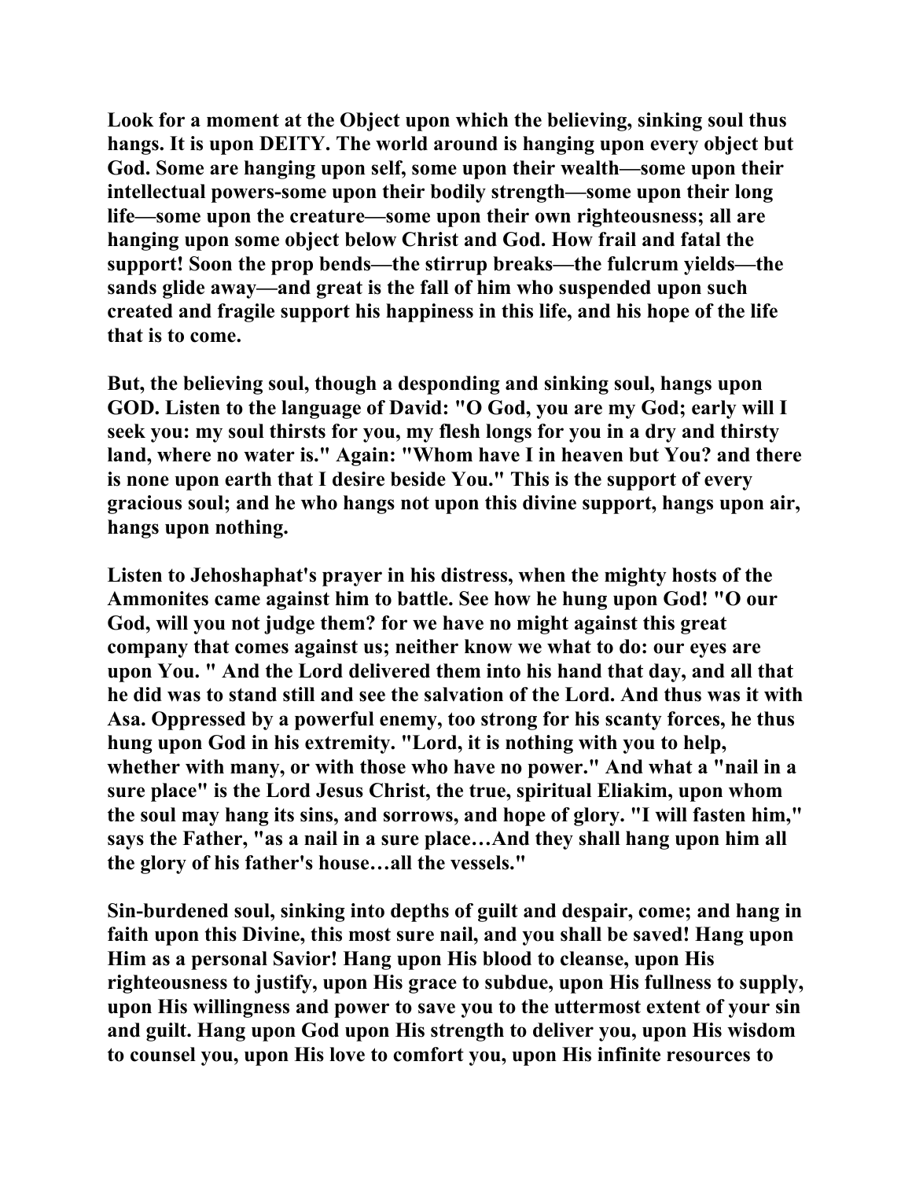Look for a moment at the Object upon which the believing, sinking soul thus hangs. It is upon DEITY. The world around is hanging upon every object but God. Some are hanging upon self, some upon their wealth—some upon their intellectual powers-some upon their bodily strength—some upon their long life—some upon the creature—some upon their own righteousness; all are hanging upon some object below Christ and God. How frail and fatal the support! Soon the prop bends—the stirrup breaks—the fulcrum yields—the sands glide away—and great is the fall of him who suspended upon such created and fragile support his happiness in this life, and his hope of the life that is to come.

But, the believing soul, though a desponding and sinking soul, hangs upon GOD. Listen to the language of David: "O God, you are my God; early will I seek you: my soul thirsts for you, my flesh longs for you in a dry and thirsty land, where no water is." Again: "Whom have I in heaven but You? and there is none upon earth that I desire beside You." This is the support of every gracious soul; and he who hangs not upon this divine support, hangs upon air, hangs upon nothing.

Listen to Jehoshaphat's prayer in his distress, when the mighty hosts of the Ammonites came against him to battle. See how he hung upon God! "O our God, will you not judge them? for we have no might against this great company that comes against us; neither know we what to do: our eyes are upon You. " And the Lord delivered them into his hand that day, and all that he did was to stand still and see the salvation of the Lord. And thus was it with Asa. Oppressed by a powerful enemy, too strong for his scanty forces, he thus hung upon God in his extremity. "Lord, it is nothing with you to help, whether with many, or with those who have no power." And what a "nail in a sure place" is the Lord Jesus Christ, the true, spiritual Eliakim, upon whom the soul may hang its sins, and sorrows, and hope of glory. "I will fasten him," says the Father, "as a nail in a sure place…And they shall hang upon him all the glory of his father's house…all the vessels."

Sin-burdened soul, sinking into depths of guilt and despair, come; and hang in faith upon this Divine, this most sure nail, and you shall be saved! Hang upon Him as a personal Savior! Hang upon His blood to cleanse, upon His righteousness to justify, upon His grace to subdue, upon His fullness to supply, upon His willingness and power to save you to the uttermost extent of your sin and guilt. Hang upon God upon His strength to deliver you, upon His wisdom to counsel you, upon His love to comfort you, upon His infinite resources to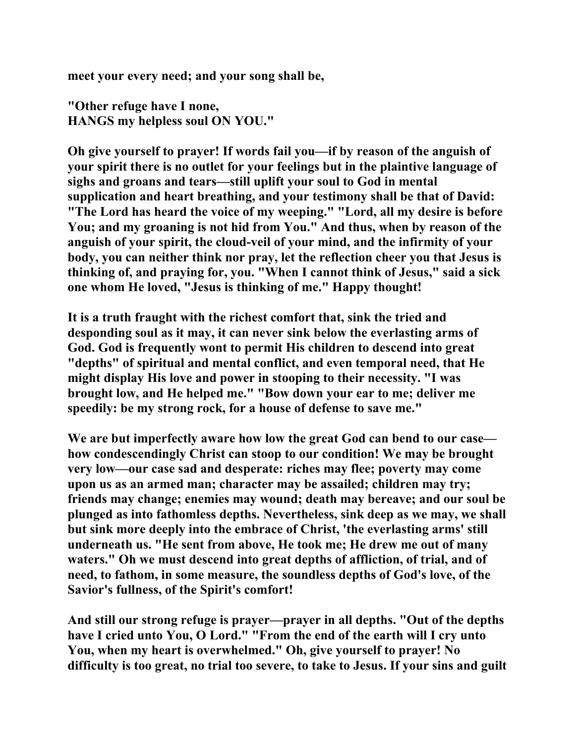**meet your every need; and your song shall be,**

**"Other refuge have I none,**
**HANGS my helpless soul ON YOU."**

**Oh give yourself to prayer! If words fail you—if by reason of the anguish of your spirit there is no outlet for your feelings but in the plaintive language of sighs and groans and tears—still uplift your soul to God in mental supplication and heart breathing, and your testimony shall be that of David: "The Lord has heard the voice of my weeping." "Lord, all my desire is before You; and my groaning is not hid from You." And thus, when by reason of the anguish of your spirit, the cloud-veil of your mind, and the infirmity of your body, you can neither think nor pray, let the reflection cheer you that Jesus is thinking of, and praying for, you. "When I cannot think of Jesus," said a sick one whom He loved, "Jesus is thinking of me." Happy thought!**

**It is a truth fraught with the richest comfort that, sink the tried and desponding soul as it may, it can never sink below the everlasting arms of God. God is frequently wont to permit His children to descend into great "depths" of spiritual and mental conflict, and even temporal need, that He might display His love and power in stooping to their necessity. "I was brought low, and He helped me." "Bow down your ear to me; deliver me speedily: be my strong rock, for a house of defense to save me."**

**We are but imperfectly aware how low the great God can bend to our case—how condescendingly Christ can stoop to our condition! We may be brought very low—our case sad and desperate: riches may flee; poverty may come upon us as an armed man; character may be assailed; children may try; friends may change; enemies may wound; death may bereave; and our soul be plunged as into fathomless depths. Nevertheless, sink deep as we may, we shall but sink more deeply into the embrace of Christ, 'the everlasting arms' still underneath us. "He sent from above, He took me; He drew me out of many waters." Oh we must descend into great depths of affliction, of trial, and of need, to fathom, in some measure, the soundless depths of God's love, of the Savior's fullness, of the Spirit's comfort!**

**And still our strong refuge is prayer—prayer in all depths. "Out of the depths have I cried unto You, O Lord." "From the end of the earth will I cry unto You, when my heart is overwhelmed." Oh, give yourself to prayer! No difficulty is too great, no trial too severe, to take to Jesus. If your sins and guilt**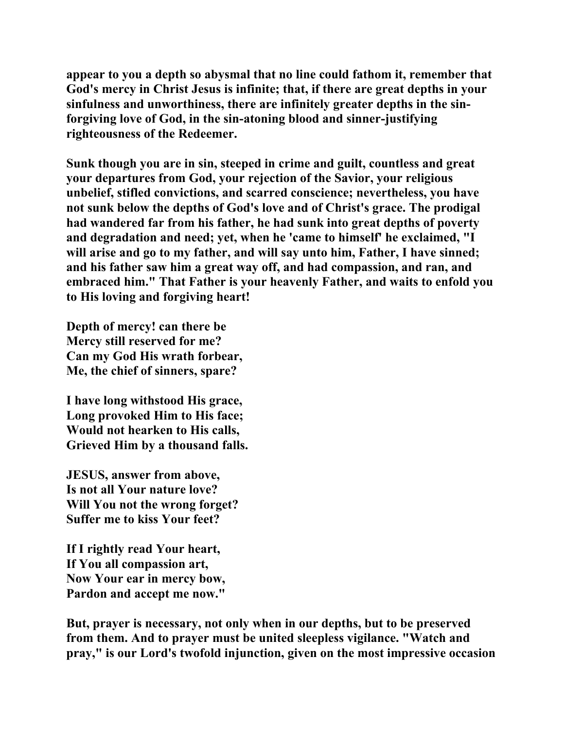appear to you a depth so abysmal that no line could fathom it, remember that God's mercy in Christ Jesus is infinite; that, if there are great depths in your sinfulness and unworthiness, there are infinitely greater depths in the sin-forgiving love of God, in the sin-atoning blood and sinner-justifying righteousness of the Redeemer.

Sunk though you are in sin, steeped in crime and guilt, countless and great your departures from God, your rejection of the Savior, your religious unbelief, stifled convictions, and scarred conscience; nevertheless, you have not sunk below the depths of God's love and of Christ's grace. The prodigal had wandered far from his father, he had sunk into great depths of poverty and degradation and need; yet, when he 'came to himself' he exclaimed, "I will arise and go to my father, and will say unto him, Father, I have sinned; and his father saw him a great way off, and had compassion, and ran, and embraced him." That Father is your heavenly Father, and waits to enfold you to His loving and forgiving heart!

Depth of mercy! can there be
Mercy still reserved for me?
Can my God His wrath forbear,
Me, the chief of sinners, spare?

I have long withstood His grace,
Long provoked Him to His face;
Would not hearken to His calls,
Grieved Him by a thousand falls.

JESUS, answer from above,
Is not all Your nature love?
Will You not the wrong forget?
Suffer me to kiss Your feet?

If I rightly read Your heart,
If You all compassion art,
Now Your ear in mercy bow,
Pardon and accept me now."

But, prayer is necessary, not only when in our depths, but to be preserved from them. And to prayer must be united sleepless vigilance. "Watch and pray," is our Lord's twofold injunction, given on the most impressive occasion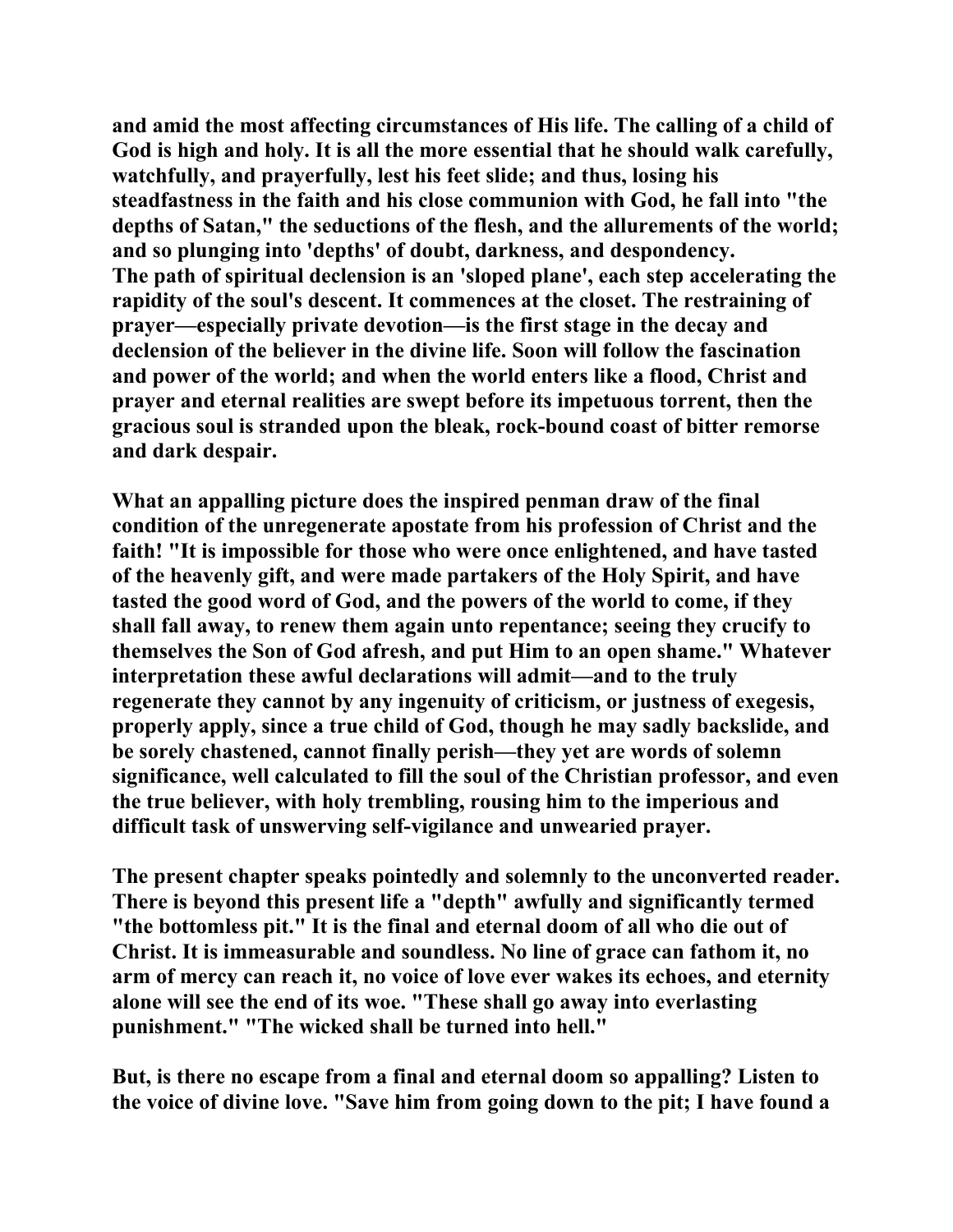and amid the most affecting circumstances of His life. The calling of a child of God is high and holy. It is all the more essential that he should walk carefully, watchfully, and prayerfully, lest his feet slide; and thus, losing his steadfastness in the faith and his close communion with God, he fall into "the depths of Satan," the seductions of the flesh, and the allurements of the world; and so plunging into 'depths' of doubt, darkness, and despondency.
The path of spiritual declension is an 'sloped plane', each step accelerating the rapidity of the soul's descent. It commences at the closet. The restraining of prayer—especially private devotion—is the first stage in the decay and declension of the believer in the divine life. Soon will follow the fascination and power of the world; and when the world enters like a flood, Christ and prayer and eternal realities are swept before its impetuous torrent, then the gracious soul is stranded upon the bleak, rock-bound coast of bitter remorse and dark despair.

What an appalling picture does the inspired penman draw of the final condition of the unregenerate apostate from his profession of Christ and the faith! "It is impossible for those who were once enlightened, and have tasted of the heavenly gift, and were made partakers of the Holy Spirit, and have tasted the good word of God, and the powers of the world to come, if they shall fall away, to renew them again unto repentance; seeing they crucify to themselves the Son of God afresh, and put Him to an open shame." Whatever interpretation these awful declarations will admit—and to the truly regenerate they cannot by any ingenuity of criticism, or justness of exegesis, properly apply, since a true child of God, though he may sadly backslide, and be sorely chastened, cannot finally perish—they yet are words of solemn significance, well calculated to fill the soul of the Christian professor, and even the true believer, with holy trembling, rousing him to the imperious and difficult task of unswerving self-vigilance and unwearied prayer.

The present chapter speaks pointedly and solemnly to the unconverted reader. There is beyond this present life a "depth" awfully and significantly termed "the bottomless pit." It is the final and eternal doom of all who die out of Christ. It is immeasurable and soundless. No line of grace can fathom it, no arm of mercy can reach it, no voice of love ever wakes its echoes, and eternity alone will see the end of its woe. "These shall go away into everlasting punishment." "The wicked shall be turned into hell."

But, is there no escape from a final and eternal doom so appalling? Listen to the voice of divine love. "Save him from going down to the pit; I have found a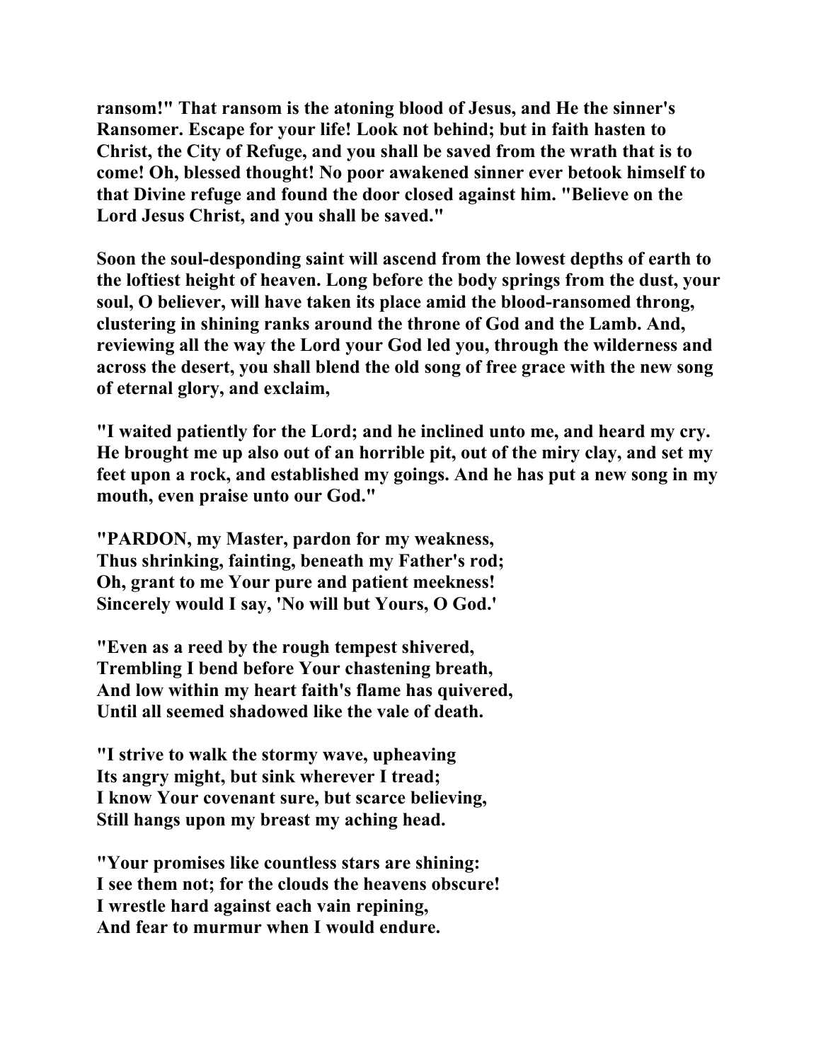**ransom!" That ransom is the atoning blood of Jesus, and He the sinner's Ransomer. Escape for your life! Look not behind; but in faith hasten to Christ, the City of Refuge, and you shall be saved from the wrath that is to come! Oh, blessed thought! No poor awakened sinner ever betook himself to that Divine refuge and found the door closed against him. "Believe on the Lord Jesus Christ, and you shall be saved."**

**Soon the soul-desponding saint will ascend from the lowest depths of earth to the loftiest height of heaven. Long before the body springs from the dust, your soul, O believer, will have taken its place amid the blood-ransomed throng, clustering in shining ranks around the throne of God and the Lamb. And, reviewing all the way the Lord your God led you, through the wilderness and across the desert, you shall blend the old song of free grace with the new song of eternal glory, and exclaim,**

**"I waited patiently for the Lord; and he inclined unto me, and heard my cry. He brought me up also out of an horrible pit, out of the miry clay, and set my feet upon a rock, and established my goings. And he has put a new song in my mouth, even praise unto our God."**

**"PARDON, my Master, pardon for my weakness,
Thus shrinking, fainting, beneath my Father's rod;
Oh, grant to me Your pure and patient meekness!
Sincerely would I say, 'No will but Yours, O God.'**

**"Even as a reed by the rough tempest shivered,
Trembling I bend before Your chastening breath,
And low within my heart faith's flame has quivered,
Until all seemed shadowed like the vale of death.**

**"I strive to walk the stormy wave, upheaving
Its angry might, but sink wherever I tread;
I know Your covenant sure, but scarce believing,
Still hangs upon my breast my aching head.**

**"Your promises like countless stars are shining:
I see them not; for the clouds the heavens obscure!
I wrestle hard against each vain repining,
And fear to murmur when I would endure.**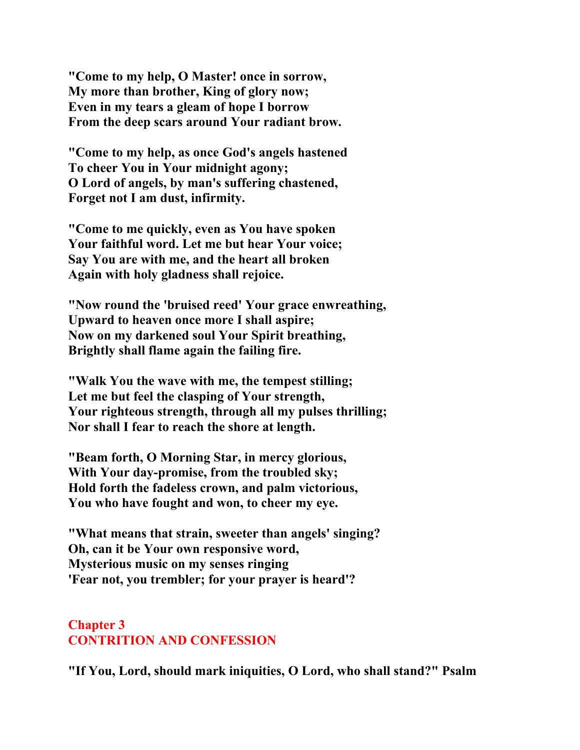**"Come to my help, O Master! once in sorrow,**
**My more than brother, King of glory now;**
**Even in my tears a gleam of hope I borrow**
**From the deep scars around Your radiant brow.**

**"Come to my help, as once God's angels hastened**
**To cheer You in Your midnight agony;**
**O Lord of angels, by man's suffering chastened,**
**Forget not I am dust, infirmity.**

**"Come to me quickly, even as You have spoken**
**Your faithful word. Let me but hear Your voice;**
**Say You are with me, and the heart all broken**
**Again with holy gladness shall rejoice.**

**"Now round the 'bruised reed' Your grace enwreathing,**
**Upward to heaven once more I shall aspire;**
**Now on my darkened soul Your Spirit breathing,**
**Brightly shall flame again the failing fire.**

**"Walk You the wave with me, the tempest stilling;**
**Let me but feel the clasping of Your strength,**
**Your righteous strength, through all my pulses thrilling;**
**Nor shall I fear to reach the shore at length.**

**"Beam forth, O Morning Star, in mercy glorious,**
**With Your day-promise, from the troubled sky;**
**Hold forth the fadeless crown, and palm victorious,**
**You who have fought and won, to cheer my eye.**

**"What means that strain, sweeter than angels' singing?**
**Oh, can it be Your own responsive word,**
**Mysterious music on my senses ringing**
**'Fear not, you trembler; for your prayer is heard'?**

## Chapter 3
## CONTRITION AND CONFESSION

**"If You, Lord, should mark iniquities, O Lord, who shall stand?" Psalm**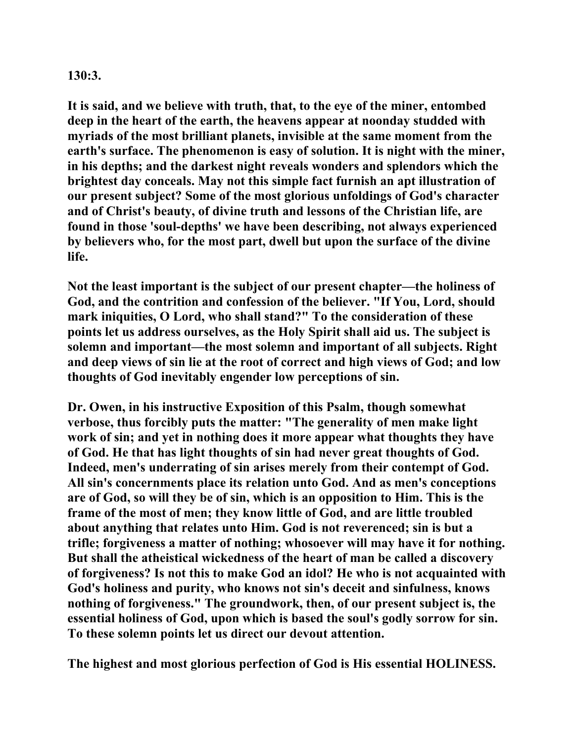**130:3.**

**It is said, and we believe with truth, that, to the eye of the miner, entombed deep in the heart of the earth, the heavens appear at noonday studded with myriads of the most brilliant planets, invisible at the same moment from the earth's surface. The phenomenon is easy of solution. It is night with the miner, in his depths; and the darkest night reveals wonders and splendors which the brightest day conceals. May not this simple fact furnish an apt illustration of our present subject? Some of the most glorious unfoldings of God's character and of Christ's beauty, of divine truth and lessons of the Christian life, are found in those 'soul-depths' we have been describing, not always experienced by believers who, for the most part, dwell but upon the surface of the divine life.**

**Not the least important is the subject of our present chapter—the holiness of God, and the contrition and confession of the believer. "If You, Lord, should mark iniquities, O Lord, who shall stand?" To the consideration of these points let us address ourselves, as the Holy Spirit shall aid us. The subject is solemn and important—the most solemn and important of all subjects. Right and deep views of sin lie at the root of correct and high views of God; and low thoughts of God inevitably engender low perceptions of sin.**

**Dr. Owen, in his instructive Exposition of this Psalm, though somewhat verbose, thus forcibly puts the matter: "The generality of men make light work of sin; and yet in nothing does it more appear what thoughts they have of God. He that has light thoughts of sin had never great thoughts of God. Indeed, men's underrating of sin arises merely from their contempt of God. All sin's concernments place its relation unto God. And as men's conceptions are of God, so will they be of sin, which is an opposition to Him. This is the frame of the most of men; they know little of God, and are little troubled about anything that relates unto Him. God is not reverenced; sin is but a trifle; forgiveness a matter of nothing; whosoever will may have it for nothing. But shall the atheistical wickedness of the heart of man be called a discovery of forgiveness? Is not this to make God an idol? He who is not acquainted with God's holiness and purity, who knows not sin's deceit and sinfulness, knows nothing of forgiveness." The groundwork, then, of our present subject is, the essential holiness of God, upon which is based the soul's godly sorrow for sin. To these solemn points let us direct our devout attention.**

**The highest and most glorious perfection of God is His essential HOLINESS.**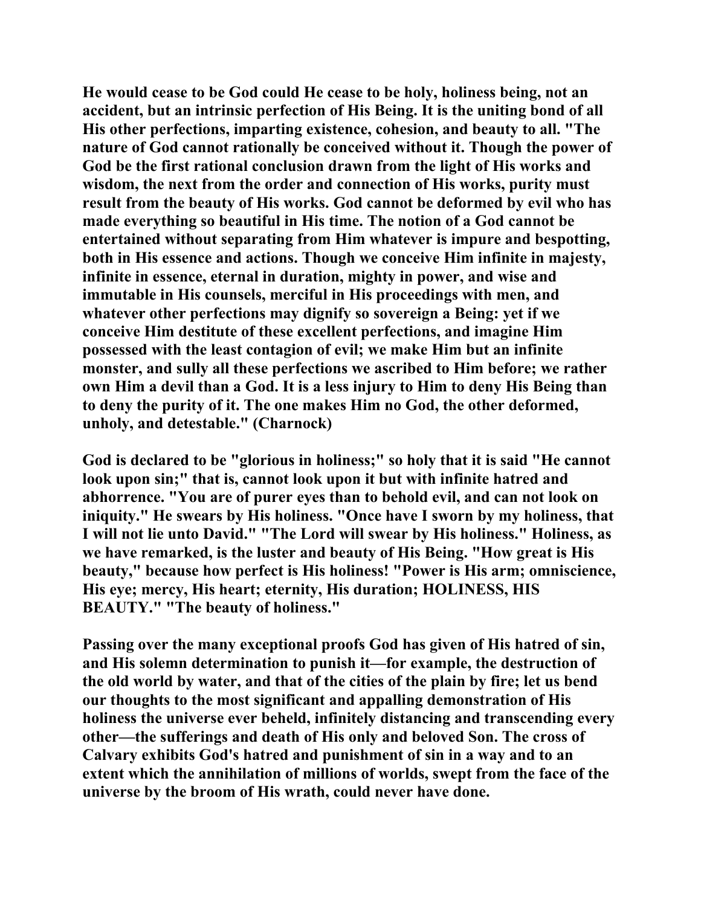He would cease to be God could He cease to be holy, holiness being, not an accident, but an intrinsic perfection of His Being. It is the uniting bond of all His other perfections, imparting existence, cohesion, and beauty to all. "The nature of God cannot rationally be conceived without it. Though the power of God be the first rational conclusion drawn from the light of His works and wisdom, the next from the order and connection of His works, purity must result from the beauty of His works. God cannot be deformed by evil who has made everything so beautiful in His time. The notion of a God cannot be entertained without separating from Him whatever is impure and bespotting, both in His essence and actions. Though we conceive Him infinite in majesty, infinite in essence, eternal in duration, mighty in power, and wise and immutable in His counsels, merciful in His proceedings with men, and whatever other perfections may dignify so sovereign a Being: yet if we conceive Him destitute of these excellent perfections, and imagine Him possessed with the least contagion of evil; we make Him but an infinite monster, and sully all these perfections we ascribed to Him before; we rather own Him a devil than a God. It is a less injury to Him to deny His Being than to deny the purity of it. The one makes Him no God, the other deformed, unholy, and detestable." (Charnock)

God is declared to be "glorious in holiness;" so holy that it is said "He cannot look upon sin;" that is, cannot look upon it but with infinite hatred and abhorrence. "You are of purer eyes than to behold evil, and can not look on iniquity." He swears by His holiness. "Once have I sworn by my holiness, that I will not lie unto David." "The Lord will swear by His holiness." Holiness, as we have remarked, is the luster and beauty of His Being. "How great is His beauty," because how perfect is His holiness! "Power is His arm; omniscience, His eye; mercy, His heart; eternity, His duration; HOLINESS, HIS BEAUTY." "The beauty of holiness."

Passing over the many exceptional proofs God has given of His hatred of sin, and His solemn determination to punish it—for example, the destruction of the old world by water, and that of the cities of the plain by fire; let us bend our thoughts to the most significant and appalling demonstration of His holiness the universe ever beheld, infinitely distancing and transcending every other—the sufferings and death of His only and beloved Son. The cross of Calvary exhibits God's hatred and punishment of sin in a way and to an extent which the annihilation of millions of worlds, swept from the face of the universe by the broom of His wrath, could never have done.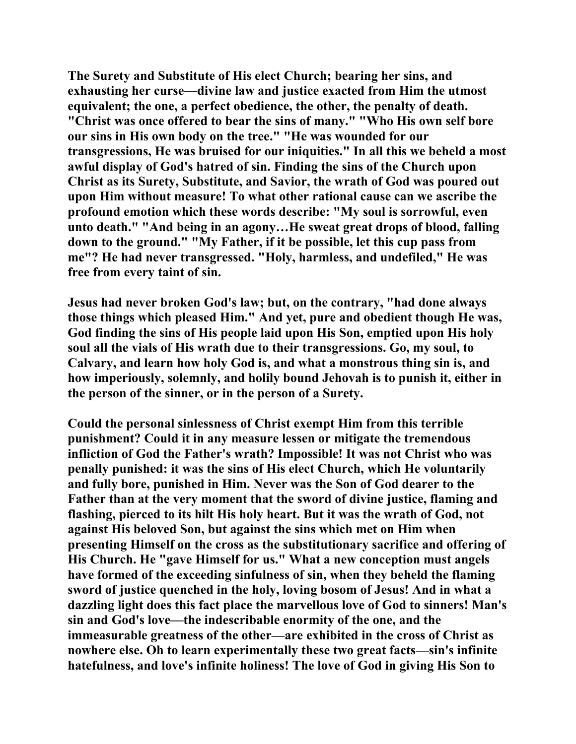**The Surety and Substitute of His elect Church; bearing her sins, and exhausting her curse—divine law and justice exacted from Him the utmost equivalent; the one, a perfect obedience, the other, the penalty of death. "Christ was once offered to bear the sins of many." "Who His own self bore our sins in His own body on the tree." "He was wounded for our transgressions, He was bruised for our iniquities." In all this we beheld a most awful display of God's hatred of sin. Finding the sins of the Church upon Christ as its Surety, Substitute, and Savior, the wrath of God was poured out upon Him without measure! To what other rational cause can we ascribe the profound emotion which these words describe: "My soul is sorrowful, even unto death." "And being in an agony…He sweat great drops of blood, falling down to the ground." "My Father, if it be possible, let this cup pass from me"? He had never transgressed. "Holy, harmless, and undefiled," He was free from every taint of sin.**

**Jesus had never broken God's law; but, on the contrary, "had done always those things which pleased Him." And yet, pure and obedient though He was, God finding the sins of His people laid upon His Son, emptied upon His holy soul all the vials of His wrath due to their transgressions. Go, my soul, to Calvary, and learn how holy God is, and what a monstrous thing sin is, and how imperiously, solemnly, and holily bound Jehovah is to punish it, either in the person of the sinner, or in the person of a Surety.**

**Could the personal sinlessness of Christ exempt Him from this terrible punishment? Could it in any measure lessen or mitigate the tremendous infliction of God the Father's wrath? Impossible! It was not Christ who was penally punished: it was the sins of His elect Church, which He voluntarily and fully bore, punished in Him. Never was the Son of God dearer to the Father than at the very moment that the sword of divine justice, flaming and flashing, pierced to its hilt His holy heart. But it was the wrath of God, not against His beloved Son, but against the sins which met on Him when presenting Himself on the cross as the substitutionary sacrifice and offering of His Church. He "gave Himself for us." What a new conception must angels have formed of the exceeding sinfulness of sin, when they beheld the flaming sword of justice quenched in the holy, loving bosom of Jesus! And in what a dazzling light does this fact place the marvellous love of God to sinners! Man's sin and God's love—the indescribable enormity of the one, and the immeasurable greatness of the other—are exhibited in the cross of Christ as nowhere else. Oh to learn experimentally these two great facts—sin's infinite hatefulness, and love's infinite holiness! The love of God in giving His Son to**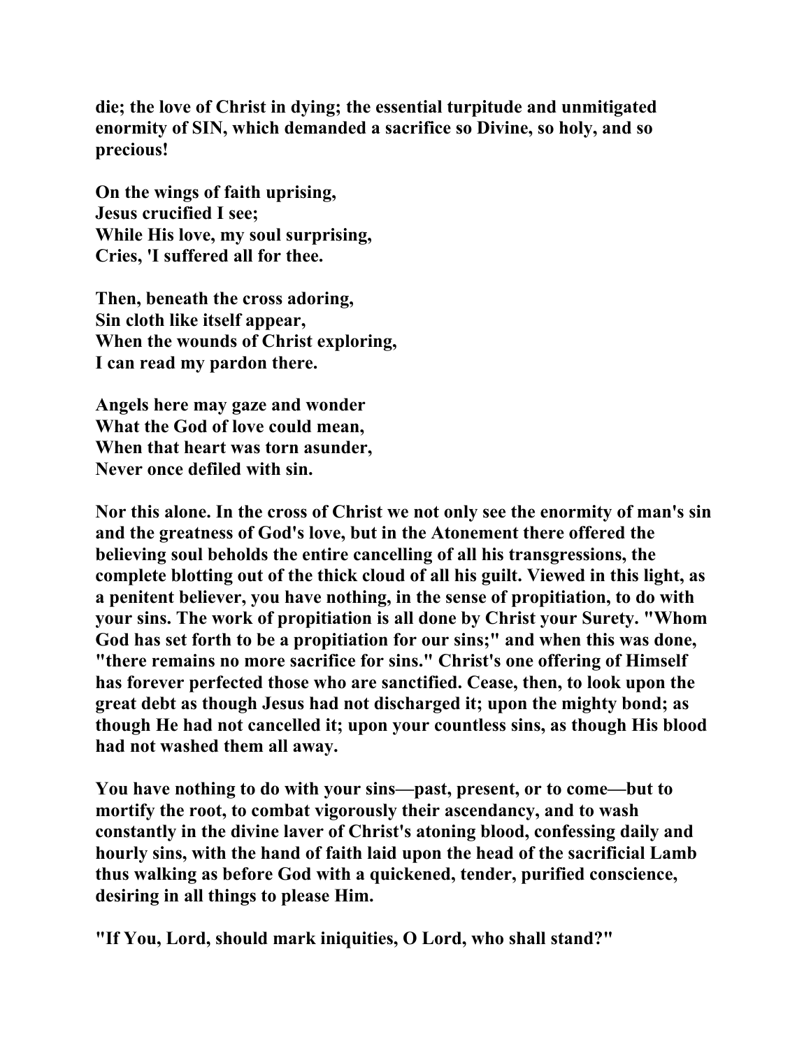die; the love of Christ in dying; the essential turpitude and unmitigated enormity of SIN, which demanded a sacrifice so Divine, so holy, and so precious!

On the wings of faith uprising,
Jesus crucified I see;
While His love, my soul surprising,
Cries, 'I suffered all for thee.

Then, beneath the cross adoring,
Sin cloth like itself appear,
When the wounds of Christ exploring,
I can read my pardon there.

Angels here may gaze and wonder
What the God of love could mean,
When that heart was torn asunder,
Never once defiled with sin.

Nor this alone. In the cross of Christ we not only see the enormity of man's sin and the greatness of God's love, but in the Atonement there offered the believing soul beholds the entire cancelling of all his transgressions, the complete blotting out of the thick cloud of all his guilt. Viewed in this light, as a penitent believer, you have nothing, in the sense of propitiation, to do with your sins. The work of propitiation is all done by Christ your Surety. "Whom God has set forth to be a propitiation for our sins;" and when this was done, "there remains no more sacrifice for sins." Christ's one offering of Himself has forever perfected those who are sanctified. Cease, then, to look upon the great debt as though Jesus had not discharged it; upon the mighty bond; as though He had not cancelled it; upon your countless sins, as though His blood had not washed them all away.

You have nothing to do with your sins—past, present, or to come—but to mortify the root, to combat vigorously their ascendancy, and to wash constantly in the divine laver of Christ's atoning blood, confessing daily and hourly sins, with the hand of faith laid upon the head of the sacrificial Lamb thus walking as before God with a quickened, tender, purified conscience, desiring in all things to please Him.

"If You, Lord, should mark iniquities, O Lord, who shall stand?"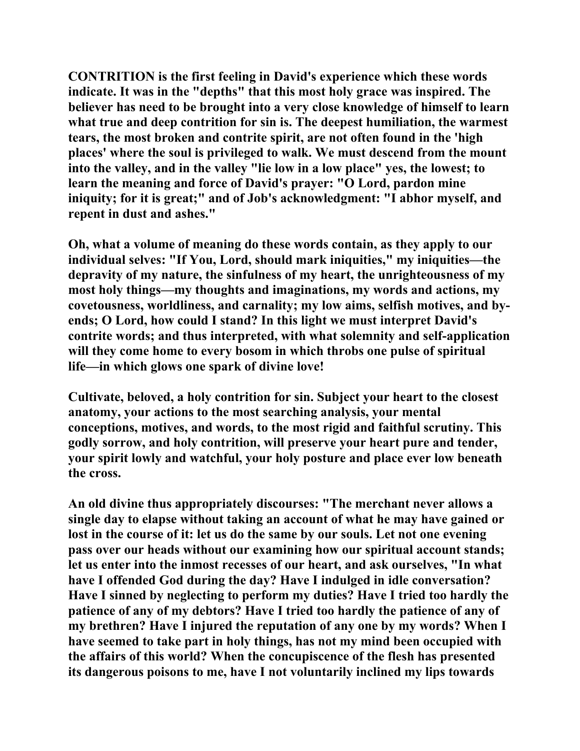**CONTRITION is the first feeling in David's experience which these words indicate. It was in the "depths" that this most holy grace was inspired. The believer has need to be brought into a very close knowledge of himself to learn what true and deep contrition for sin is. The deepest humiliation, the warmest tears, the most broken and contrite spirit, are not often found in the 'high places' where the soul is privileged to walk. We must descend from the mount into the valley, and in the valley "lie low in a low place" yes, the lowest; to learn the meaning and force of David's prayer: "O Lord, pardon mine iniquity; for it is great;" and of Job's acknowledgment: "I abhor myself, and repent in dust and ashes."**

**Oh, what a volume of meaning do these words contain, as they apply to our individual selves: "If You, Lord, should mark iniquities," my iniquities—the depravity of my nature, the sinfulness of my heart, the unrighteousness of my most holy things—my thoughts and imaginations, my words and actions, my covetousness, worldliness, and carnality; my low aims, selfish motives, and by-ends; O Lord, how could I stand? In this light we must interpret David's contrite words; and thus interpreted, with what solemnity and self-application will they come home to every bosom in which throbs one pulse of spiritual life—in which glows one spark of divine love!**

**Cultivate, beloved, a holy contrition for sin. Subject your heart to the closest anatomy, your actions to the most searching analysis, your mental conceptions, motives, and words, to the most rigid and faithful scrutiny. This godly sorrow, and holy contrition, will preserve your heart pure and tender, your spirit lowly and watchful, your holy posture and place ever low beneath the cross.**

**An old divine thus appropriately discourses: "The merchant never allows a single day to elapse without taking an account of what he may have gained or lost in the course of it: let us do the same by our souls. Let not one evening pass over our heads without our examining how our spiritual account stands; let us enter into the inmost recesses of our heart, and ask ourselves, "In what have I offended God during the day? Have I indulged in idle conversation? Have I sinned by neglecting to perform my duties? Have I tried too hardly the patience of any of my debtors? Have I tried too hardly the patience of any of my brethren? Have I injured the reputation of any one by my words? When I have seemed to take part in holy things, has not my mind been occupied with the affairs of this world? When the concupiscence of the flesh has presented its dangerous poisons to me, have I not voluntarily inclined my lips towards**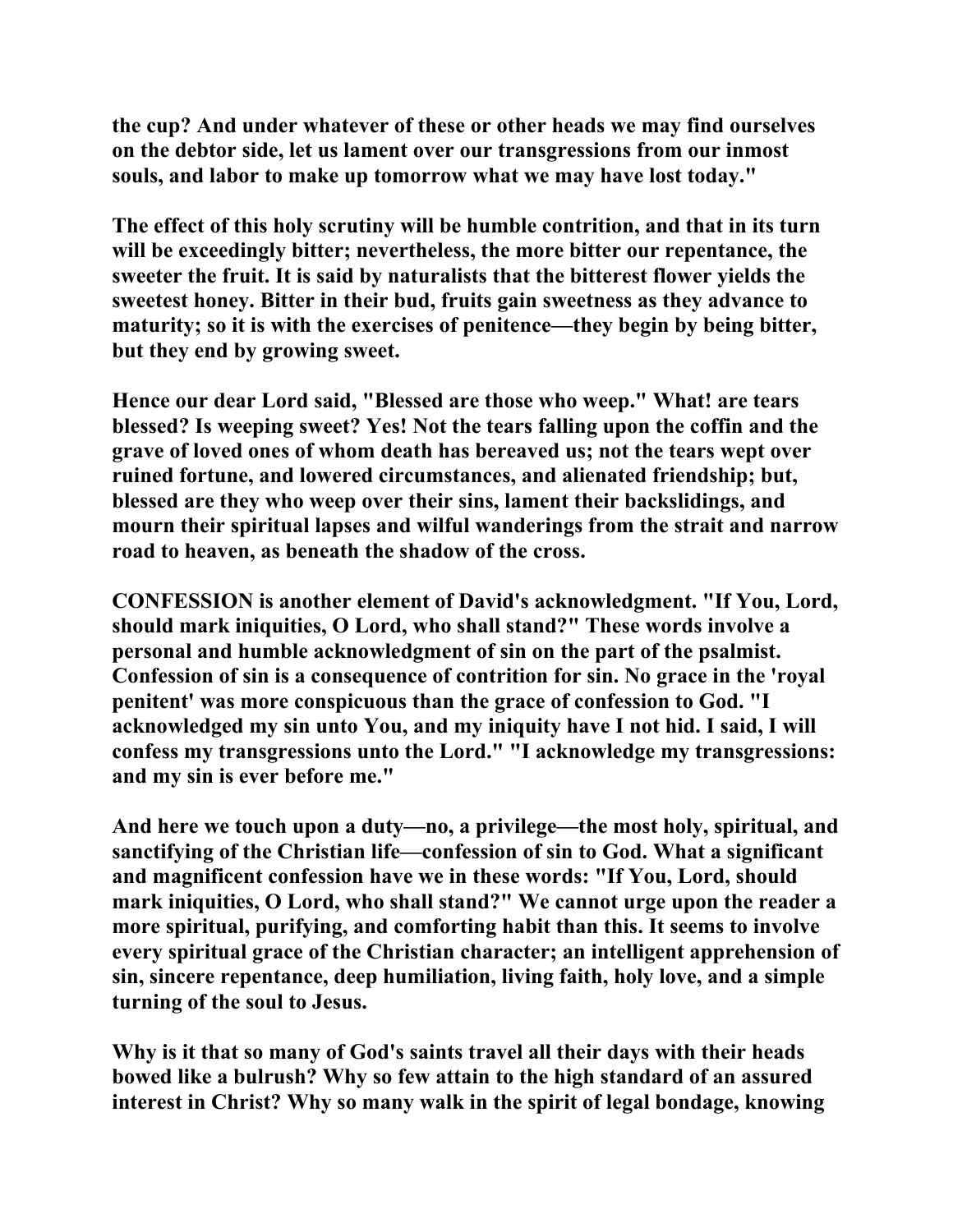**the cup? And under whatever of these or other heads we may find ourselves on the debtor side, let us lament over our transgressions from our inmost souls, and labor to make up tomorrow what we may have lost today."**

**The effect of this holy scrutiny will be humble contrition, and that in its turn will be exceedingly bitter; nevertheless, the more bitter our repentance, the sweeter the fruit. It is said by naturalists that the bitterest flower yields the sweetest honey. Bitter in their bud, fruits gain sweetness as they advance to maturity; so it is with the exercises of penitence—they begin by being bitter, but they end by growing sweet.**

**Hence our dear Lord said, "Blessed are those who weep." What! are tears blessed? Is weeping sweet? Yes! Not the tears falling upon the coffin and the grave of loved ones of whom death has bereaved us; not the tears wept over ruined fortune, and lowered circumstances, and alienated friendship; but, blessed are they who weep over their sins, lament their backslidings, and mourn their spiritual lapses and wilful wanderings from the strait and narrow road to heaven, as beneath the shadow of the cross.**

**CONFESSION is another element of David's acknowledgment. "If You, Lord, should mark iniquities, O Lord, who shall stand?" These words involve a personal and humble acknowledgment of sin on the part of the psalmist. Confession of sin is a consequence of contrition for sin. No grace in the 'royal penitent' was more conspicuous than the grace of confession to God. "I acknowledged my sin unto You, and my iniquity have I not hid. I said, I will confess my transgressions unto the Lord." "I acknowledge my transgressions: and my sin is ever before me."**

**And here we touch upon a duty—no, a privilege—the most holy, spiritual, and sanctifying of the Christian life—confession of sin to God. What a significant and magnificent confession have we in these words: "If You, Lord, should mark iniquities, O Lord, who shall stand?" We cannot urge upon the reader a more spiritual, purifying, and comforting habit than this. It seems to involve every spiritual grace of the Christian character; an intelligent apprehension of sin, sincere repentance, deep humiliation, living faith, holy love, and a simple turning of the soul to Jesus.**

**Why is it that so many of God's saints travel all their days with their heads bowed like a bulrush? Why so few attain to the high standard of an assured interest in Christ? Why so many walk in the spirit of legal bondage, knowing**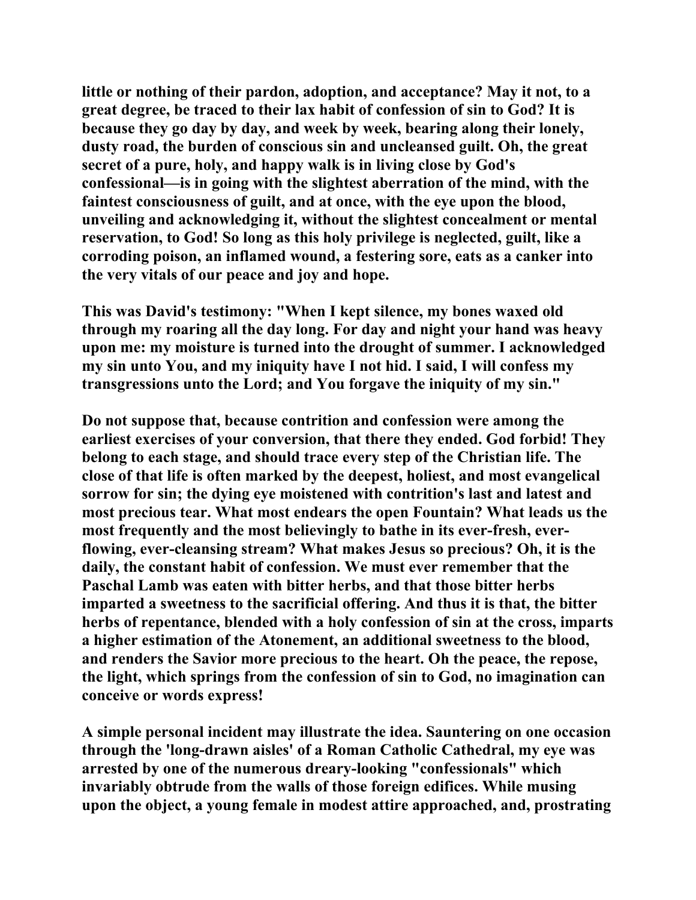little or nothing of their pardon, adoption, and acceptance? May it not, to a great degree, be traced to their lax habit of confession of sin to God? It is because they go day by day, and week by week, bearing along their lonely, dusty road, the burden of conscious sin and uncleansed guilt. Oh, the great secret of a pure, holy, and happy walk is in living close by God's confessional—is in going with the slightest aberration of the mind, with the faintest consciousness of guilt, and at once, with the eye upon the blood, unveiling and acknowledging it, without the slightest concealment or mental reservation, to God! So long as this holy privilege is neglected, guilt, like a corroding poison, an inflamed wound, a festering sore, eats as a canker into the very vitals of our peace and joy and hope.

This was David's testimony: "When I kept silence, my bones waxed old through my roaring all the day long. For day and night your hand was heavy upon me: my moisture is turned into the drought of summer. I acknowledged my sin unto You, and my iniquity have I not hid. I said, I will confess my transgressions unto the Lord; and You forgave the iniquity of my sin."

Do not suppose that, because contrition and confession were among the earliest exercises of your conversion, that there they ended. God forbid! They belong to each stage, and should trace every step of the Christian life. The close of that life is often marked by the deepest, holiest, and most evangelical sorrow for sin; the dying eye moistened with contrition's last and latest and most precious tear. What most endears the open Fountain? What leads us the most frequently and the most believingly to bathe in its ever-fresh, ever-flowing, ever-cleansing stream? What makes Jesus so precious? Oh, it is the daily, the constant habit of confession. We must ever remember that the Paschal Lamb was eaten with bitter herbs, and that those bitter herbs imparted a sweetness to the sacrificial offering. And thus it is that, the bitter herbs of repentance, blended with a holy confession of sin at the cross, imparts a higher estimation of the Atonement, an additional sweetness to the blood, and renders the Savior more precious to the heart. Oh the peace, the repose, the light, which springs from the confession of sin to God, no imagination can conceive or words express!

A simple personal incident may illustrate the idea. Sauntering on one occasion through the 'long-drawn aisles' of a Roman Catholic Cathedral, my eye was arrested by one of the numerous dreary-looking "confessionals" which invariably obtrude from the walls of those foreign edifices. While musing upon the object, a young female in modest attire approached, and, prostrating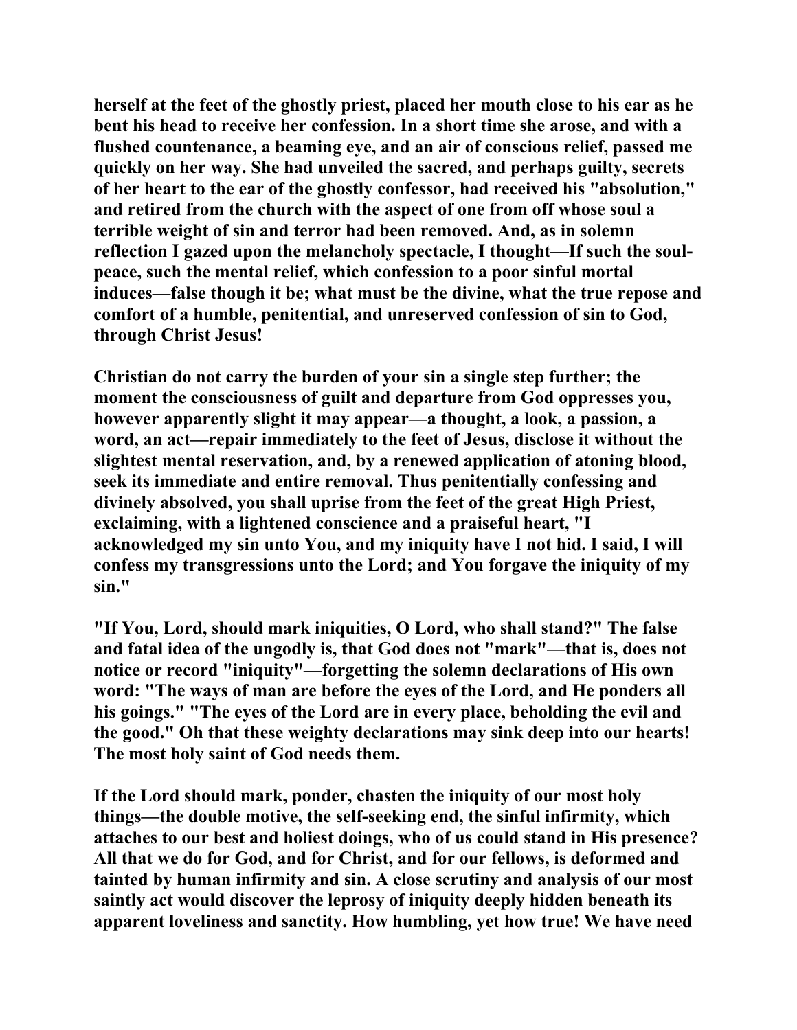herself at the feet of the ghostly priest, placed her mouth close to his ear as he bent his head to receive her confession. In a short time she arose, and with a flushed countenance, a beaming eye, and an air of conscious relief, passed me quickly on her way. She had unveiled the sacred, and perhaps guilty, secrets of her heart to the ear of the ghostly confessor, had received his "absolution," and retired from the church with the aspect of one from off whose soul a terrible weight of sin and terror had been removed. And, as in solemn reflection I gazed upon the melancholy spectacle, I thought—If such the soul-peace, such the mental relief, which confession to a poor sinful mortal induces—false though it be; what must be the divine, what the true repose and comfort of a humble, penitential, and unreserved confession of sin to God, through Christ Jesus!

Christian do not carry the burden of your sin a single step further; the moment the consciousness of guilt and departure from God oppresses you, however apparently slight it may appear—a thought, a look, a passion, a word, an act—repair immediately to the feet of Jesus, disclose it without the slightest mental reservation, and, by a renewed application of atoning blood, seek its immediate and entire removal. Thus penitentially confessing and divinely absolved, you shall uprise from the feet of the great High Priest, exclaiming, with a lightened conscience and a praiseful heart, "I acknowledged my sin unto You, and my iniquity have I not hid. I said, I will confess my transgressions unto the Lord; and You forgave the iniquity of my sin."

"If You, Lord, should mark iniquities, O Lord, who shall stand?" The false and fatal idea of the ungodly is, that God does not "mark"—that is, does not notice or record "iniquity"—forgetting the solemn declarations of His own word: "The ways of man are before the eyes of the Lord, and He ponders all his goings." "The eyes of the Lord are in every place, beholding the evil and the good." Oh that these weighty declarations may sink deep into our hearts! The most holy saint of God needs them.

If the Lord should mark, ponder, chasten the iniquity of our most holy things—the double motive, the self-seeking end, the sinful infirmity, which attaches to our best and holiest doings, who of us could stand in His presence? All that we do for God, and for Christ, and for our fellows, is deformed and tainted by human infirmity and sin. A close scrutiny and analysis of our most saintly act would discover the leprosy of iniquity deeply hidden beneath its apparent loveliness and sanctity. How humbling, yet how true! We have need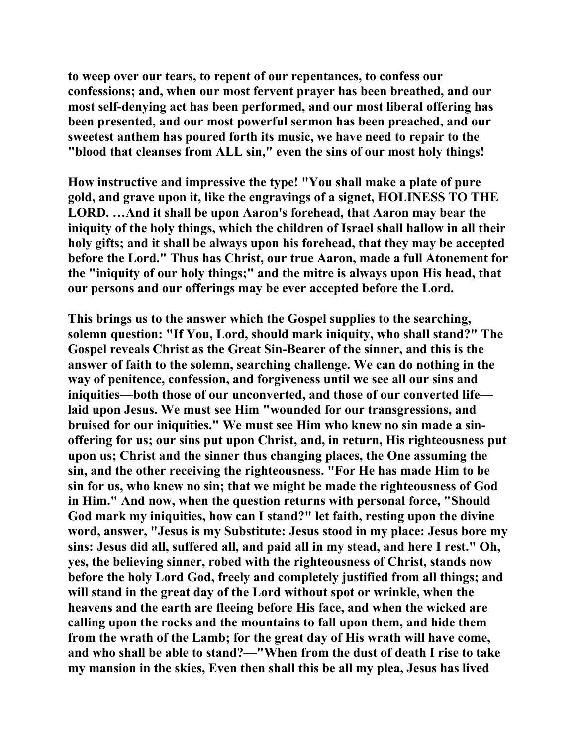to weep over our tears, to repent of our repentances, to confess our confessions; and, when our most fervent prayer has been breathed, and our most self-denying act has been performed, and our most liberal offering has been presented, and our most powerful sermon has been preached, and our sweetest anthem has poured forth its music, we have need to repair to the "blood that cleanses from ALL sin," even the sins of our most holy things!

How instructive and impressive the type! "You shall make a plate of pure gold, and grave upon it, like the engravings of a signet, HOLINESS TO THE LORD. …And it shall be upon Aaron's forehead, that Aaron may bear the iniquity of the holy things, which the children of Israel shall hallow in all their holy gifts; and it shall be always upon his forehead, that they may be accepted before the Lord." Thus has Christ, our true Aaron, made a full Atonement for the "iniquity of our holy things;" and the mitre is always upon His head, that our persons and our offerings may be ever accepted before the Lord.

This brings us to the answer which the Gospel supplies to the searching, solemn question: "If You, Lord, should mark iniquity, who shall stand?" The Gospel reveals Christ as the Great Sin-Bearer of the sinner, and this is the answer of faith to the solemn, searching challenge. We can do nothing in the way of penitence, confession, and forgiveness until we see all our sins and iniquities—both those of our unconverted, and those of our converted life—laid upon Jesus. We must see Him "wounded for our transgressions, and bruised for our iniquities." We must see Him who knew no sin made a sin-offering for us; our sins put upon Christ, and, in return, His righteousness put upon us; Christ and the sinner thus changing places, the One assuming the sin, and the other receiving the righteousness. "For He has made Him to be sin for us, who knew no sin; that we might be made the righteousness of God in Him." And now, when the question returns with personal force, "Should God mark my iniquities, how can I stand?" let faith, resting upon the divine word, answer, "Jesus is my Substitute: Jesus stood in my place: Jesus bore my sins: Jesus did all, suffered all, and paid all in my stead, and here I rest." Oh, yes, the believing sinner, robed with the righteousness of Christ, stands now before the holy Lord God, freely and completely justified from all things; and will stand in the great day of the Lord without spot or wrinkle, when the heavens and the earth are fleeing before His face, and when the wicked are calling upon the rocks and the mountains to fall upon them, and hide them from the wrath of the Lamb; for the great day of His wrath will have come, and who shall be able to stand?—"When from the dust of death I rise to take my mansion in the skies, Even then shall this be all my plea, Jesus has lived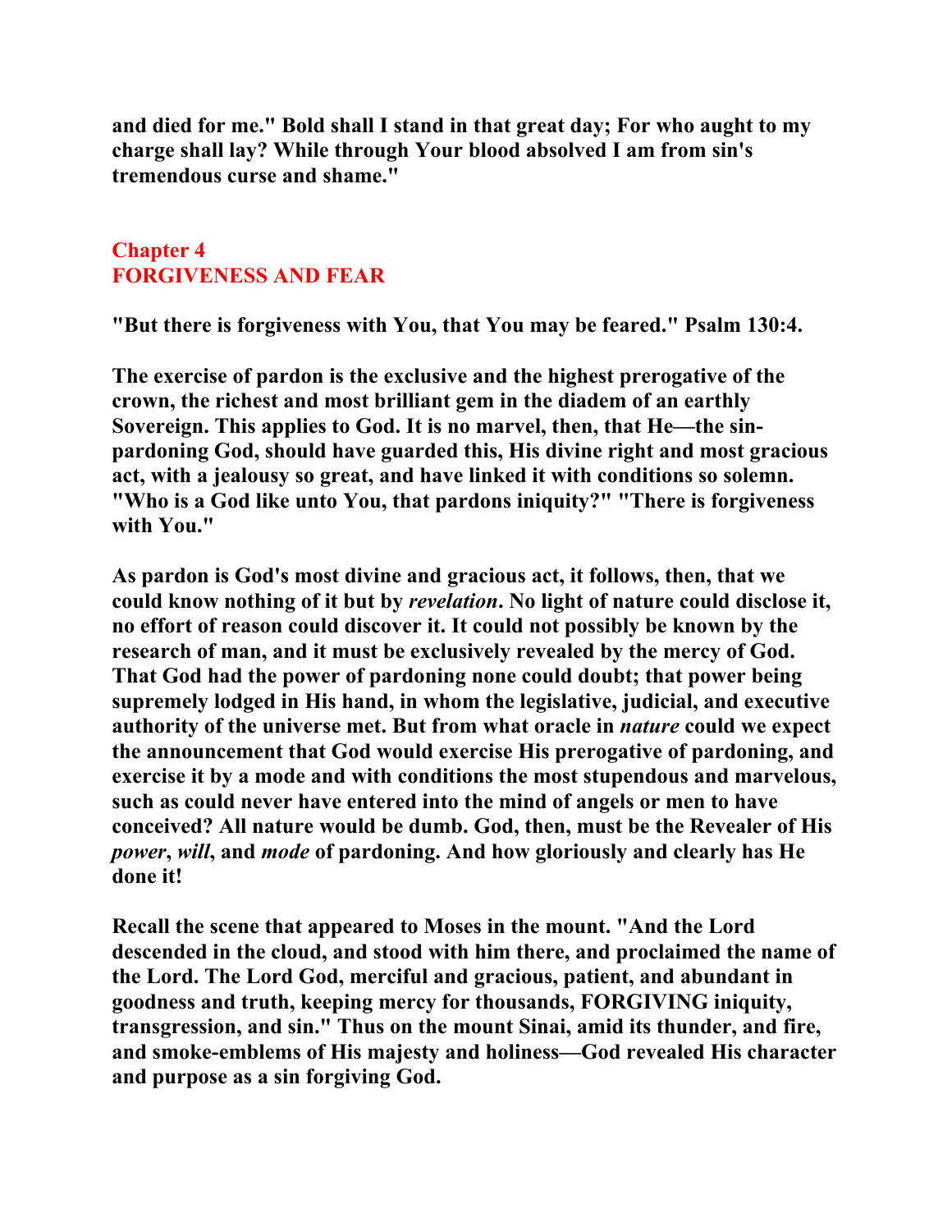**and died for me." Bold shall I stand in that great day; For who aught to my charge shall lay? While through Your blood absolved I am from sin's tremendous curse and shame."**

# Chapter 4
# FORGIVENESS AND FEAR

**"But there is forgiveness with You, that You may be feared." Psalm 130:4.**

**The exercise of pardon is the exclusive and the highest prerogative of the crown, the richest and most brilliant gem in the diadem of an earthly Sovereign. This applies to God. It is no marvel, then, that He—the sin-pardoning God, should have guarded this, His divine right and most gracious act, with a jealousy so great, and have linked it with conditions so solemn. "Who is a God like unto You, that pardons iniquity?" "There is forgiveness with You."**

**As pardon is God's most divine and gracious act, it follows, then, that we could know nothing of it but by *revelation*. No light of nature could disclose it, no effort of reason could discover it. It could not possibly be known by the research of man, and it must be exclusively revealed by the mercy of God. That God had the power of pardoning none could doubt; that power being supremely lodged in His hand, in whom the legislative, judicial, and executive authority of the universe met. But from what oracle in *nature* could we expect the announcement that God would exercise His prerogative of pardoning, and exercise it by a mode and with conditions the most stupendous and marvelous, such as could never have entered into the mind of angels or men to have conceived? All nature would be dumb. God, then, must be the Revealer of His *power*, *will*, and *mode* of pardoning. And how gloriously and clearly has He done it!**

**Recall the scene that appeared to Moses in the mount. "And the Lord descended in the cloud, and stood with him there, and proclaimed the name of the Lord. The Lord God, merciful and gracious, patient, and abundant in goodness and truth, keeping mercy for thousands, FORGIVING iniquity, transgression, and sin." Thus on the mount Sinai, amid its thunder, and fire, and smoke-emblems of His majesty and holiness—God revealed His character and purpose as a sin forgiving God.**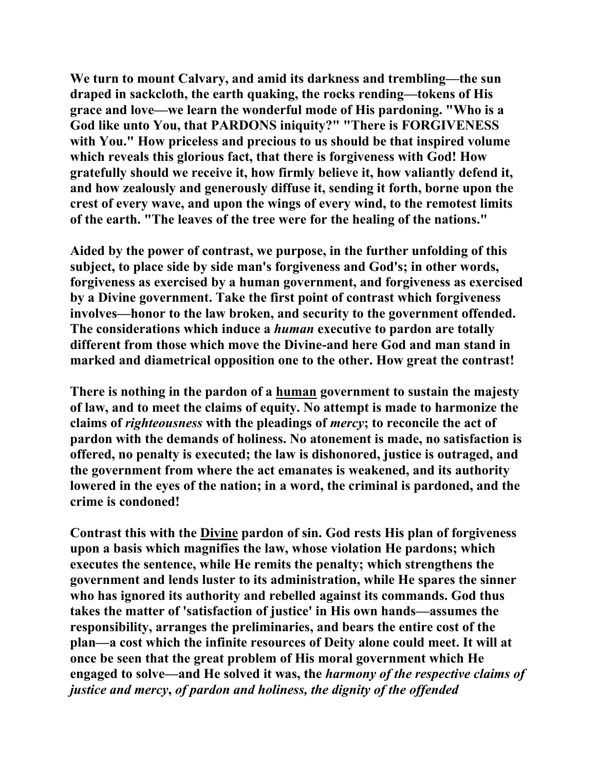**We turn to mount Calvary, and amid its darkness and trembling—the sun draped in sackcloth, the earth quaking, the rocks rending—tokens of His grace and love—we learn the wonderful mode of His pardoning. "Who is a God like unto You, that PARDONS iniquity?" "There is FORGIVENESS with You." How priceless and precious to us should be that inspired volume which reveals this glorious fact, that there is forgiveness with God! How gratefully should we receive it, how firmly believe it, how valiantly defend it, and how zealously and generously diffuse it, sending it forth, borne upon the crest of every wave, and upon the wings of every wind, to the remotest limits of the earth. "The leaves of the tree were for the healing of the nations."**

**Aided by the power of contrast, we purpose, in the further unfolding of this subject, to place side by side man's forgiveness and God's; in other words, forgiveness as exercised by a human government, and forgiveness as exercised by a Divine government. Take the first point of contrast which forgiveness involves—honor to the law broken, and security to the government offended. The considerations which induce a *human* executive to pardon are totally different from those which move the Divine-and here God and man stand in marked and diametrical opposition one to the other. How great the contrast!**

**There is nothing in the pardon of a <u>human</u> government to sustain the majesty of law, and to meet the claims of equity. No attempt is made to harmonize the claims of *righteousness* with the pleadings of *mercy*; to reconcile the act of pardon with the demands of holiness. No atonement is made, no satisfaction is offered, no penalty is executed; the law is dishonored, justice is outraged, and the government from where the act emanates is weakened, and its authority lowered in the eyes of the nation; in a word, the criminal is pardoned, and the crime is condoned!**

**Contrast this with the <u>Divine</u> pardon of sin. God rests His plan of forgiveness upon a basis which magnifies the law, whose violation He pardons; which executes the sentence, while He remits the penalty; which strengthens the government and lends luster to its administration, while He spares the sinner who has ignored its authority and rebelled against its commands. God thus takes the matter of 'satisfaction of justice' in His own hands—assumes the responsibility, arranges the preliminaries, and bears the entire cost of the plan—a cost which the infinite resources of Deity alone could meet. It will at once be seen that the great problem of His moral government which He engaged to solve—and He solved it was, the *harmony of the respective claims of justice and mercy, of pardon and holiness, the dignity of the offended***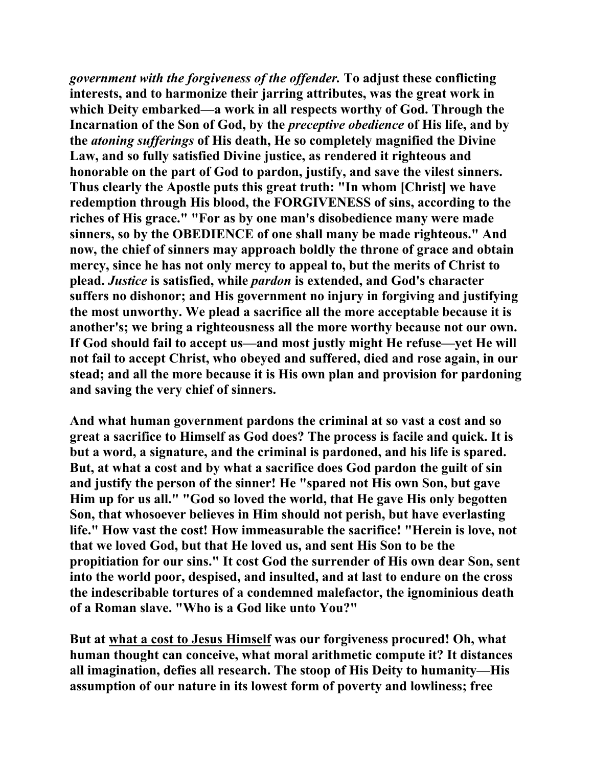*government with the forgiveness of the offender.* To adjust these conflicting interests, and to harmonize their jarring attributes, was the great work in which Deity embarked—a work in all respects worthy of God. Through the Incarnation of the Son of God, by the *preceptive obedience* of His life, and by the *atoning sufferings* of His death, He so completely magnified the Divine Law, and so fully satisfied Divine justice, as rendered it righteous and honorable on the part of God to pardon, justify, and save the vilest sinners. Thus clearly the Apostle puts this great truth: "In whom [Christ] we have redemption through His blood, the FORGIVENESS of sins, according to the riches of His grace." "For as by one man's disobedience many were made sinners, so by the OBEDIENCE of one shall many be made righteous." And now, the chief of sinners may approach boldly the throne of grace and obtain mercy, since he has not only mercy to appeal to, but the merits of Christ to plead. *Justice* is satisfied, while *pardon* is extended, and God's character suffers no dishonor; and His government no injury in forgiving and justifying the most unworthy. We plead a sacrifice all the more acceptable because it is another's; we bring a righteousness all the more worthy because not our own. If God should fail to accept us—and most justly might He refuse—yet He will not fail to accept Christ, who obeyed and suffered, died and rose again, in our stead; and all the more because it is His own plan and provision for pardoning and saving the very chief of sinners.

And what human government pardons the criminal at so vast a cost and so great a sacrifice to Himself as God does? The process is facile and quick. It is but a word, a signature, and the criminal is pardoned, and his life is spared. But, at what a cost and by what a sacrifice does God pardon the guilt of sin and justify the person of the sinner! He "spared not His own Son, but gave Him up for us all." "God so loved the world, that He gave His only begotten Son, that whosoever believes in Him should not perish, but have everlasting life." How vast the cost! How immeasurable the sacrifice! "Herein is love, not that we loved God, but that He loved us, and sent His Son to be the propitiation for our sins." It cost God the surrender of His own dear Son, sent into the world poor, despised, and insulted, and at last to endure on the cross the indescribable tortures of a condemned malefactor, the ignominious death of a Roman slave. "Who is a God like unto You?"

But at <u>what a cost to Jesus Himself</u> was our forgiveness procured! Oh, what human thought can conceive, what moral arithmetic compute it? It distances all imagination, defies all research. The stoop of His Deity to humanity—His assumption of our nature in its lowest form of poverty and lowliness; free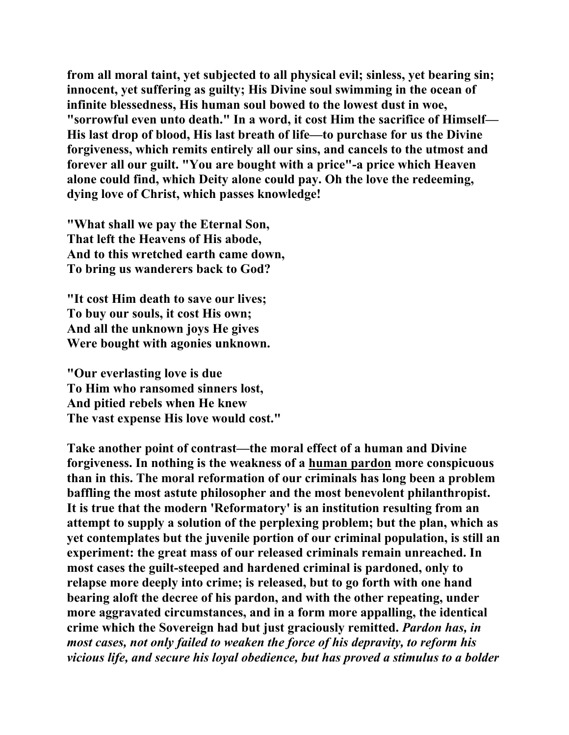**from all moral taint, yet subjected to all physical evil; sinless, yet bearing sin; innocent, yet suffering as guilty; His Divine soul swimming in the ocean of infinite blessedness, His human soul bowed to the lowest dust in woe, "sorrowful even unto death." In a word, it cost Him the sacrifice of Himself—His last drop of blood, His last breath of life—to purchase for us the Divine forgiveness, which remits entirely all our sins, and cancels to the utmost and forever all our guilt. "You are bought with a price"-a price which Heaven alone could find, which Deity alone could pay. Oh the love the redeeming, dying love of Christ, which passes knowledge!**

**"What shall we pay the Eternal Son,**
**That left the Heavens of His abode,**
**And to this wretched earth came down,**
**To bring us wanderers back to God?**

**"It cost Him death to save our lives;**
**To buy our souls, it cost His own;**
**And all the unknown joys He gives**
**Were bought with agonies unknown.**

**"Our everlasting love is due**
**To Him who ransomed sinners lost,**
**And pitied rebels when He knew**
**The vast expense His love would cost."**

**Take another point of contrast—the moral effect of a human and Divine forgiveness. In nothing is the weakness of a <u>human pardon</u> more conspicuous than in this. The moral reformation of our criminals has long been a problem baffling the most astute philosopher and the most benevolent philanthropist. It is true that the modern 'Reformatory' is an institution resulting from an attempt to supply a solution of the perplexing problem; but the plan, which as yet contemplates but the juvenile portion of our criminal population, is still an experiment: the great mass of our released criminals remain unreached. In most cases the guilt-steeped and hardened criminal is pardoned, only to relapse more deeply into crime; is released, but to go forth with one hand bearing aloft the decree of his pardon, and with the other repeating, under more aggravated circumstances, and in a form more appalling, the identical crime which the Sovereign had but just graciously remitted. *Pardon has, in most cases, not only failed to weaken the force of his depravity, to reform his vicious life, and secure his loyal obedience, but has proved a stimulus to a bolder***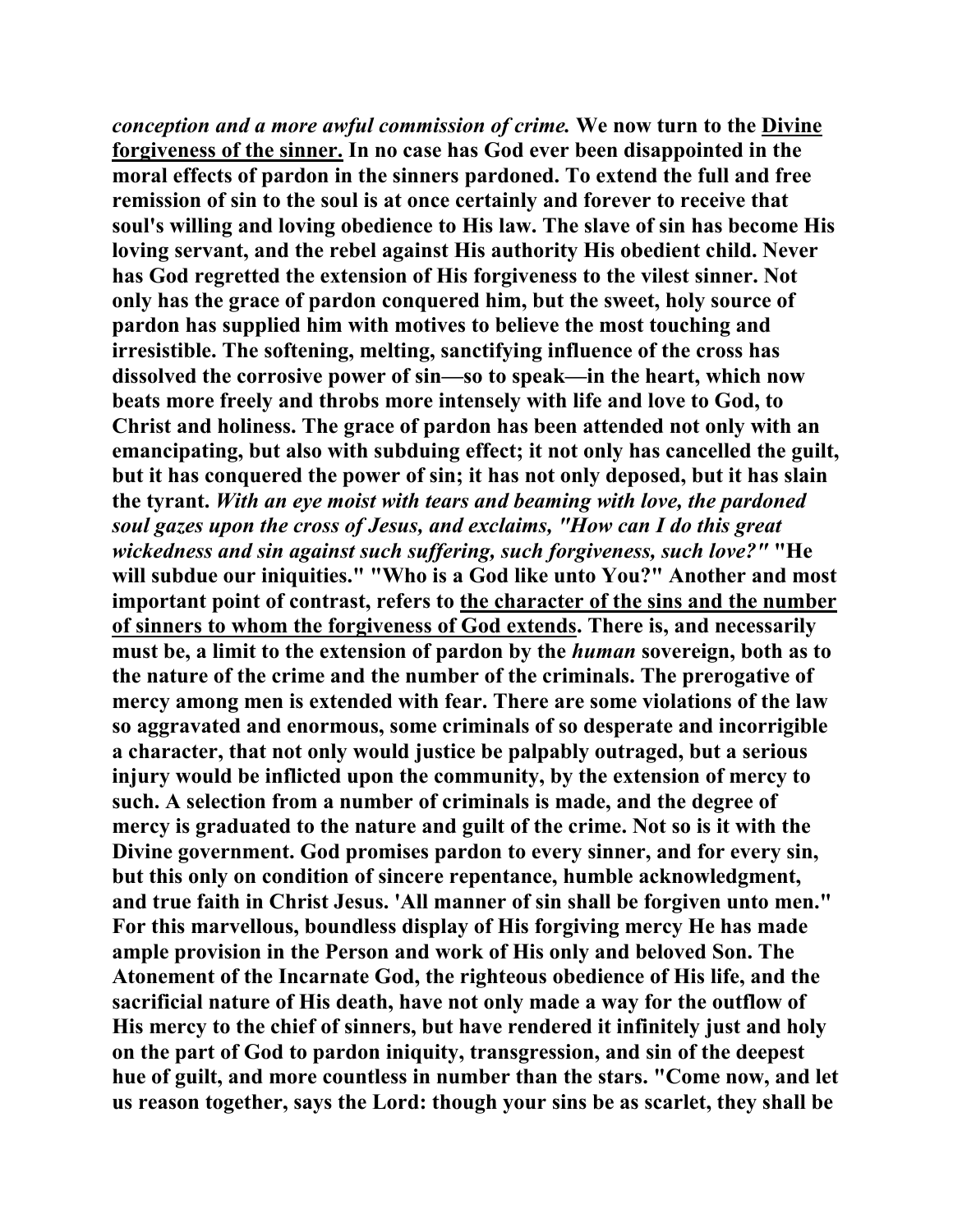***conception and a more awful commission of crime.*** **We now turn to the <u>Divine forgiveness of the sinner.</u> In no case has God ever been disappointed in the moral effects of pardon in the sinners pardoned. To extend the full and free remission of sin to the soul is at once certainly and forever to receive that soul's willing and loving obedience to His law. The slave of sin has become His loving servant, and the rebel against His authority His obedient child. Never has God regretted the extension of His forgiveness to the vilest sinner. Not only has the grace of pardon conquered him, but the sweet, holy source of pardon has supplied him with motives to believe the most touching and irresistible. The softening, melting, sanctifying influence of the cross has dissolved the corrosive power of sin—so to speak—in the heart, which now beats more freely and throbs more intensely with life and love to God, to Christ and holiness. The grace of pardon has been attended not only with an emancipating, but also with subduing effect; it not only has cancelled the guilt, but it has conquered the power of sin; it has not only deposed, but it has slain the tyrant.** ***With an eye moist with tears and beaming with love, the pardoned soul gazes upon the cross of Jesus, and exclaims, "How can I do this great wickedness and sin against such suffering, such forgiveness, such love?"*** **"He will subdue our iniquities." "Who is a God like unto You?" Another and most important point of contrast, refers to <u>the character of the sins and the number of sinners to whom the forgiveness of God extends</u>. There is, and necessarily must be, a limit to the extension of pardon by the *human* sovereign, both as to the nature of the crime and the number of the criminals. The prerogative of mercy among men is extended with fear. There are some violations of the law so aggravated and enormous, some criminals of so desperate and incorrigible a character, that not only would justice be palpably outraged, but a serious injury would be inflicted upon the community, by the extension of mercy to such. A selection from a number of criminals is made, and the degree of mercy is graduated to the nature and guilt of the crime. Not so is it with the Divine government. God promises pardon to every sinner, and for every sin, but this only on condition of sincere repentance, humble acknowledgment, and true faith in Christ Jesus. 'All manner of sin shall be forgiven unto men." For this marvellous, boundless display of His forgiving mercy He has made ample provision in the Person and work of His only and beloved Son. The Atonement of the Incarnate God, the righteous obedience of His life, and the sacrificial nature of His death, have not only made a way for the outflow of His mercy to the chief of sinners, but have rendered it infinitely just and holy on the part of God to pardon iniquity, transgression, and sin of the deepest hue of guilt, and more countless in number than the stars. "Come now, and let us reason together, says the Lord: though your sins be as scarlet, they shall be**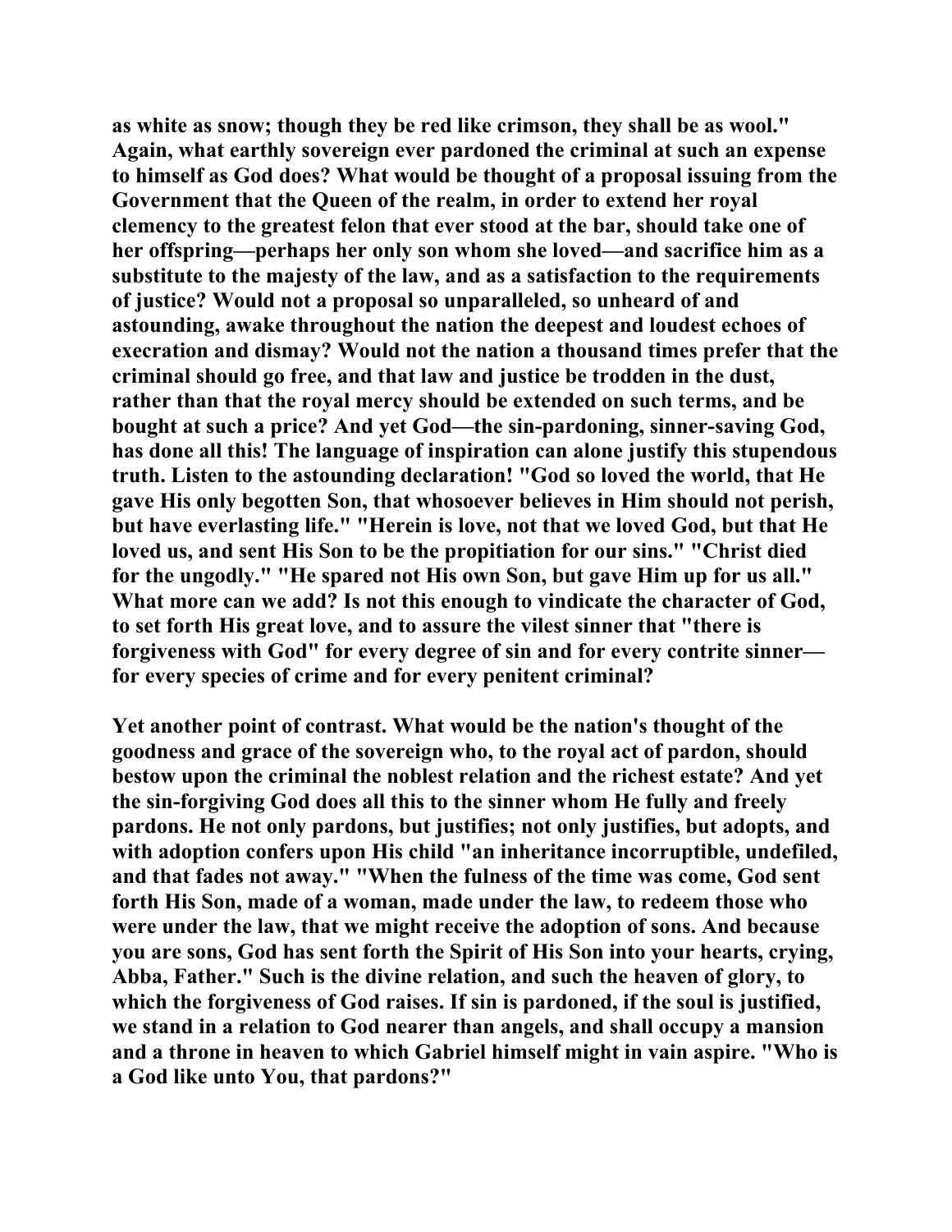as white as snow; though they be red like crimson, they shall be as wool." Again, what earthly sovereign ever pardoned the criminal at such an expense to himself as God does? What would be thought of a proposal issuing from the Government that the Queen of the realm, in order to extend her royal clemency to the greatest felon that ever stood at the bar, should take one of her offspring—perhaps her only son whom she loved—and sacrifice him as a substitute to the majesty of the law, and as a satisfaction to the requirements of justice? Would not a proposal so unparalleled, so unheard of and astounding, awake throughout the nation the deepest and loudest echoes of execration and dismay? Would not the nation a thousand times prefer that the criminal should go free, and that law and justice be trodden in the dust, rather than that the royal mercy should be extended on such terms, and be bought at such a price? And yet God—the sin-pardoning, sinner-saving God, has done all this! The language of inspiration can alone justify this stupendous truth. Listen to the astounding declaration! "God so loved the world, that He gave His only begotten Son, that whosoever believes in Him should not perish, but have everlasting life." "Herein is love, not that we loved God, but that He loved us, and sent His Son to be the propitiation for our sins." "Christ died for the ungodly." "He spared not His own Son, but gave Him up for us all." What more can we add? Is not this enough to vindicate the character of God, to set forth His great love, and to assure the vilest sinner that "there is forgiveness with God" for every degree of sin and for every contrite sinner—for every species of crime and for every penitent criminal?

Yet another point of contrast. What would be the nation's thought of the goodness and grace of the sovereign who, to the royal act of pardon, should bestow upon the criminal the noblest relation and the richest estate? And yet the sin-forgiving God does all this to the sinner whom He fully and freely pardons. He not only pardons, but justifies; not only justifies, but adopts, and with adoption confers upon His child "an inheritance incorruptible, undefiled, and that fades not away." "When the fulness of the time was come, God sent forth His Son, made of a woman, made under the law, to redeem those who were under the law, that we might receive the adoption of sons. And because you are sons, God has sent forth the Spirit of His Son into your hearts, crying, Abba, Father." Such is the divine relation, and such the heaven of glory, to which the forgiveness of God raises. If sin is pardoned, if the soul is justified, we stand in a relation to God nearer than angels, and shall occupy a mansion and a throne in heaven to which Gabriel himself might in vain aspire. "Who is a God like unto You, that pardons?"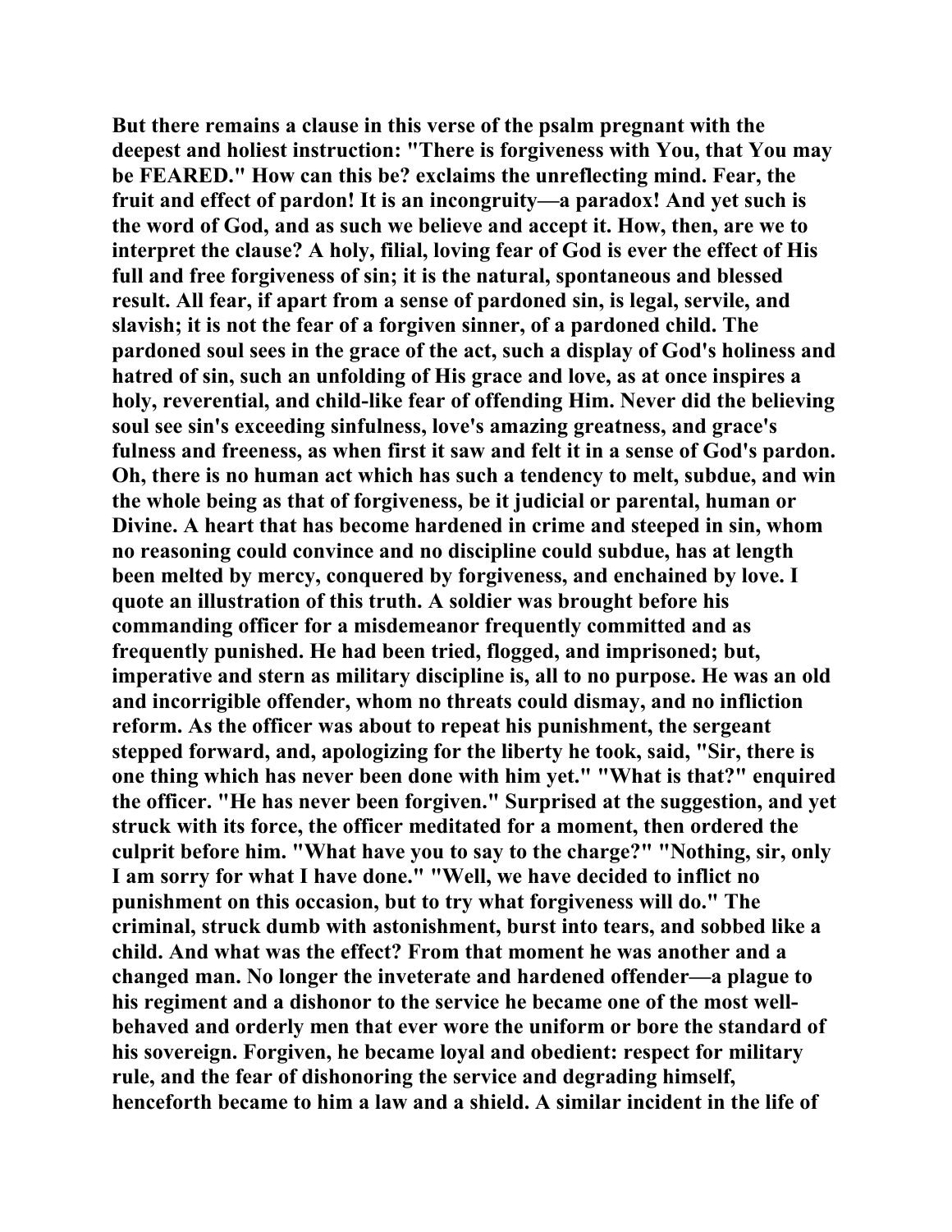But there remains a clause in this verse of the psalm pregnant with the deepest and holiest instruction: "There is forgiveness with You, that You may be FEARED." How can this be? exclaims the unreflecting mind. Fear, the fruit and effect of pardon! It is an incongruity—a paradox! And yet such is the word of God, and as such we believe and accept it. How, then, are we to interpret the clause? A holy, filial, loving fear of God is ever the effect of His full and free forgiveness of sin; it is the natural, spontaneous and blessed result. All fear, if apart from a sense of pardoned sin, is legal, servile, and slavish; it is not the fear of a forgiven sinner, of a pardoned child. The pardoned soul sees in the grace of the act, such a display of God's holiness and hatred of sin, such an unfolding of His grace and love, as at once inspires a holy, reverential, and child-like fear of offending Him. Never did the believing soul see sin's exceeding sinfulness, love's amazing greatness, and grace's fulness and freeness, as when first it saw and felt it in a sense of God's pardon. Oh, there is no human act which has such a tendency to melt, subdue, and win the whole being as that of forgiveness, be it judicial or parental, human or Divine. A heart that has become hardened in crime and steeped in sin, whom no reasoning could convince and no discipline could subdue, has at length been melted by mercy, conquered by forgiveness, and enchained by love. I quote an illustration of this truth. A soldier was brought before his commanding officer for a misdemeanor frequently committed and as frequently punished. He had been tried, flogged, and imprisoned; but, imperative and stern as military discipline is, all to no purpose. He was an old and incorrigible offender, whom no threats could dismay, and no infliction reform. As the officer was about to repeat his punishment, the sergeant stepped forward, and, apologizing for the liberty he took, said, "Sir, there is one thing which has never been done with him yet." "What is that?" enquired the officer. "He has never been forgiven." Surprised at the suggestion, and yet struck with its force, the officer meditated for a moment, then ordered the culprit before him. "What have you to say to the charge?" "Nothing, sir, only I am sorry for what I have done." "Well, we have decided to inflict no punishment on this occasion, but to try what forgiveness will do." The criminal, struck dumb with astonishment, burst into tears, and sobbed like a child. And what was the effect? From that moment he was another and a changed man. No longer the inveterate and hardened offender—a plague to his regiment and a dishonor to the service he became one of the most well-behaved and orderly men that ever wore the uniform or bore the standard of his sovereign. Forgiven, he became loyal and obedient: respect for military rule, and the fear of dishonoring the service and degrading himself, henceforth became to him a law and a shield. A similar incident in the life of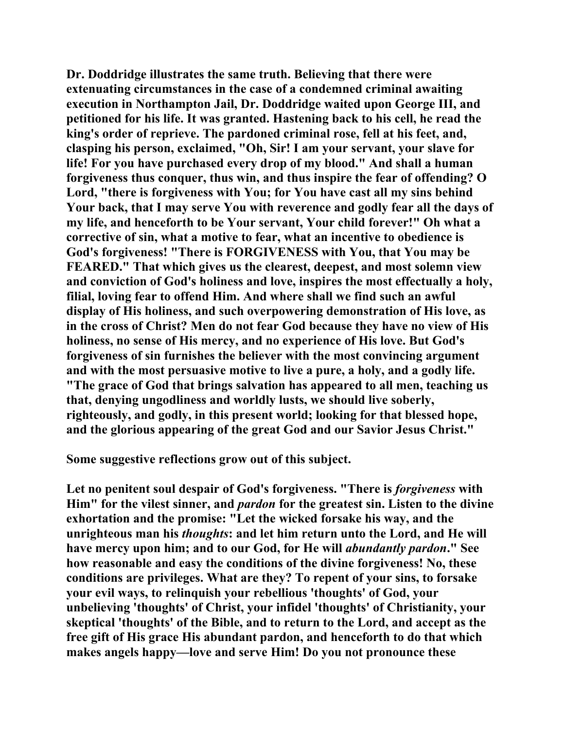Dr. Doddridge illustrates the same truth. Believing that there were extenuating circumstances in the case of a condemned criminal awaiting execution in Northampton Jail, Dr. Doddridge waited upon George III, and petitioned for his life. It was granted. Hastening back to his cell, he read the king's order of reprieve. The pardoned criminal rose, fell at his feet, and, clasping his person, exclaimed, "Oh, Sir! I am your servant, your slave for life! For you have purchased every drop of my blood." And shall a human forgiveness thus conquer, thus win, and thus inspire the fear of offending? O Lord, "there is forgiveness with You; for You have cast all my sins behind Your back, that I may serve You with reverence and godly fear all the days of my life, and henceforth to be Your servant, Your child forever!" Oh what a corrective of sin, what a motive to fear, what an incentive to obedience is God's forgiveness! "There is FORGIVENESS with You, that You may be FEARED." That which gives us the clearest, deepest, and most solemn view and conviction of God's holiness and love, inspires the most effectually a holy, filial, loving fear to offend Him. And where shall we find such an awful display of His holiness, and such overpowering demonstration of His love, as in the cross of Christ? Men do not fear God because they have no view of His holiness, no sense of His mercy, and no experience of His love. But God's forgiveness of sin furnishes the believer with the most convincing argument and with the most persuasive motive to live a pure, a holy, and a godly life. "The grace of God that brings salvation has appeared to all men, teaching us that, denying ungodliness and worldly lusts, we should live soberly, righteously, and godly, in this present world; looking for that blessed hope, and the glorious appearing of the great God and our Savior Jesus Christ."

Some suggestive reflections grow out of this subject.

Let no penitent soul despair of God's forgiveness. "There is *forgiveness* with Him" for the vilest sinner, and *pardon* for the greatest sin. Listen to the divine exhortation and the promise: "Let the wicked forsake his way, and the unrighteous man his *thoughts*: and let him return unto the Lord, and He will have mercy upon him; and to our God, for He will *abundantly pardon*." See how reasonable and easy the conditions of the divine forgiveness! No, these conditions are privileges. What are they? To repent of your sins, to forsake your evil ways, to relinquish your rebellious 'thoughts' of God, your unbelieving 'thoughts' of Christ, your infidel 'thoughts' of Christianity, your skeptical 'thoughts' of the Bible, and to return to the Lord, and accept as the free gift of His grace His abundant pardon, and henceforth to do that which makes angels happy—love and serve Him! Do you not pronounce these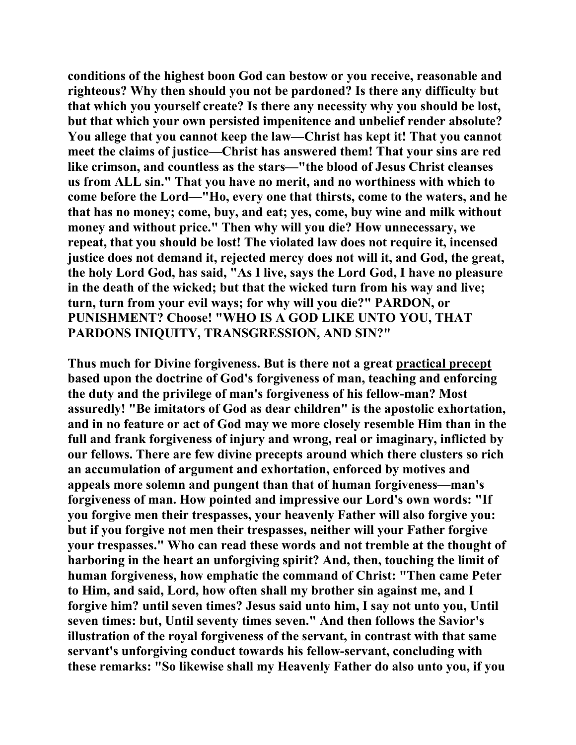**conditions of the highest boon God can bestow or you receive, reasonable and righteous? Why then should you not be pardoned? Is there any difficulty but that which you yourself create? Is there any necessity why you should be lost, but that which your own persisted impenitence and unbelief render absolute? You allege that you cannot keep the law—Christ has kept it! That you cannot meet the claims of justice—Christ has answered them! That your sins are red like crimson, and countless as the stars—"the blood of Jesus Christ cleanses us from ALL sin." That you have no merit, and no worthiness with which to come before the Lord—"Ho, every one that thirsts, come to the waters, and he that has no money; come, buy, and eat; yes, come, buy wine and milk without money and without price." Then why will you die? How unnecessary, we repeat, that you should be lost! The violated law does not require it, incensed justice does not demand it, rejected mercy does not will it, and God, the great, the holy Lord God, has said, "As I live, says the Lord God, I have no pleasure in the death of the wicked; but that the wicked turn from his way and live; turn, turn from your evil ways; for why will you die?" PARDON, or PUNISHMENT? Choose! "WHO IS A GOD LIKE UNTO YOU, THAT PARDONS INIQUITY, TRANSGRESSION, AND SIN?"**

**Thus much for Divine forgiveness. But is there not a great <u>practical precept</u> based upon the doctrine of God's forgiveness of man, teaching and enforcing the duty and the privilege of man's forgiveness of his fellow-man? Most assuredly! "Be imitators of God as dear children" is the apostolic exhortation, and in no feature or act of God may we more closely resemble Him than in the full and frank forgiveness of injury and wrong, real or imaginary, inflicted by our fellows. There are few divine precepts around which there clusters so rich an accumulation of argument and exhortation, enforced by motives and appeals more solemn and pungent than that of human forgiveness—man's forgiveness of man. How pointed and impressive our Lord's own words: "If you forgive men their trespasses, your heavenly Father will also forgive you: but if you forgive not men their trespasses, neither will your Father forgive your trespasses." Who can read these words and not tremble at the thought of harboring in the heart an unforgiving spirit? And, then, touching the limit of human forgiveness, how emphatic the command of Christ: "Then came Peter to Him, and said, Lord, how often shall my brother sin against me, and I forgive him? until seven times? Jesus said unto him, I say not unto you, Until seven times: but, Until seventy times seven." And then follows the Savior's illustration of the royal forgiveness of the servant, in contrast with that same servant's unforgiving conduct towards his fellow-servant, concluding with these remarks: "So likewise shall my Heavenly Father do also unto you, if you**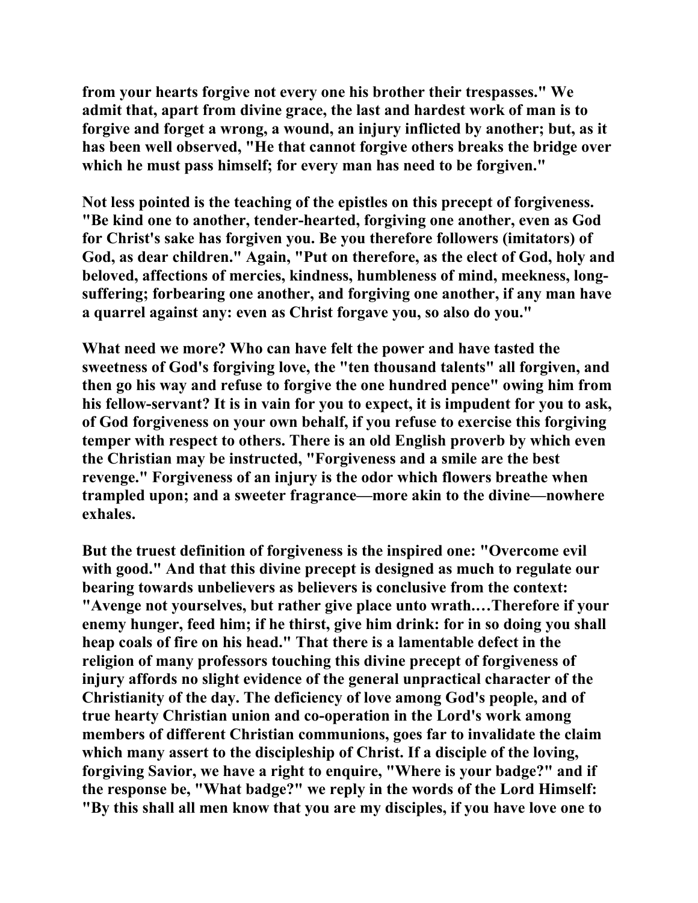from your hearts forgive not every one his brother their trespasses." We admit that, apart from divine grace, the last and hardest work of man is to forgive and forget a wrong, a wound, an injury inflicted by another; but, as it has been well observed, "He that cannot forgive others breaks the bridge over which he must pass himself; for every man has need to be forgiven."

Not less pointed is the teaching of the epistles on this precept of forgiveness. "Be kind one to another, tender-hearted, forgiving one another, even as God for Christ's sake has forgiven you. Be you therefore followers (imitators) of God, as dear children." Again, "Put on therefore, as the elect of God, holy and beloved, affections of mercies, kindness, humbleness of mind, meekness, long-suffering; forbearing one another, and forgiving one another, if any man have a quarrel against any: even as Christ forgave you, so also do you."

What need we more? Who can have felt the power and have tasted the sweetness of God's forgiving love, the "ten thousand talents" all forgiven, and then go his way and refuse to forgive the one hundred pence" owing him from his fellow-servant? It is in vain for you to expect, it is impudent for you to ask, of God forgiveness on your own behalf, if you refuse to exercise this forgiving temper with respect to others. There is an old English proverb by which even the Christian may be instructed, "Forgiveness and a smile are the best revenge." Forgiveness of an injury is the odor which flowers breathe when trampled upon; and a sweeter fragrance—more akin to the divine—nowhere exhales.

But the truest definition of forgiveness is the inspired one: "Overcome evil with good." And that this divine precept is designed as much to regulate our bearing towards unbelievers as believers is conclusive from the context: "Avenge not yourselves, but rather give place unto wrath.…Therefore if your enemy hunger, feed him; if he thirst, give him drink: for in so doing you shall heap coals of fire on his head." That there is a lamentable defect in the religion of many professors touching this divine precept of forgiveness of injury affords no slight evidence of the general unpractical character of the Christianity of the day. The deficiency of love among God's people, and of true hearty Christian union and co-operation in the Lord's work among members of different Christian communions, goes far to invalidate the claim which many assert to the discipleship of Christ. If a disciple of the loving, forgiving Savior, we have a right to enquire, "Where is your badge?" and if the response be, "What badge?" we reply in the words of the Lord Himself: "By this shall all men know that you are my disciples, if you have love one to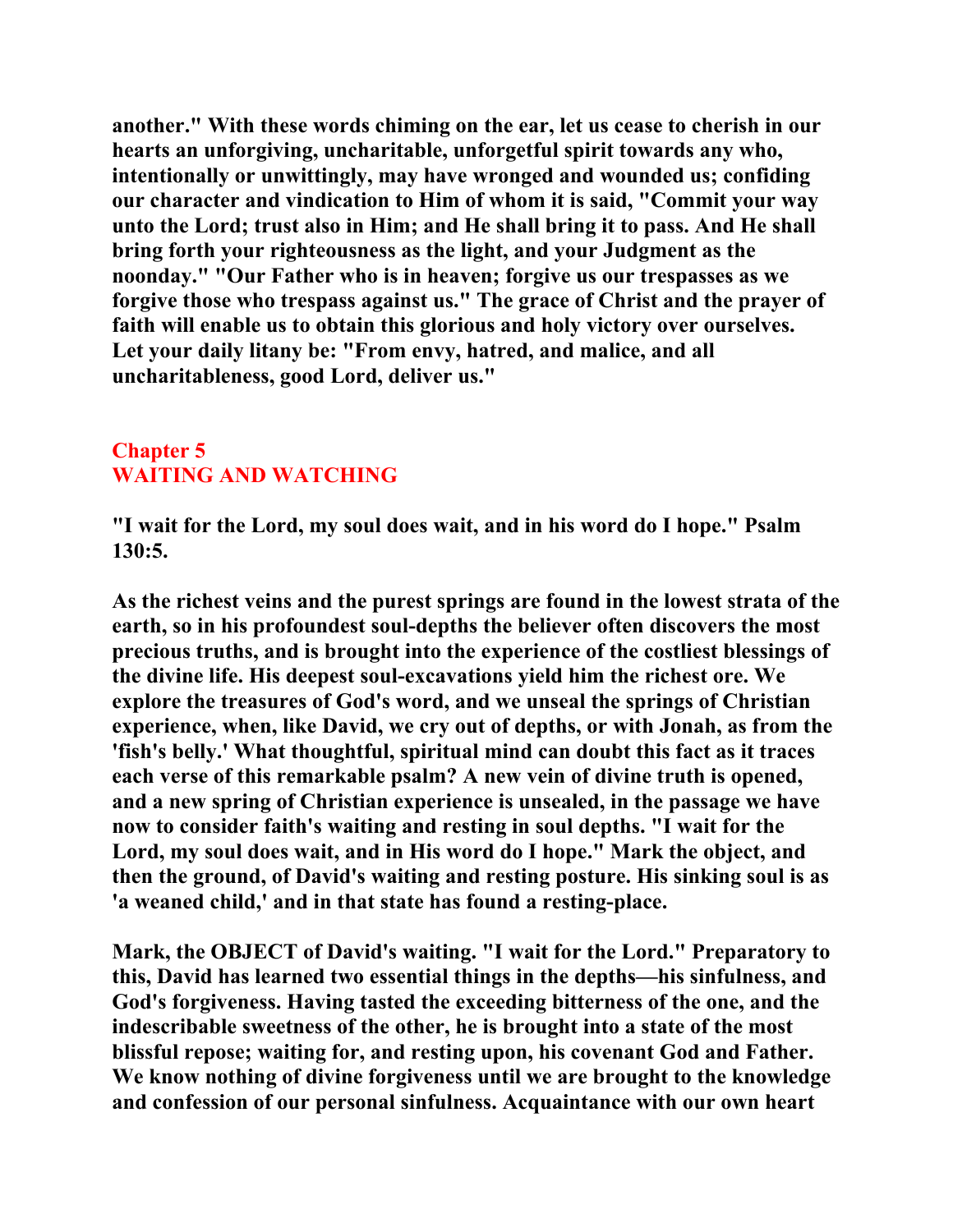**another." With these words chiming on the ear, let us cease to cherish in our hearts an unforgiving, uncharitable, unforgetful spirit towards any who, intentionally or unwittingly, may have wronged and wounded us; confiding our character and vindication to Him of whom it is said, "Commit your way unto the Lord; trust also in Him; and He shall bring it to pass. And He shall bring forth your righteousness as the light, and your Judgment as the noonday." "Our Father who is in heaven; forgive us our trespasses as we forgive those who trespass against us." The grace of Christ and the prayer of faith will enable us to obtain this glorious and holy victory over ourselves. Let your daily litany be: "From envy, hatred, and malice, and all uncharitableness, good Lord, deliver us."**

## Chapter 5
## WAITING AND WATCHING

**"I wait for the Lord, my soul does wait, and in his word do I hope." Psalm 130:5.**

**As the richest veins and the purest springs are found in the lowest strata of the earth, so in his profoundest soul-depths the believer often discovers the most precious truths, and is brought into the experience of the costliest blessings of the divine life. His deepest soul-excavations yield him the richest ore. We explore the treasures of God's word, and we unseal the springs of Christian experience, when, like David, we cry out of depths, or with Jonah, as from the 'fish's belly.' What thoughtful, spiritual mind can doubt this fact as it traces each verse of this remarkable psalm? A new vein of divine truth is opened, and a new spring of Christian experience is unsealed, in the passage we have now to consider faith's waiting and resting in soul depths. "I wait for the Lord, my soul does wait, and in His word do I hope." Mark the object, and then the ground, of David's waiting and resting posture. His sinking soul is as 'a weaned child,' and in that state has found a resting-place.**

**Mark, the OBJECT of David's waiting. "I wait for the Lord." Preparatory to this, David has learned two essential things in the depths—his sinfulness, and God's forgiveness. Having tasted the exceeding bitterness of the one, and the indescribable sweetness of the other, he is brought into a state of the most blissful repose; waiting for, and resting upon, his covenant God and Father. We know nothing of divine forgiveness until we are brought to the knowledge and confession of our personal sinfulness. Acquaintance with our own heart**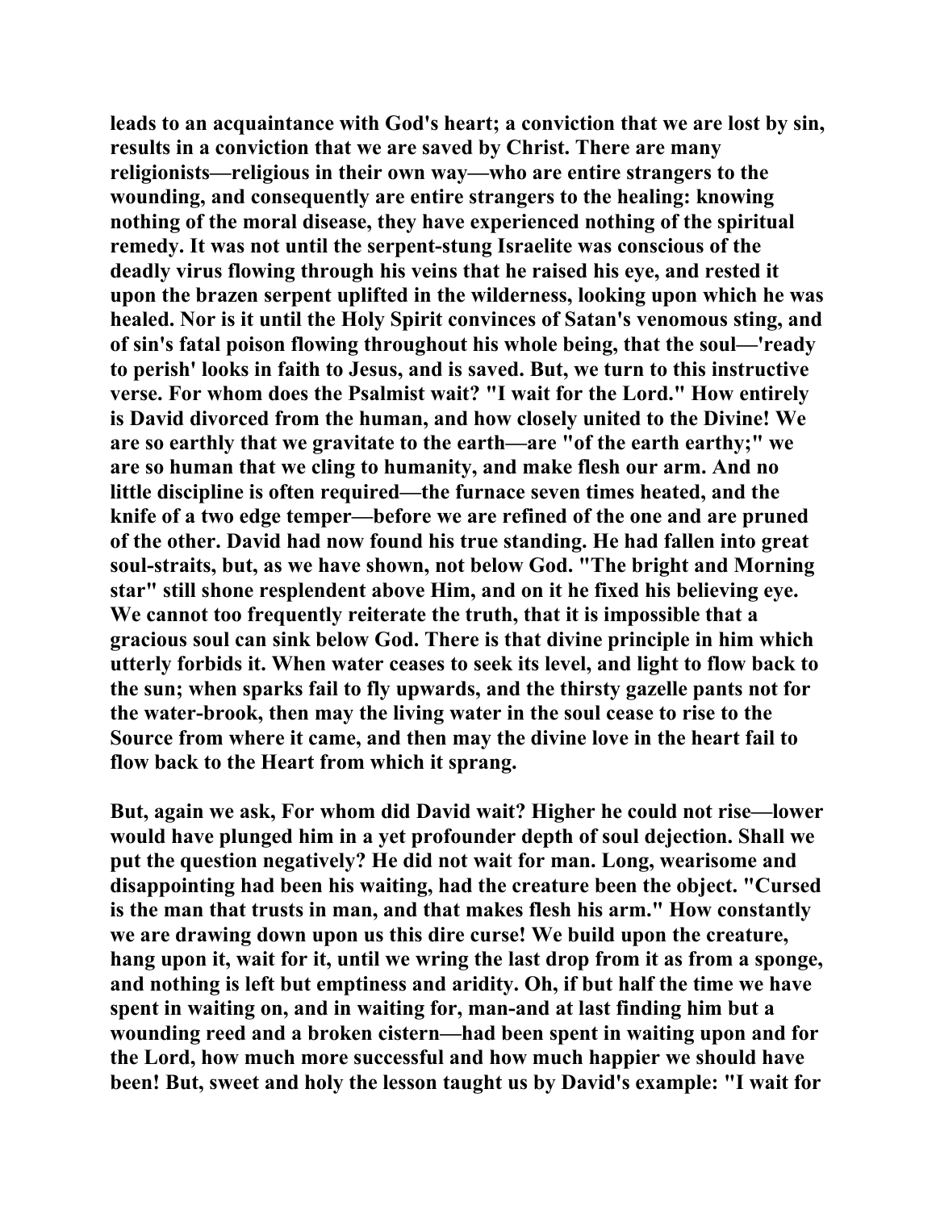leads to an acquaintance with God's heart; a conviction that we are lost by sin, results in a conviction that we are saved by Christ. There are many religionists—religious in their own way—who are entire strangers to the wounding, and consequently are entire strangers to the healing: knowing nothing of the moral disease, they have experienced nothing of the spiritual remedy. It was not until the serpent-stung Israelite was conscious of the deadly virus flowing through his veins that he raised his eye, and rested it upon the brazen serpent uplifted in the wilderness, looking upon which he was healed. Nor is it until the Holy Spirit convinces of Satan's venomous sting, and of sin's fatal poison flowing throughout his whole being, that the soul—'ready to perish' looks in faith to Jesus, and is saved. But, we turn to this instructive verse. For whom does the Psalmist wait? "I wait for the Lord." How entirely is David divorced from the human, and how closely united to the Divine! We are so earthly that we gravitate to the earth—are "of the earth earthy;" we are so human that we cling to humanity, and make flesh our arm. And no little discipline is often required—the furnace seven times heated, and the knife of a two edge temper—before we are refined of the one and are pruned of the other. David had now found his true standing. He had fallen into great soul-straits, but, as we have shown, not below God. "The bright and Morning star" still shone resplendent above Him, and on it he fixed his believing eye. We cannot too frequently reiterate the truth, that it is impossible that a gracious soul can sink below God. There is that divine principle in him which utterly forbids it. When water ceases to seek its level, and light to flow back to the sun; when sparks fail to fly upwards, and the thirsty gazelle pants not for the water-brook, then may the living water in the soul cease to rise to the Source from where it came, and then may the divine love in the heart fail to flow back to the Heart from which it sprang.

But, again we ask, For whom did David wait? Higher he could not rise—lower would have plunged him in a yet profounder depth of soul dejection. Shall we put the question negatively? He did not wait for man. Long, wearisome and disappointing had been his waiting, had the creature been the object. "Cursed is the man that trusts in man, and that makes flesh his arm." How constantly we are drawing down upon us this dire curse! We build upon the creature, hang upon it, wait for it, until we wring the last drop from it as from a sponge, and nothing is left but emptiness and aridity. Oh, if but half the time we have spent in waiting on, and in waiting for, man-and at last finding him but a wounding reed and a broken cistern—had been spent in waiting upon and for the Lord, how much more successful and how much happier we should have been! But, sweet and holy the lesson taught us by David's example: "I wait for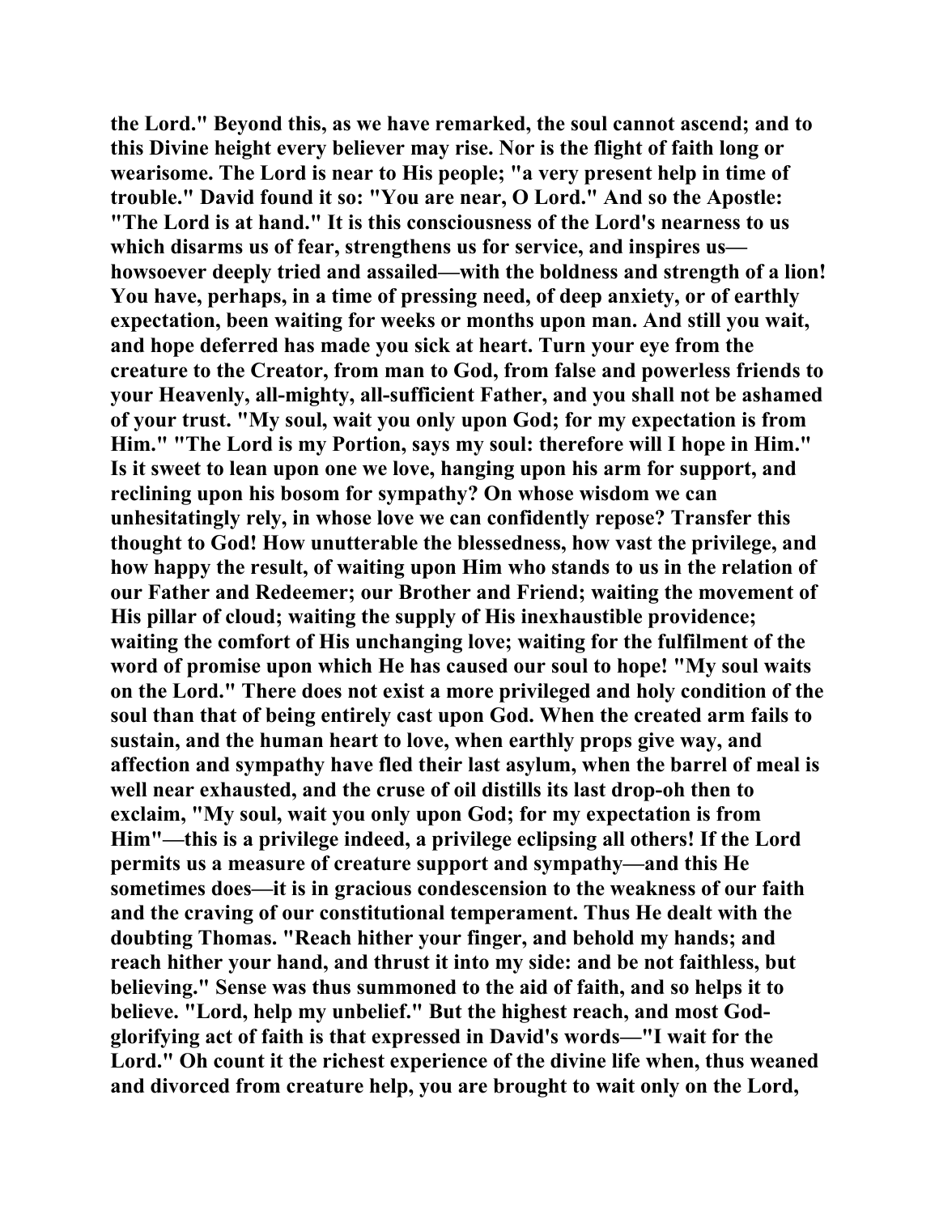the Lord." Beyond this, as we have remarked, the soul cannot ascend; and to this Divine height every believer may rise. Nor is the flight of faith long or wearisome. The Lord is near to His people; "a very present help in time of trouble." David found it so: "You are near, O Lord." And so the Apostle: "The Lord is at hand." It is this consciousness of the Lord's nearness to us which disarms us of fear, strengthens us for service, and inspires us—howsoever deeply tried and assailed—with the boldness and strength of a lion! You have, perhaps, in a time of pressing need, of deep anxiety, or of earthly expectation, been waiting for weeks or months upon man. And still you wait, and hope deferred has made you sick at heart. Turn your eye from the creature to the Creator, from man to God, from false and powerless friends to your Heavenly, all-mighty, all-sufficient Father, and you shall not be ashamed of your trust. "My soul, wait you only upon God; for my expectation is from Him." "The Lord is my Portion, says my soul: therefore will I hope in Him." Is it sweet to lean upon one we love, hanging upon his arm for support, and reclining upon his bosom for sympathy? On whose wisdom we can unhesitatingly rely, in whose love we can confidently repose? Transfer this thought to God! How unutterable the blessedness, how vast the privilege, and how happy the result, of waiting upon Him who stands to us in the relation of our Father and Redeemer; our Brother and Friend; waiting the movement of His pillar of cloud; waiting the supply of His inexhaustible providence; waiting the comfort of His unchanging love; waiting for the fulfilment of the word of promise upon which He has caused our soul to hope! "My soul waits on the Lord." There does not exist a more privileged and holy condition of the soul than that of being entirely cast upon God. When the created arm fails to sustain, and the human heart to love, when earthly props give way, and affection and sympathy have fled their last asylum, when the barrel of meal is well near exhausted, and the cruse of oil distills its last drop-oh then to exclaim, "My soul, wait you only upon God; for my expectation is from Him"—this is a privilege indeed, a privilege eclipsing all others! If the Lord permits us a measure of creature support and sympathy—and this He sometimes does—it is in gracious condescension to the weakness of our faith and the craving of our constitutional temperament. Thus He dealt with the doubting Thomas. "Reach hither your finger, and behold my hands; and reach hither your hand, and thrust it into my side: and be not faithless, but believing." Sense was thus summoned to the aid of faith, and so helps it to believe. "Lord, help my unbelief." But the highest reach, and most God-glorifying act of faith is that expressed in David's words—"I wait for the Lord." Oh count it the richest experience of the divine life when, thus weaned and divorced from creature help, you are brought to wait only on the Lord,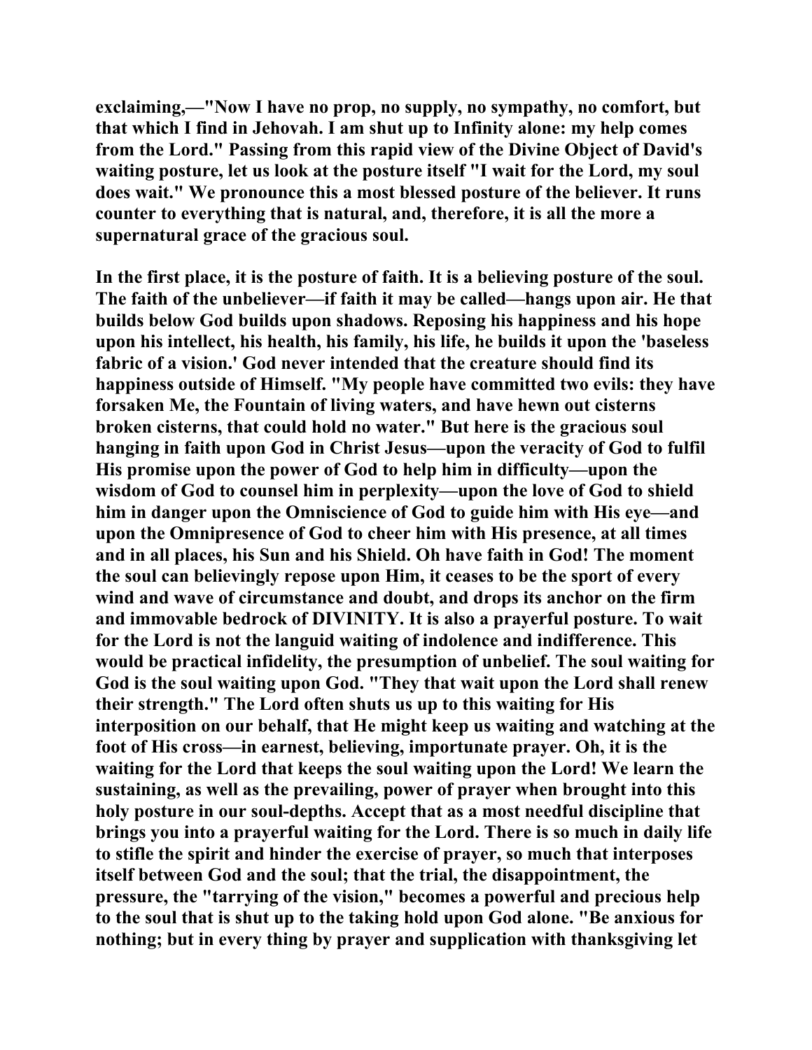**exclaiming,—"Now I have no prop, no supply, no sympathy, no comfort, but that which I find in Jehovah. I am shut up to Infinity alone: my help comes from the Lord." Passing from this rapid view of the Divine Object of David's waiting posture, let us look at the posture itself "I wait for the Lord, my soul does wait." We pronounce this a most blessed posture of the believer. It runs counter to everything that is natural, and, therefore, it is all the more a supernatural grace of the gracious soul.**

**In the first place, it is the posture of faith. It is a believing posture of the soul. The faith of the unbeliever—if faith it may be called—hangs upon air. He that builds below God builds upon shadows. Reposing his happiness and his hope upon his intellect, his health, his family, his life, he builds it upon the 'baseless fabric of a vision.' God never intended that the creature should find its happiness outside of Himself. "My people have committed two evils: they have forsaken Me, the Fountain of living waters, and have hewn out cisterns broken cisterns, that could hold no water." But here is the gracious soul hanging in faith upon God in Christ Jesus—upon the veracity of God to fulfil His promise upon the power of God to help him in difficulty—upon the wisdom of God to counsel him in perplexity—upon the love of God to shield him in danger upon the Omniscience of God to guide him with His eye—and upon the Omnipresence of God to cheer him with His presence, at all times and in all places, his Sun and his Shield. Oh have faith in God! The moment the soul can believingly repose upon Him, it ceases to be the sport of every wind and wave of circumstance and doubt, and drops its anchor on the firm and immovable bedrock of DIVINITY. It is also a prayerful posture. To wait for the Lord is not the languid waiting of indolence and indifference. This would be practical infidelity, the presumption of unbelief. The soul waiting for God is the soul waiting upon God. "They that wait upon the Lord shall renew their strength." The Lord often shuts us up to this waiting for His interposition on our behalf, that He might keep us waiting and watching at the foot of His cross—in earnest, believing, importunate prayer. Oh, it is the waiting for the Lord that keeps the soul waiting upon the Lord! We learn the sustaining, as well as the prevailing, power of prayer when brought into this holy posture in our soul-depths. Accept that as a most needful discipline that brings you into a prayerful waiting for the Lord. There is so much in daily life to stifle the spirit and hinder the exercise of prayer, so much that interposes itself between God and the soul; that the trial, the disappointment, the pressure, the "tarrying of the vision," becomes a powerful and precious help to the soul that is shut up to the taking hold upon God alone. "Be anxious for nothing; but in every thing by prayer and supplication with thanksgiving let**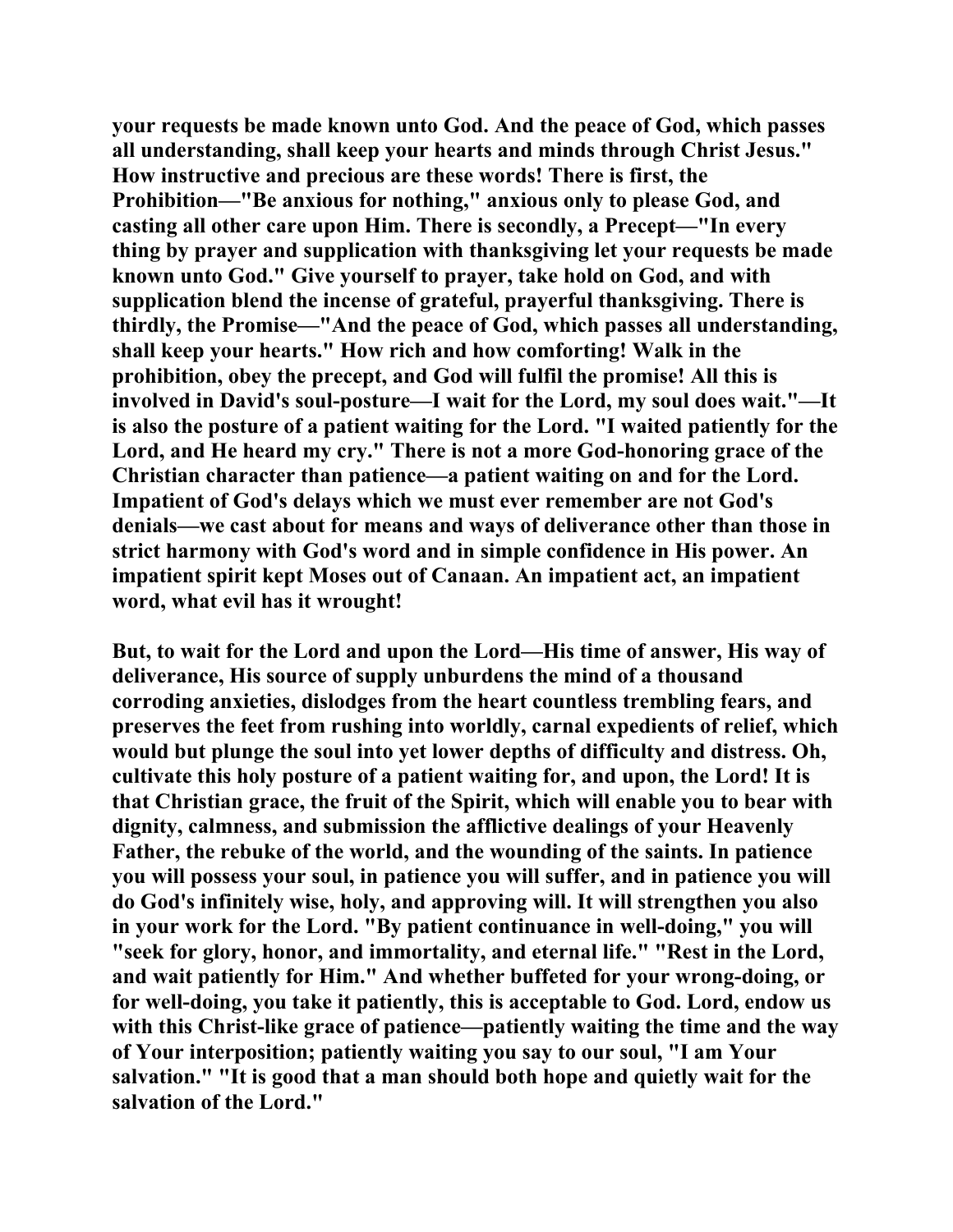**your requests be made known unto God. And the peace of God, which passes all understanding, shall keep your hearts and minds through Christ Jesus." How instructive and precious are these words! There is first, the Prohibition—"Be anxious for nothing," anxious only to please God, and casting all other care upon Him. There is secondly, a Precept—"In every thing by prayer and supplication with thanksgiving let your requests be made known unto God." Give yourself to prayer, take hold on God, and with supplication blend the incense of grateful, prayerful thanksgiving. There is thirdly, the Promise—"And the peace of God, which passes all understanding, shall keep your hearts." How rich and how comforting! Walk in the prohibition, obey the precept, and God will fulfil the promise! All this is involved in David's soul-posture—I wait for the Lord, my soul does wait."—It is also the posture of a patient waiting for the Lord. "I waited patiently for the Lord, and He heard my cry." There is not a more God-honoring grace of the Christian character than patience—a patient waiting on and for the Lord. Impatient of God's delays which we must ever remember are not God's denials—we cast about for means and ways of deliverance other than those in strict harmony with God's word and in simple confidence in His power. An impatient spirit kept Moses out of Canaan. An impatient act, an impatient word, what evil has it wrought!**

**But, to wait for the Lord and upon the Lord—His time of answer, His way of deliverance, His source of supply unburdens the mind of a thousand corroding anxieties, dislodges from the heart countless trembling fears, and preserves the feet from rushing into worldly, carnal expedients of relief, which would but plunge the soul into yet lower depths of difficulty and distress. Oh, cultivate this holy posture of a patient waiting for, and upon, the Lord! It is that Christian grace, the fruit of the Spirit, which will enable you to bear with dignity, calmness, and submission the afflictive dealings of your Heavenly Father, the rebuke of the world, and the wounding of the saints. In patience you will possess your soul, in patience you will suffer, and in patience you will do God's infinitely wise, holy, and approving will. It will strengthen you also in your work for the Lord. "By patient continuance in well-doing," you will "seek for glory, honor, and immortality, and eternal life." "Rest in the Lord, and wait patiently for Him." And whether buffeted for your wrong-doing, or for well-doing, you take it patiently, this is acceptable to God. Lord, endow us with this Christ-like grace of patience—patiently waiting the time and the way of Your interposition; patiently waiting you say to our soul, "I am Your salvation." "It is good that a man should both hope and quietly wait for the salvation of the Lord."**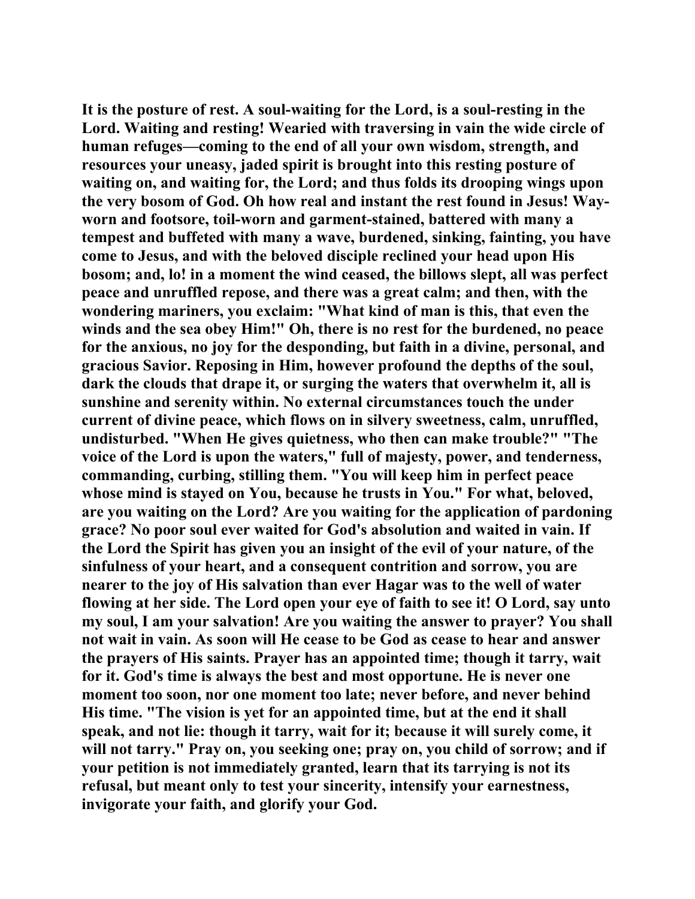It is the posture of rest. A soul-waiting for the Lord, is a soul-resting in the Lord. Waiting and resting! Wearied with traversing in vain the wide circle of human refuges—coming to the end of all your own wisdom, strength, and resources your uneasy, jaded spirit is brought into this resting posture of waiting on, and waiting for, the Lord; and thus folds its drooping wings upon the very bosom of God. Oh how real and instant the rest found in Jesus! Way-worn and footsore, toil-worn and garment-stained, battered with many a tempest and buffeted with many a wave, burdened, sinking, fainting, you have come to Jesus, and with the beloved disciple reclined your head upon His bosom; and, lo! in a moment the wind ceased, the billows slept, all was perfect peace and unruffled repose, and there was a great calm; and then, with the wondering mariners, you exclaim: "What kind of man is this, that even the winds and the sea obey Him!" Oh, there is no rest for the burdened, no peace for the anxious, no joy for the desponding, but faith in a divine, personal, and gracious Savior. Reposing in Him, however profound the depths of the soul, dark the clouds that drape it, or surging the waters that overwhelm it, all is sunshine and serenity within. No external circumstances touch the under current of divine peace, which flows on in silvery sweetness, calm, unruffled, undisturbed. "When He gives quietness, who then can make trouble?" "The voice of the Lord is upon the waters," full of majesty, power, and tenderness, commanding, curbing, stilling them. "You will keep him in perfect peace whose mind is stayed on You, because he trusts in You." For what, beloved, are you waiting on the Lord? Are you waiting for the application of pardoning grace? No poor soul ever waited for God's absolution and waited in vain. If the Lord the Spirit has given you an insight of the evil of your nature, of the sinfulness of your heart, and a consequent contrition and sorrow, you are nearer to the joy of His salvation than ever Hagar was to the well of water flowing at her side. The Lord open your eye of faith to see it! O Lord, say unto my soul, I am your salvation! Are you waiting the answer to prayer? You shall not wait in vain. As soon will He cease to be God as cease to hear and answer the prayers of His saints. Prayer has an appointed time; though it tarry, wait for it. God's time is always the best and most opportune. He is never one moment too soon, nor one moment too late; never before, and never behind His time. "The vision is yet for an appointed time, but at the end it shall speak, and not lie: though it tarry, wait for it; because it will surely come, it will not tarry." Pray on, you seeking one; pray on, you child of sorrow; and if your petition is not immediately granted, learn that its tarrying is not its refusal, but meant only to test your sincerity, intensify your earnestness, invigorate your faith, and glorify your God.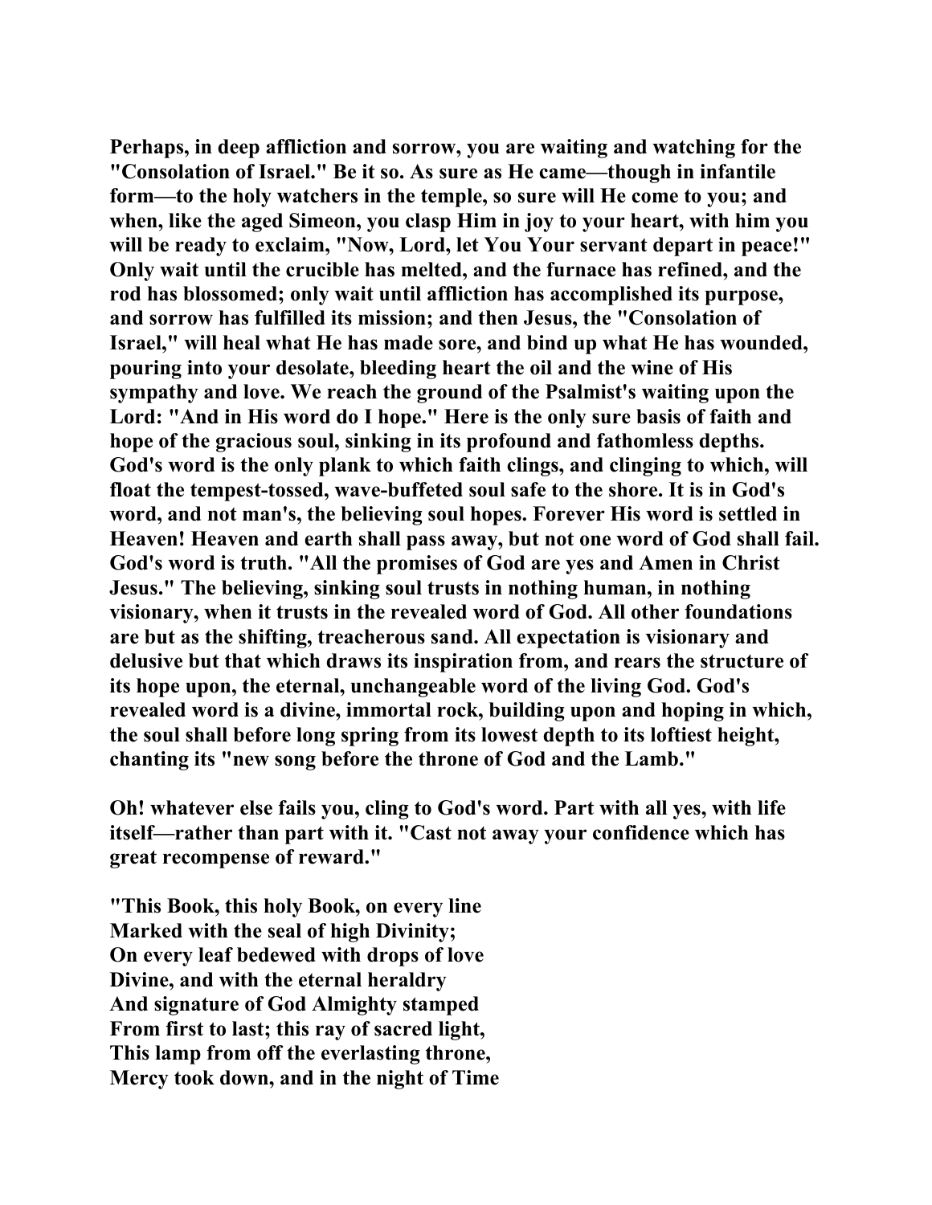Perhaps, in deep affliction and sorrow, you are waiting and watching for the "Consolation of Israel." Be it so. As sure as He came—though in infantile form—to the holy watchers in the temple, so sure will He come to you; and when, like the aged Simeon, you clasp Him in joy to your heart, with him you will be ready to exclaim, "Now, Lord, let You Your servant depart in peace!" Only wait until the crucible has melted, and the furnace has refined, and the rod has blossomed; only wait until affliction has accomplished its purpose, and sorrow has fulfilled its mission; and then Jesus, the "Consolation of Israel," will heal what He has made sore, and bind up what He has wounded, pouring into your desolate, bleeding heart the oil and the wine of His sympathy and love. We reach the ground of the Psalmist's waiting upon the Lord: "And in His word do I hope." Here is the only sure basis of faith and hope of the gracious soul, sinking in its profound and fathomless depths. God's word is the only plank to which faith clings, and clinging to which, will float the tempest-tossed, wave-buffeted soul safe to the shore. It is in God's word, and not man's, the believing soul hopes. Forever His word is settled in Heaven! Heaven and earth shall pass away, but not one word of God shall fail. God's word is truth. "All the promises of God are yes and Amen in Christ Jesus." The believing, sinking soul trusts in nothing human, in nothing visionary, when it trusts in the revealed word of God. All other foundations are but as the shifting, treacherous sand. All expectation is visionary and delusive but that which draws its inspiration from, and rears the structure of its hope upon, the eternal, unchangeable word of the living God. God's revealed word is a divine, immortal rock, building upon and hoping in which, the soul shall before long spring from its lowest depth to its loftiest height, chanting its "new song before the throne of God and the Lamb."

Oh! whatever else fails you, cling to God's word. Part with all yes, with life itself—rather than part with it. "Cast not away your confidence which has great recompense of reward."

"This Book, this holy Book, on every line  
Marked with the seal of high Divinity;  
On every leaf bedewed with drops of love  
Divine, and with the eternal heraldry  
And signature of God Almighty stamped  
From first to last; this ray of sacred light,  
This lamp from off the everlasting throne,  
Mercy took down, and in the night of Time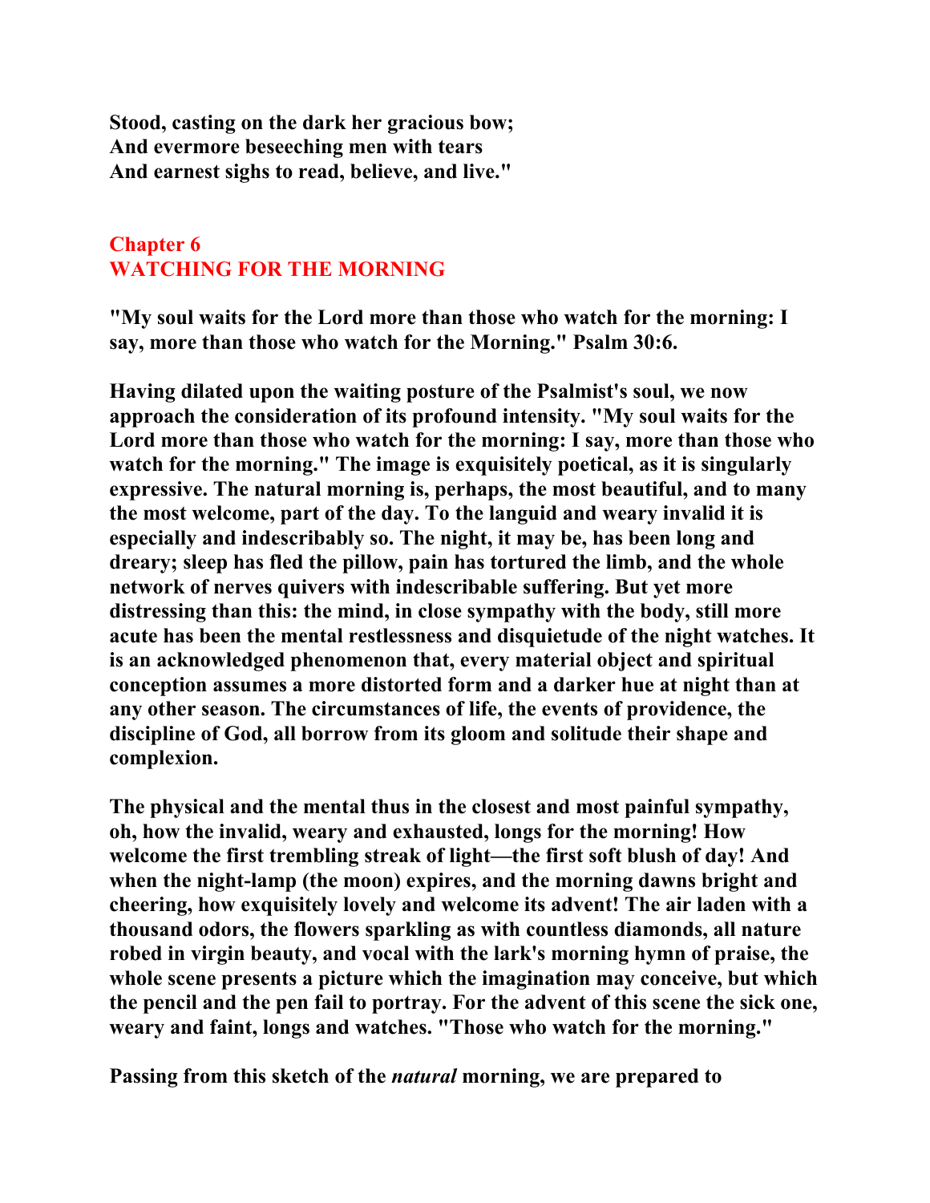**Stood, casting on the dark her gracious bow;**
**And evermore beseeching men with tears**
**And earnest sighs to read, believe, and live."**

## Chapter 6
## WATCHING FOR THE MORNING

**"My soul waits for the Lord more than those who watch for the morning: I say, more than those who watch for the Morning." Psalm 30:6.**

**Having dilated upon the waiting posture of the Psalmist's soul, we now approach the consideration of its profound intensity. "My soul waits for the Lord more than those who watch for the morning: I say, more than those who watch for the morning." The image is exquisitely poetical, as it is singularly expressive. The natural morning is, perhaps, the most beautiful, and to many the most welcome, part of the day. To the languid and weary invalid it is especially and indescribably so. The night, it may be, has been long and dreary; sleep has fled the pillow, pain has tortured the limb, and the whole network of nerves quivers with indescribable suffering. But yet more distressing than this: the mind, in close sympathy with the body, still more acute has been the mental restlessness and disquietude of the night watches. It is an acknowledged phenomenon that, every material object and spiritual conception assumes a more distorted form and a darker hue at night than at any other season. The circumstances of life, the events of providence, the discipline of God, all borrow from its gloom and solitude their shape and complexion.**

**The physical and the mental thus in the closest and most painful sympathy, oh, how the invalid, weary and exhausted, longs for the morning! How welcome the first trembling streak of light—the first soft blush of day! And when the night-lamp (the moon) expires, and the morning dawns bright and cheering, how exquisitely lovely and welcome its advent! The air laden with a thousand odors, the flowers sparkling as with countless diamonds, all nature robed in virgin beauty, and vocal with the lark's morning hymn of praise, the whole scene presents a picture which the imagination may conceive, but which the pencil and the pen fail to portray. For the advent of this scene the sick one, weary and faint, longs and watches. "Those who watch for the morning."**

**Passing from this sketch of the *natural* morning, we are prepared to**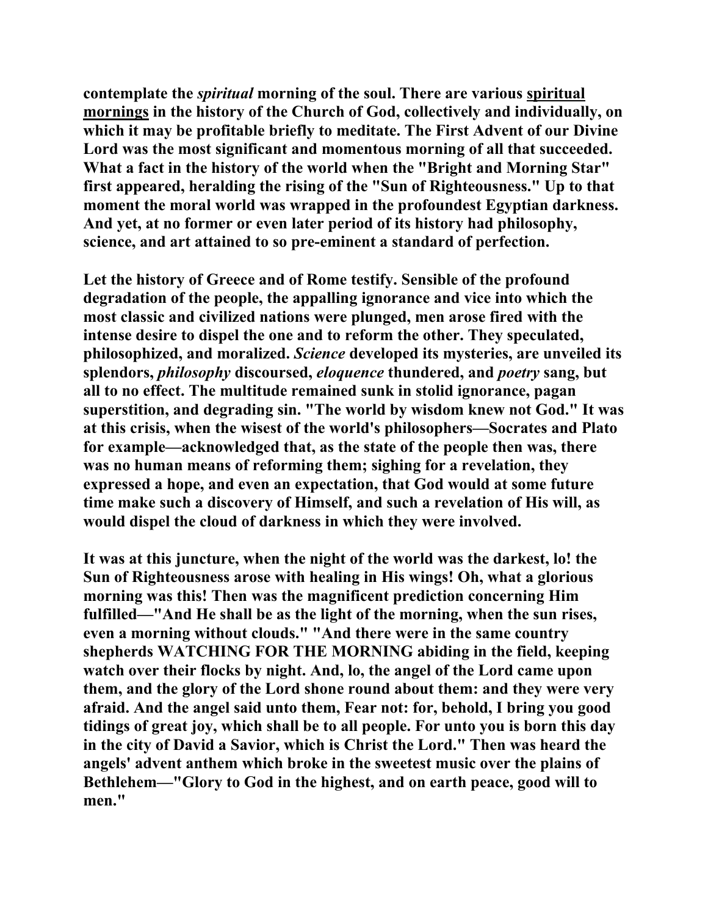**contemplate the *spiritual* morning of the soul. There are various spiritual mornings in the history of the Church of God, collectively and individually, on which it may be profitable briefly to meditate. The First Advent of our Divine Lord was the most significant and momentous morning of all that succeeded. What a fact in the history of the world when the "Bright and Morning Star" first appeared, heralding the rising of the "Sun of Righteousness." Up to that moment the moral world was wrapped in the profoundest Egyptian darkness. And yet, at no former or even later period of its history had philosophy, science, and art attained to so pre-eminent a standard of perfection.**

**Let the history of Greece and of Rome testify. Sensible of the profound degradation of the people, the appalling ignorance and vice into which the most classic and civilized nations were plunged, men arose fired with the intense desire to dispel the one and to reform the other. They speculated, philosophized, and moralized. *Science* developed its mysteries, are unveiled its splendors, *philosophy* discoursed, *eloquence* thundered, and *poetry* sang, but all to no effect. The multitude remained sunk in stolid ignorance, pagan superstition, and degrading sin. "The world by wisdom knew not God." It was at this crisis, when the wisest of the world's philosophers—Socrates and Plato for example—acknowledged that, as the state of the people then was, there was no human means of reforming them; sighing for a revelation, they expressed a hope, and even an expectation, that God would at some future time make such a discovery of Himself, and such a revelation of His will, as would dispel the cloud of darkness in which they were involved.**

**It was at this juncture, when the night of the world was the darkest, lo! the Sun of Righteousness arose with healing in His wings! Oh, what a glorious morning was this! Then was the magnificent prediction concerning Him fulfilled—"And He shall be as the light of the morning, when the sun rises, even a morning without clouds." "And there were in the same country shepherds WATCHING FOR THE MORNING abiding in the field, keeping watch over their flocks by night. And, lo, the angel of the Lord came upon them, and the glory of the Lord shone round about them: and they were very afraid. And the angel said unto them, Fear not: for, behold, I bring you good tidings of great joy, which shall be to all people. For unto you is born this day in the city of David a Savior, which is Christ the Lord." Then was heard the angels' advent anthem which broke in the sweetest music over the plains of Bethlehem—"Glory to God in the highest, and on earth peace, good will to men."**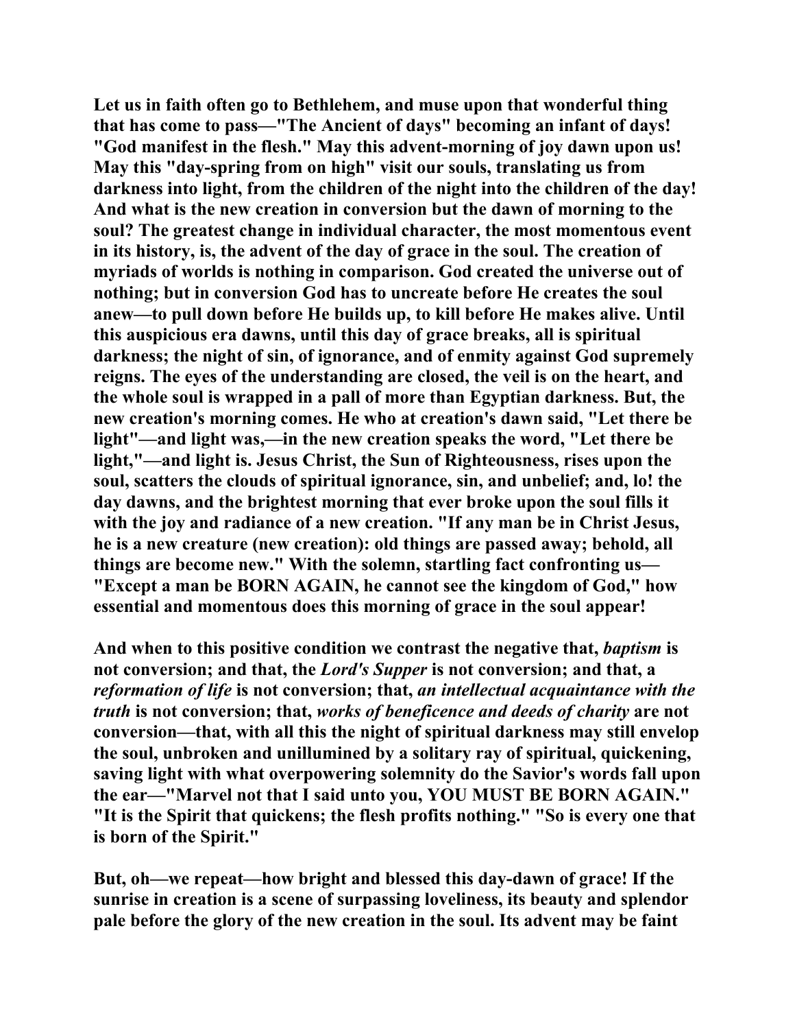Let us in faith often go to Bethlehem, and muse upon that wonderful thing that has come to pass—"The Ancient of days" becoming an infant of days! "God manifest in the flesh." May this advent-morning of joy dawn upon us! May this "day-spring from on high" visit our souls, translating us from darkness into light, from the children of the night into the children of the day! And what is the new creation in conversion but the dawn of morning to the soul? The greatest change in individual character, the most momentous event in its history, is, the advent of the day of grace in the soul. The creation of myriads of worlds is nothing in comparison. God created the universe out of nothing; but in conversion God has to uncreate before He creates the soul anew—to pull down before He builds up, to kill before He makes alive. Until this auspicious era dawns, until this day of grace breaks, all is spiritual darkness; the night of sin, of ignorance, and of enmity against God supremely reigns. The eyes of the understanding are closed, the veil is on the heart, and the whole soul is wrapped in a pall of more than Egyptian darkness. But, the new creation's morning comes. He who at creation's dawn said, "Let there be light"—and light was,—in the new creation speaks the word, "Let there be light,"—and light is. Jesus Christ, the Sun of Righteousness, rises upon the soul, scatters the clouds of spiritual ignorance, sin, and unbelief; and, lo! the day dawns, and the brightest morning that ever broke upon the soul fills it with the joy and radiance of a new creation. "If any man be in Christ Jesus, he is a new creature (new creation): old things are passed away; behold, all things are become new." With the solemn, startling fact confronting us—"Except a man be BORN AGAIN, he cannot see the kingdom of God," how essential and momentous does this morning of grace in the soul appear!

And when to this positive condition we contrast the negative that, *baptism* is not conversion; and that, the *Lord's Supper* is not conversion; and that, a *reformation of life* is not conversion; that, *an intellectual acquaintance with the truth* is not conversion; that, *works of beneficence and deeds of charity* are not conversion—that, with all this the night of spiritual darkness may still envelop the soul, unbroken and unillumined by a solitary ray of spiritual, quickening, saving light with what overpowering solemnity do the Savior's words fall upon the ear—"Marvel not that I said unto you, YOU MUST BE BORN AGAIN." "It is the Spirit that quickens; the flesh profits nothing." "So is every one that is born of the Spirit."

But, oh—we repeat—how bright and blessed this day-dawn of grace! If the sunrise in creation is a scene of surpassing loveliness, its beauty and splendor pale before the glory of the new creation in the soul. Its advent may be faint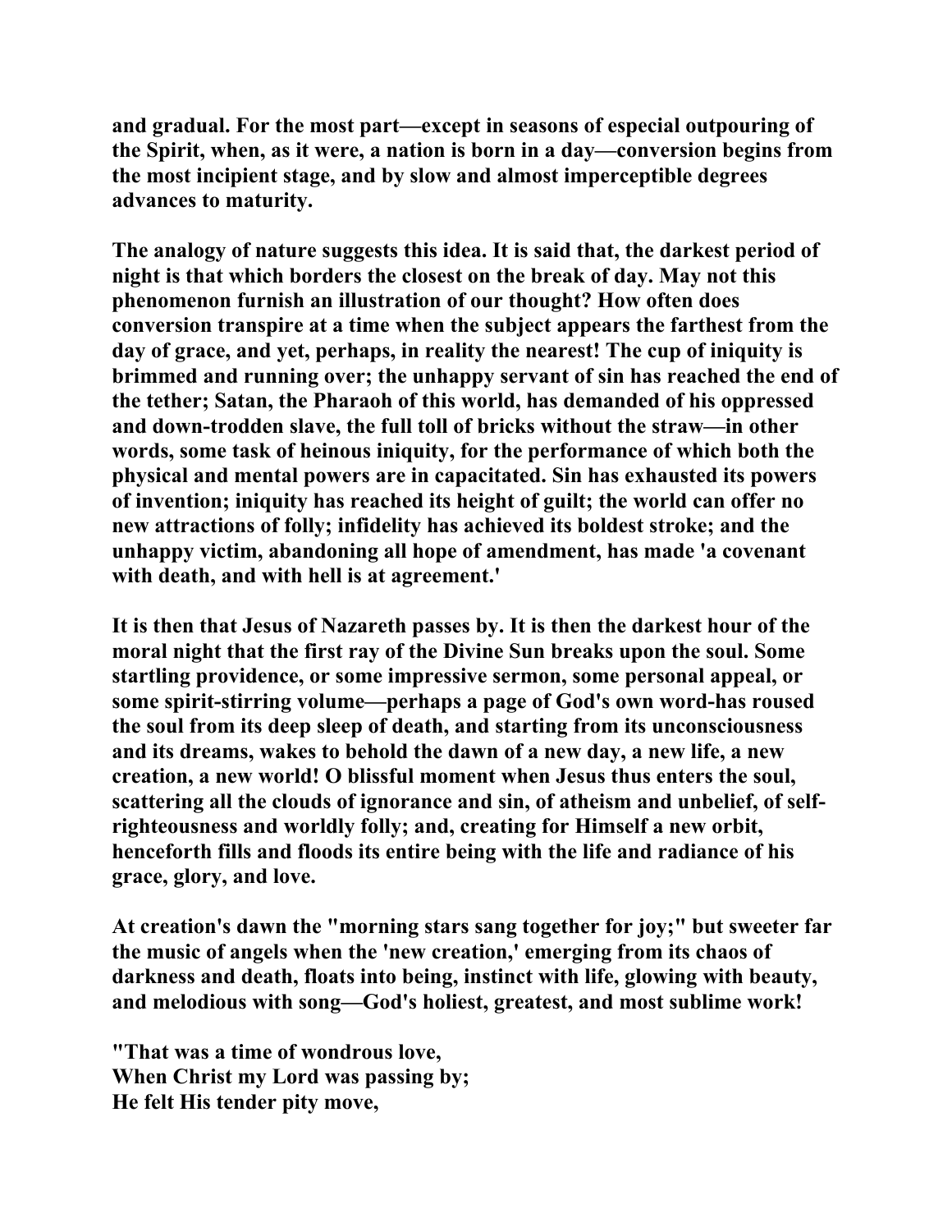and gradual. For the most part—except in seasons of especial outpouring of the Spirit, when, as it were, a nation is born in a day—conversion begins from the most incipient stage, and by slow and almost imperceptible degrees advances to maturity.

The analogy of nature suggests this idea. It is said that, the darkest period of night is that which borders the closest on the break of day. May not this phenomenon furnish an illustration of our thought? How often does conversion transpire at a time when the subject appears the farthest from the day of grace, and yet, perhaps, in reality the nearest! The cup of iniquity is brimmed and running over; the unhappy servant of sin has reached the end of the tether; Satan, the Pharaoh of this world, has demanded of his oppressed and down-trodden slave, the full toll of bricks without the straw—in other words, some task of heinous iniquity, for the performance of which both the physical and mental powers are in capacitated. Sin has exhausted its powers of invention; iniquity has reached its height of guilt; the world can offer no new attractions of folly; infidelity has achieved its boldest stroke; and the unhappy victim, abandoning all hope of amendment, has made 'a covenant with death, and with hell is at agreement.'

It is then that Jesus of Nazareth passes by. It is then the darkest hour of the moral night that the first ray of the Divine Sun breaks upon the soul. Some startling providence, or some impressive sermon, some personal appeal, or some spirit-stirring volume—perhaps a page of God's own word-has roused the soul from its deep sleep of death, and starting from its unconsciousness and its dreams, wakes to behold the dawn of a new day, a new life, a new creation, a new world! O blissful moment when Jesus thus enters the soul, scattering all the clouds of ignorance and sin, of atheism and unbelief, of self-righteousness and worldly folly; and, creating for Himself a new orbit, henceforth fills and floods its entire being with the life and radiance of his grace, glory, and love.

At creation's dawn the "morning stars sang together for joy;" but sweeter far the music of angels when the 'new creation,' emerging from its chaos of darkness and death, floats into being, instinct with life, glowing with beauty, and melodious with song—God's holiest, greatest, and most sublime work!

"That was a time of wondrous love,  
When Christ my Lord was passing by;  
He felt His tender pity move,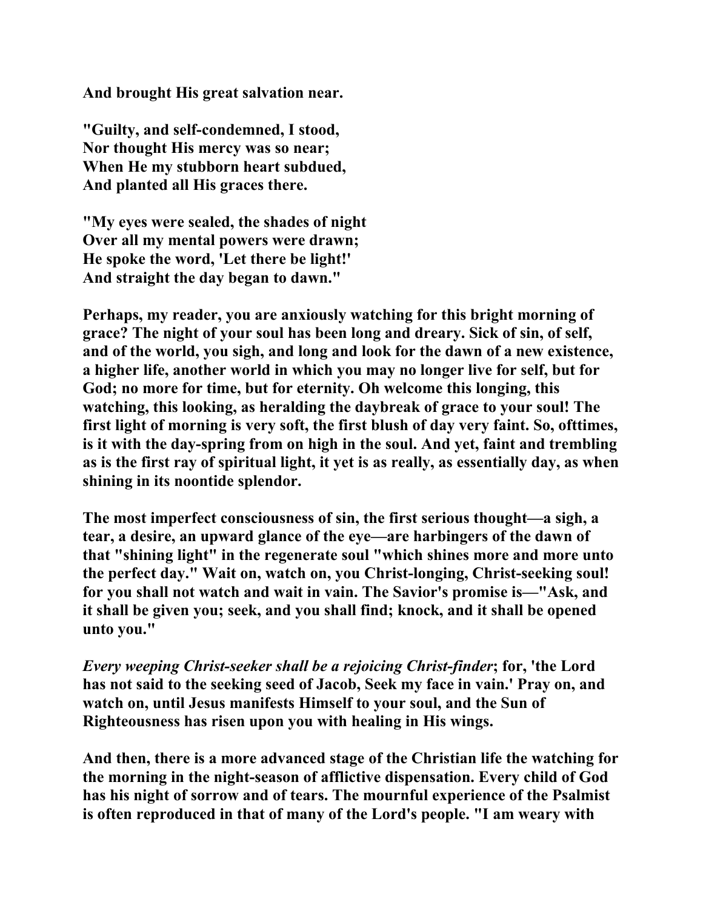**And brought His great salvation near.**

**"Guilty, and self-condemned, I stood,**
**Nor thought His mercy was so near;**
**When He my stubborn heart subdued,**
**And planted all His graces there.**

**"My eyes were sealed, the shades of night**
**Over all my mental powers were drawn;**
**He spoke the word, 'Let there be light!'**
**And straight the day began to dawn."**

**Perhaps, my reader, you are anxiously watching for this bright morning of grace? The night of your soul has been long and dreary. Sick of sin, of self, and of the world, you sigh, and long and look for the dawn of a new existence, a higher life, another world in which you may no longer live for self, but for God; no more for time, but for eternity. Oh welcome this longing, this watching, this looking, as heralding the daybreak of grace to your soul! The first light of morning is very soft, the first blush of day very faint. So, ofttimes, is it with the day-spring from on high in the soul. And yet, faint and trembling as is the first ray of spiritual light, it yet is as really, as essentially day, as when shining in its noontide splendor.**

**The most imperfect consciousness of sin, the first serious thought—a sigh, a tear, a desire, an upward glance of the eye—are harbingers of the dawn of that "shining light" in the regenerate soul "which shines more and more unto the perfect day." Wait on, watch on, you Christ-longing, Christ-seeking soul! for you shall not watch and wait in vain. The Savior's promise is—"Ask, and it shall be given you; seek, and you shall find; knock, and it shall be opened unto you."**

***Every weeping Christ-seeker shall be a rejoicing Christ-finder*; for, 'the Lord has not said to the seeking seed of Jacob, Seek my face in vain.' Pray on, and watch on, until Jesus manifests Himself to your soul, and the Sun of Righteousness has risen upon you with healing in His wings.**

**And then, there is a more advanced stage of the Christian life the watching for the morning in the night-season of afflictive dispensation. Every child of God has his night of sorrow and of tears. The mournful experience of the Psalmist is often reproduced in that of many of the Lord's people. "I am weary with**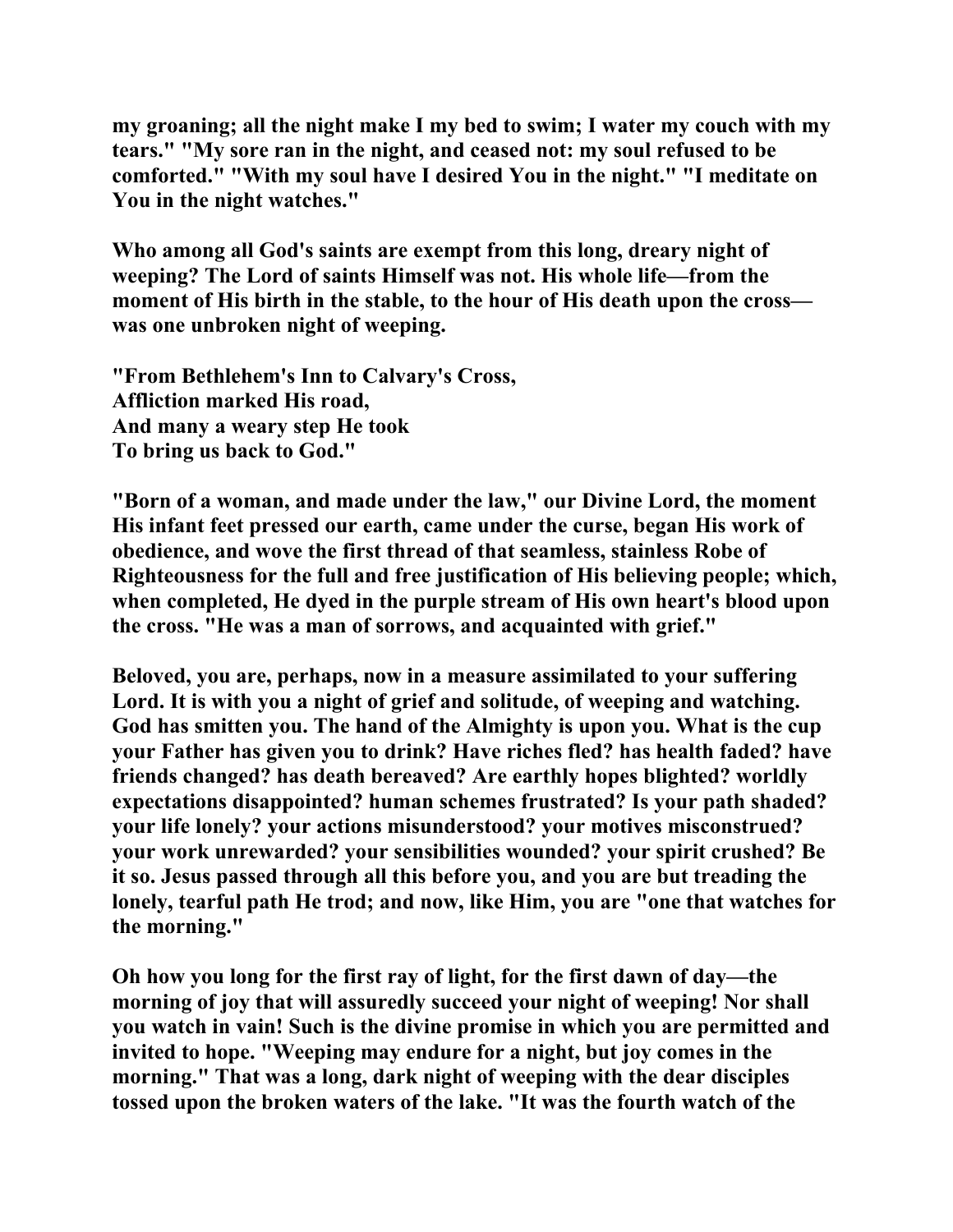my groaning; all the night make I my bed to swim; I water my couch with my tears." "My sore ran in the night, and ceased not: my soul refused to be comforted." "With my soul have I desired You in the night." "I meditate on You in the night watches."

Who among all God's saints are exempt from this long, dreary night of weeping? The Lord of saints Himself was not. His whole life—from the moment of His birth in the stable, to the hour of His death upon the cross—was one unbroken night of weeping.

"From Bethlehem's Inn to Calvary's Cross,
Affliction marked His road,
And many a weary step He took
To bring us back to God."

"Born of a woman, and made under the law," our Divine Lord, the moment His infant feet pressed our earth, came under the curse, began His work of obedience, and wove the first thread of that seamless, stainless Robe of Righteousness for the full and free justification of His believing people; which, when completed, He dyed in the purple stream of His own heart's blood upon the cross. "He was a man of sorrows, and acquainted with grief."

Beloved, you are, perhaps, now in a measure assimilated to your suffering Lord. It is with you a night of grief and solitude, of weeping and watching. God has smitten you. The hand of the Almighty is upon you. What is the cup your Father has given you to drink? Have riches fled? has health faded? have friends changed? has death bereaved? Are earthly hopes blighted? worldly expectations disappointed? human schemes frustrated? Is your path shaded? your life lonely? your actions misunderstood? your motives misconstrued? your work unrewarded? your sensibilities wounded? your spirit crushed? Be it so. Jesus passed through all this before you, and you are but treading the lonely, tearful path He trod; and now, like Him, you are "one that watches for the morning."

Oh how you long for the first ray of light, for the first dawn of day—the morning of joy that will assuredly succeed your night of weeping! Nor shall you watch in vain! Such is the divine promise in which you are permitted and invited to hope. "Weeping may endure for a night, but joy comes in the morning." That was a long, dark night of weeping with the dear disciples tossed upon the broken waters of the lake. "It was the fourth watch of the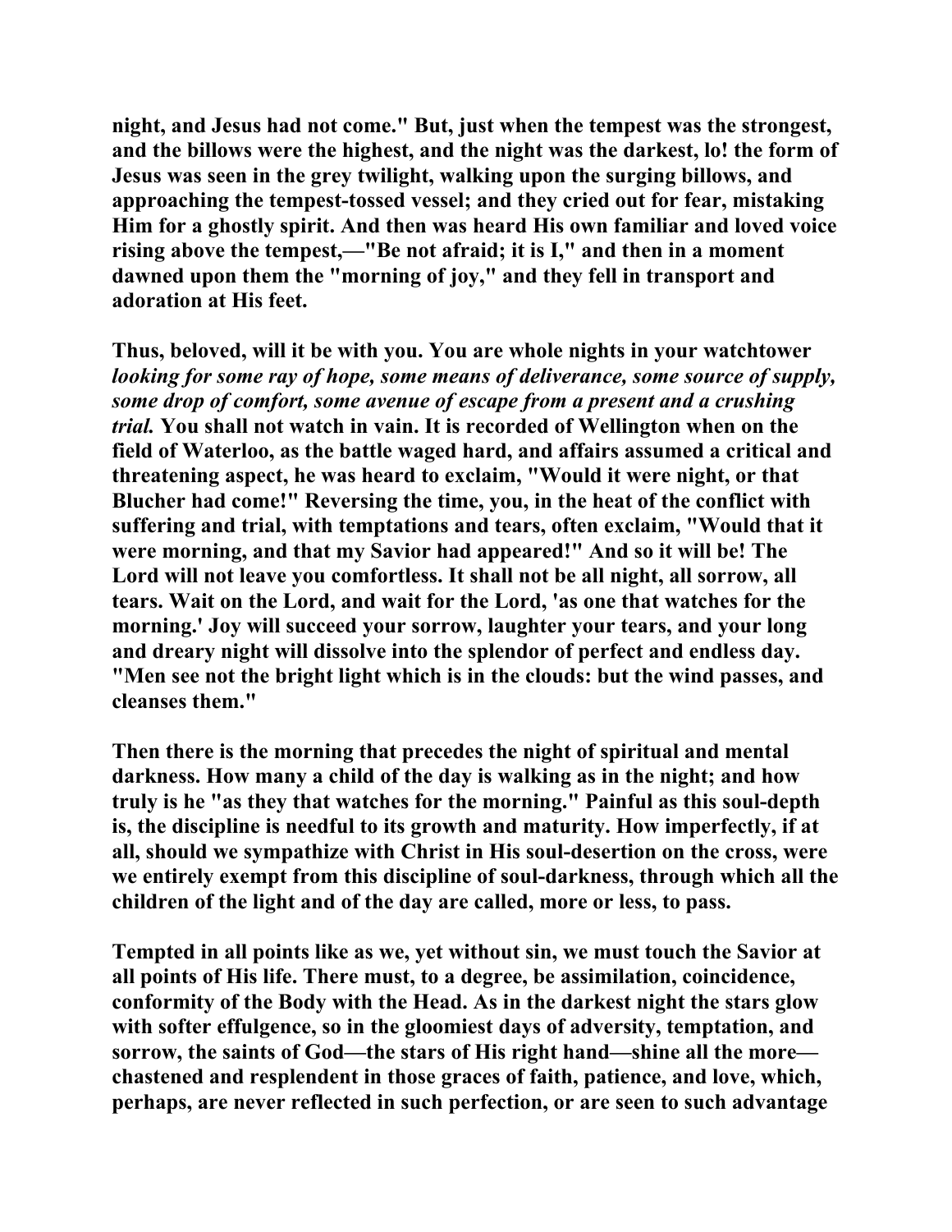night, and Jesus had not come." But, just when the tempest was the strongest, and the billows were the highest, and the night was the darkest, lo! the form of Jesus was seen in the grey twilight, walking upon the surging billows, and approaching the tempest-tossed vessel; and they cried out for fear, mistaking Him for a ghostly spirit. And then was heard His own familiar and loved voice rising above the tempest,—"Be not afraid; it is I," and then in a moment dawned upon them the "morning of joy," and they fell in transport and adoration at His feet.

Thus, beloved, will it be with you. You are whole nights in your watchtower *looking for some ray of hope, some means of deliverance, some source of supply, some drop of comfort, some avenue of escape from a present and a crushing trial.* You shall not watch in vain. It is recorded of Wellington when on the field of Waterloo, as the battle waged hard, and affairs assumed a critical and threatening aspect, he was heard to exclaim, "Would it were night, or that Blucher had come!" Reversing the time, you, in the heat of the conflict with suffering and trial, with temptations and tears, often exclaim, "Would that it were morning, and that my Savior had appeared!" And so it will be! The Lord will not leave you comfortless. It shall not be all night, all sorrow, all tears. Wait on the Lord, and wait for the Lord, 'as one that watches for the morning.' Joy will succeed your sorrow, laughter your tears, and your long and dreary night will dissolve into the splendor of perfect and endless day. "Men see not the bright light which is in the clouds: but the wind passes, and cleanses them."

Then there is the morning that precedes the night of spiritual and mental darkness. How many a child of the day is walking as in the night; and how truly is he "as they that watches for the morning." Painful as this soul-depth is, the discipline is needful to its growth and maturity. How imperfectly, if at all, should we sympathize with Christ in His soul-desertion on the cross, were we entirely exempt from this discipline of soul-darkness, through which all the children of the light and of the day are called, more or less, to pass.

Tempted in all points like as we, yet without sin, we must touch the Savior at all points of His life. There must, to a degree, be assimilation, coincidence, conformity of the Body with the Head. As in the darkest night the stars glow with softer effulgence, so in the gloomiest days of adversity, temptation, and sorrow, the saints of God—the stars of His right hand—shine all the more—chastened and resplendent in those graces of faith, patience, and love, which, perhaps, are never reflected in such perfection, or are seen to such advantage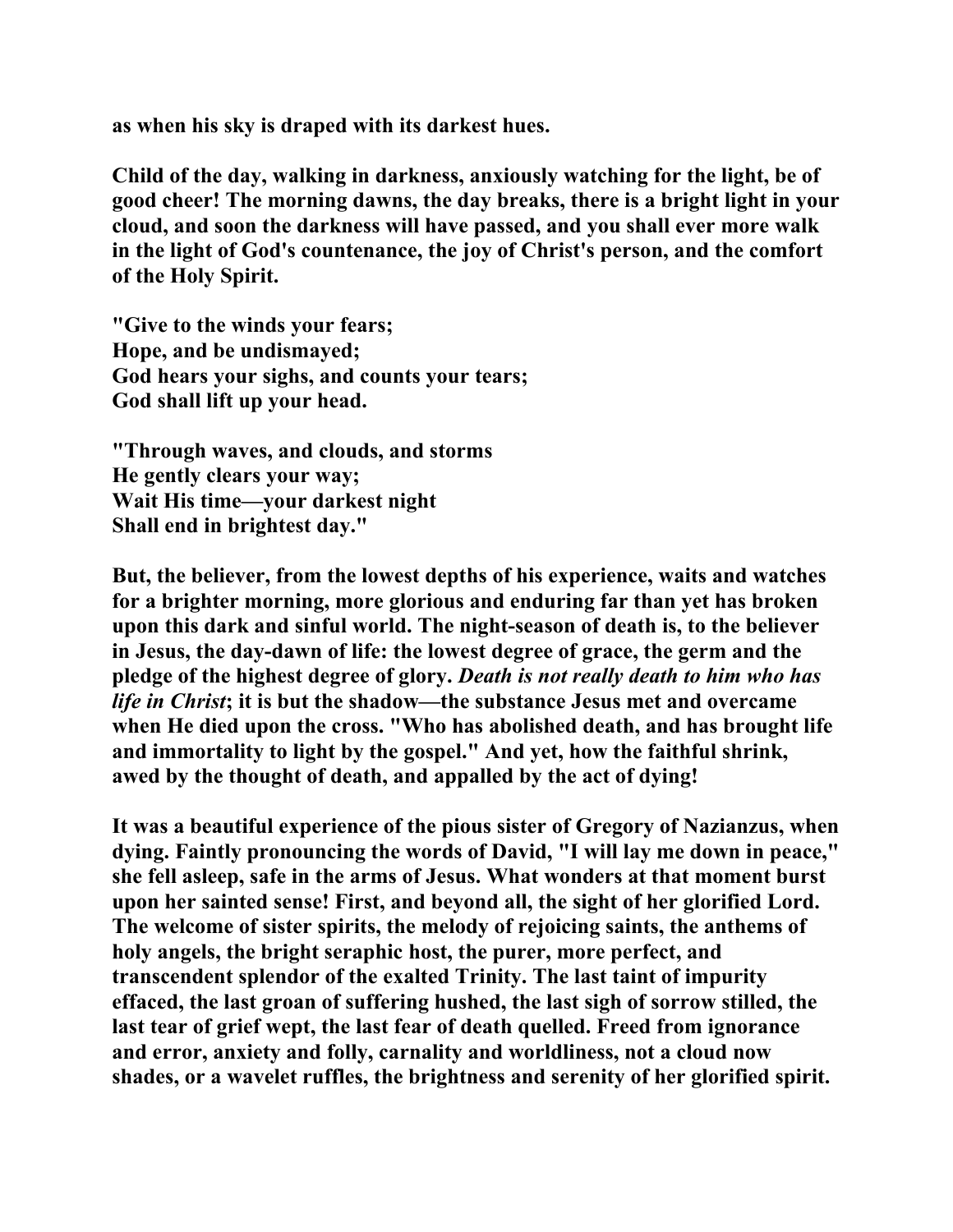as when his sky is draped with its darkest hues.

Child of the day, walking in darkness, anxiously watching for the light, be of good cheer! The morning dawns, the day breaks, there is a bright light in your cloud, and soon the darkness will have passed, and you shall ever more walk in the light of God's countenance, the joy of Christ's person, and the comfort of the Holy Spirit.

"Give to the winds your fears;
Hope, and be undismayed;
God hears your sighs, and counts your tears;
God shall lift up your head.

"Through waves, and clouds, and storms
He gently clears your way;
Wait His time—your darkest night
Shall end in brightest day."

But, the believer, from the lowest depths of his experience, waits and watches for a brighter morning, more glorious and enduring far than yet has broken upon this dark and sinful world. The night-season of death is, to the believer in Jesus, the day-dawn of life: the lowest degree of grace, the germ and the pledge of the highest degree of glory. *Death is not really death to him who has life in Christ*; it is but the shadow—the substance Jesus met and overcame when He died upon the cross. "Who has abolished death, and has brought life and immortality to light by the gospel." And yet, how the faithful shrink, awed by the thought of death, and appalled by the act of dying!

It was a beautiful experience of the pious sister of Gregory of Nazianzus, when dying. Faintly pronouncing the words of David, "I will lay me down in peace," she fell asleep, safe in the arms of Jesus. What wonders at that moment burst upon her sainted sense! First, and beyond all, the sight of her glorified Lord. The welcome of sister spirits, the melody of rejoicing saints, the anthems of holy angels, the bright seraphic host, the purer, more perfect, and transcendent splendor of the exalted Trinity. The last taint of impurity effaced, the last groan of suffering hushed, the last sigh of sorrow stilled, the last tear of grief wept, the last fear of death quelled. Freed from ignorance and error, anxiety and folly, carnality and worldliness, not a cloud now shades, or a wavelet ruffles, the brightness and serenity of her glorified spirit.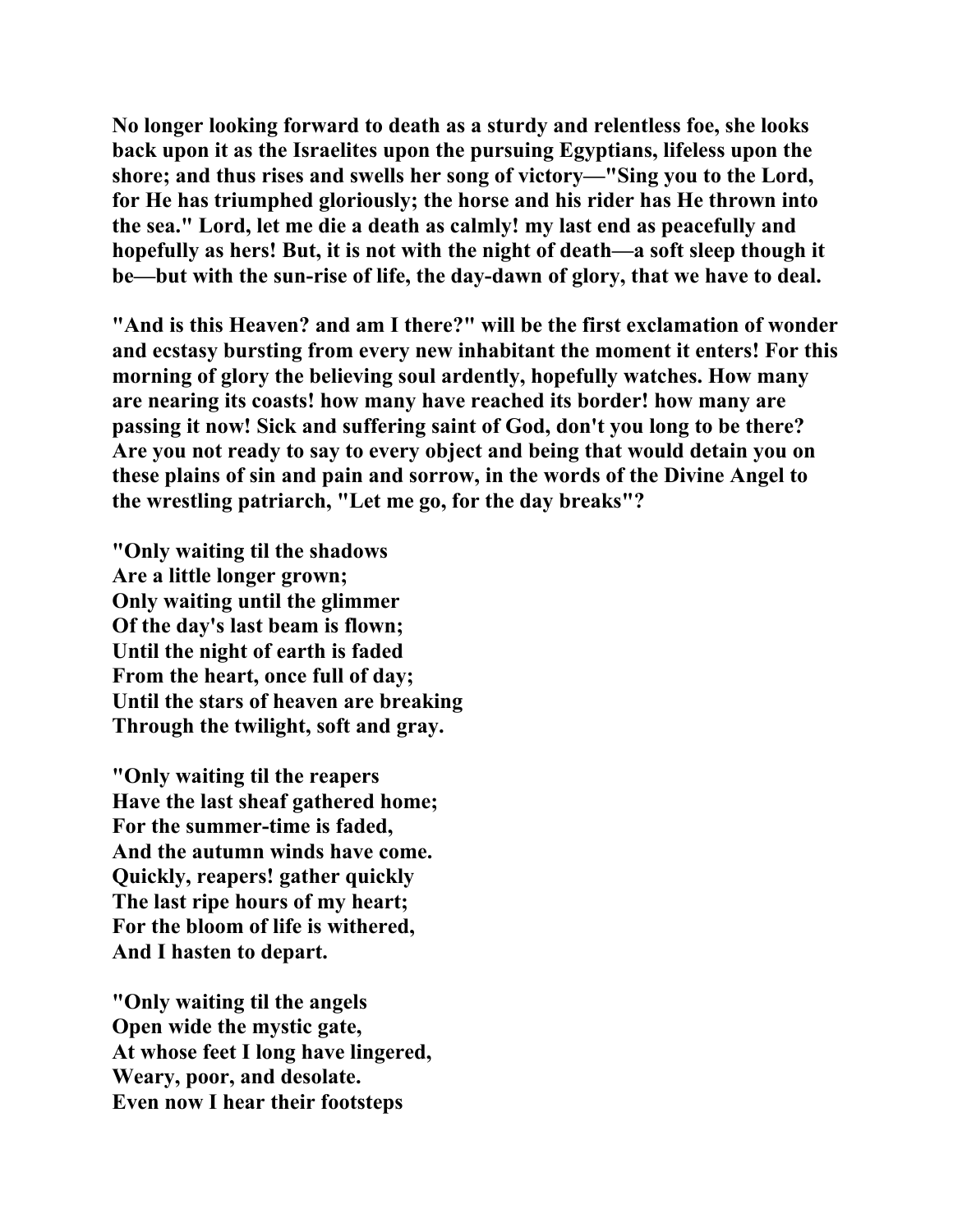No longer looking forward to death as a sturdy and relentless foe, she looks back upon it as the Israelites upon the pursuing Egyptians, lifeless upon the shore; and thus rises and swells her song of victory—"Sing you to the Lord, for He has triumphed gloriously; the horse and his rider has He thrown into the sea." Lord, let me die a death as calmly! my last end as peacefully and hopefully as hers! But, it is not with the night of death—a soft sleep though it be—but with the sun-rise of life, the day-dawn of glory, that we have to deal.

"And is this Heaven? and am I there?" will be the first exclamation of wonder and ecstasy bursting from every new inhabitant the moment it enters! For this morning of glory the believing soul ardently, hopefully watches. How many are nearing its coasts! how many have reached its border! how many are passing it now! Sick and suffering saint of God, don't you long to be there? Are you not ready to say to every object and being that would detain you on these plains of sin and pain and sorrow, in the words of the Divine Angel to the wrestling patriarch, "Let me go, for the day breaks"?

"Only waiting til the shadows  
Are a little longer grown;  
Only waiting until the glimmer  
Of the day's last beam is flown;  
Until the night of earth is faded  
From the heart, once full of day;  
Until the stars of heaven are breaking  
Through the twilight, soft and gray.

"Only waiting til the reapers  
Have the last sheaf gathered home;  
For the summer-time is faded,  
And the autumn winds have come.  
Quickly, reapers! gather quickly  
The last ripe hours of my heart;  
For the bloom of life is withered,  
And I hasten to depart.

"Only waiting til the angels  
Open wide the mystic gate,  
At whose feet I long have lingered,  
Weary, poor, and desolate.  
Even now I hear their footsteps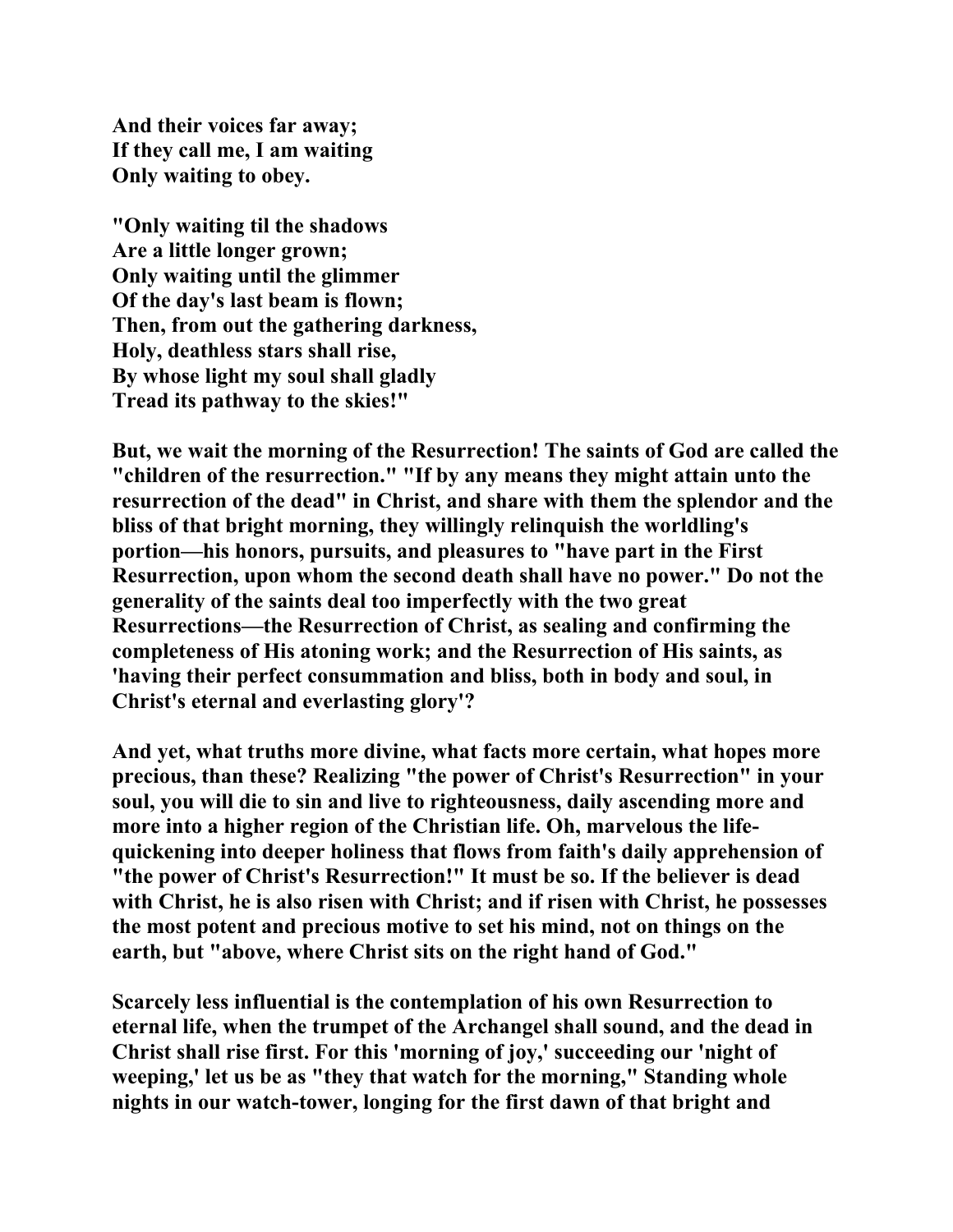**And their voices far away;**
**If they call me, I am waiting**
**Only waiting to obey.**

**"Only waiting til the shadows**
**Are a little longer grown;**
**Only waiting until the glimmer**
**Of the day's last beam is flown;**
**Then, from out the gathering darkness,**
**Holy, deathless stars shall rise,**
**By whose light my soul shall gladly**
**Tread its pathway to the skies!"**

**But, we wait the morning of the Resurrection! The saints of God are called the "children of the resurrection." "If by any means they might attain unto the resurrection of the dead" in Christ, and share with them the splendor and the bliss of that bright morning, they willingly relinquish the worldling's portion—his honors, pursuits, and pleasures to "have part in the First Resurrection, upon whom the second death shall have no power." Do not the generality of the saints deal too imperfectly with the two great Resurrections—the Resurrection of Christ, as sealing and confirming the completeness of His atoning work; and the Resurrection of His saints, as 'having their perfect consummation and bliss, both in body and soul, in Christ's eternal and everlasting glory'?**

**And yet, what truths more divine, what facts more certain, what hopes more precious, than these? Realizing "the power of Christ's Resurrection" in your soul, you will die to sin and live to righteousness, daily ascending more and more into a higher region of the Christian life. Oh, marvelous the life-quickening into deeper holiness that flows from faith's daily apprehension of "the power of Christ's Resurrection!" It must be so. If the believer is dead with Christ, he is also risen with Christ; and if risen with Christ, he possesses the most potent and precious motive to set his mind, not on things on the earth, but "above, where Christ sits on the right hand of God."**

**Scarcely less influential is the contemplation of his own Resurrection to eternal life, when the trumpet of the Archangel shall sound, and the dead in Christ shall rise first. For this 'morning of joy,' succeeding our 'night of weeping,' let us be as "they that watch for the morning," Standing whole nights in our watch-tower, longing for the first dawn of that bright and**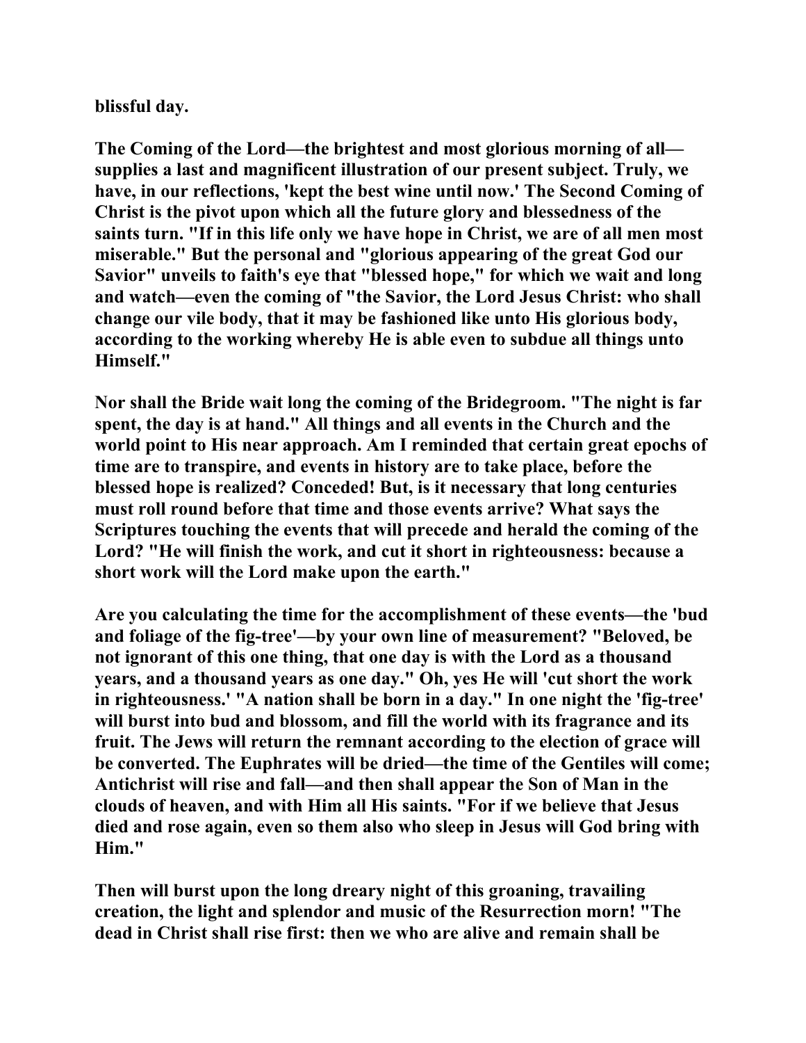**blissful day.**

**The Coming of the Lord—the brightest and most glorious morning of all—supplies a last and magnificent illustration of our present subject. Truly, we have, in our reflections, 'kept the best wine until now.' The Second Coming of Christ is the pivot upon which all the future glory and blessedness of the saints turn. "If in this life only we have hope in Christ, we are of all men most miserable." But the personal and "glorious appearing of the great God our Savior" unveils to faith's eye that "blessed hope," for which we wait and long and watch—even the coming of "the Savior, the Lord Jesus Christ: who shall change our vile body, that it may be fashioned like unto His glorious body, according to the working whereby He is able even to subdue all things unto Himself."**

**Nor shall the Bride wait long the coming of the Bridegroom. "The night is far spent, the day is at hand." All things and all events in the Church and the world point to His near approach. Am I reminded that certain great epochs of time are to transpire, and events in history are to take place, before the blessed hope is realized? Conceded! But, is it necessary that long centuries must roll round before that time and those events arrive? What says the Scriptures touching the events that will precede and herald the coming of the Lord? "He will finish the work, and cut it short in righteousness: because a short work will the Lord make upon the earth."**

**Are you calculating the time for the accomplishment of these events—the 'bud and foliage of the fig-tree'—by your own line of measurement? "Beloved, be not ignorant of this one thing, that one day is with the Lord as a thousand years, and a thousand years as one day." Oh, yes He will 'cut short the work in righteousness.' "A nation shall be born in a day." In one night the 'fig-tree' will burst into bud and blossom, and fill the world with its fragrance and its fruit. The Jews will return the remnant according to the election of grace will be converted. The Euphrates will be dried—the time of the Gentiles will come; Antichrist will rise and fall—and then shall appear the Son of Man in the clouds of heaven, and with Him all His saints. "For if we believe that Jesus died and rose again, even so them also who sleep in Jesus will God bring with Him."**

**Then will burst upon the long dreary night of this groaning, travailing creation, the light and splendor and music of the Resurrection morn! "The dead in Christ shall rise first: then we who are alive and remain shall be**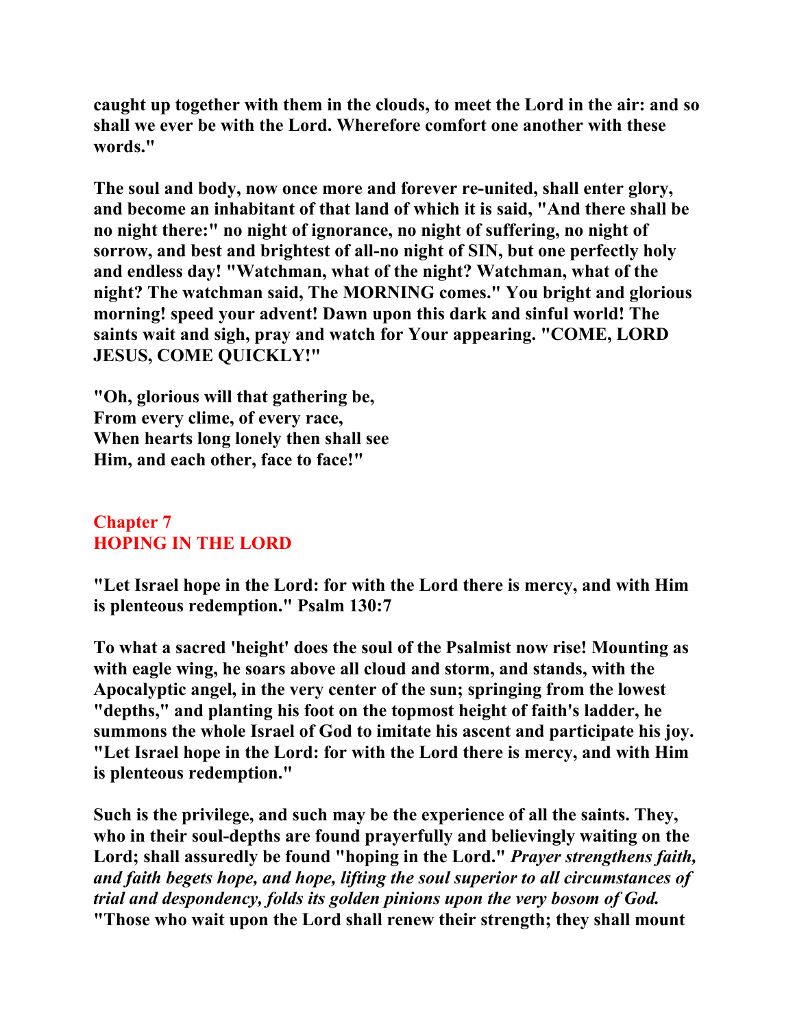**caught up together with them in the clouds, to meet the Lord in the air: and so shall we ever be with the Lord. Wherefore comfort one another with these words."**

**The soul and body, now once more and forever re-united, shall enter glory, and become an inhabitant of that land of which it is said, "And there shall be no night there:" no night of ignorance, no night of suffering, no night of sorrow, and best and brightest of all-no night of SIN, but one perfectly holy and endless day! "Watchman, what of the night? Watchman, what of the night? The watchman said, The MORNING comes." You bright and glorious morning! speed your advent! Dawn upon this dark and sinful world! The saints wait and sigh, pray and watch for Your appearing. "COME, LORD JESUS, COME QUICKLY!"**

**"Oh, glorious will that gathering be,**
**From every clime, of every race,**
**When hearts long lonely then shall see**
**Him, and each other, face to face!"**

## Chapter 7
## HOPING IN THE LORD

**"Let Israel hope in the Lord: for with the Lord there is mercy, and with Him is plenteous redemption." Psalm 130:7**

**To what a sacred 'height' does the soul of the Psalmist now rise! Mounting as with eagle wing, he soars above all cloud and storm, and stands, with the Apocalyptic angel, in the very center of the sun; springing from the lowest "depths," and planting his foot on the topmost height of faith's ladder, he summons the whole Israel of God to imitate his ascent and participate his joy. "Let Israel hope in the Lord: for with the Lord there is mercy, and with Him is plenteous redemption."**

**Such is the privilege, and such may be the experience of all the saints. They, who in their soul-depths are found prayerfully and believingly waiting on the Lord; shall assuredly be found "hoping in the Lord."** ***Prayer strengthens faith, and faith begets hope, and hope, lifting the soul superior to all circumstances of trial and despondency, folds its golden pinions upon the very bosom of God.*** **"Those who wait upon the Lord shall renew their strength; they shall mount**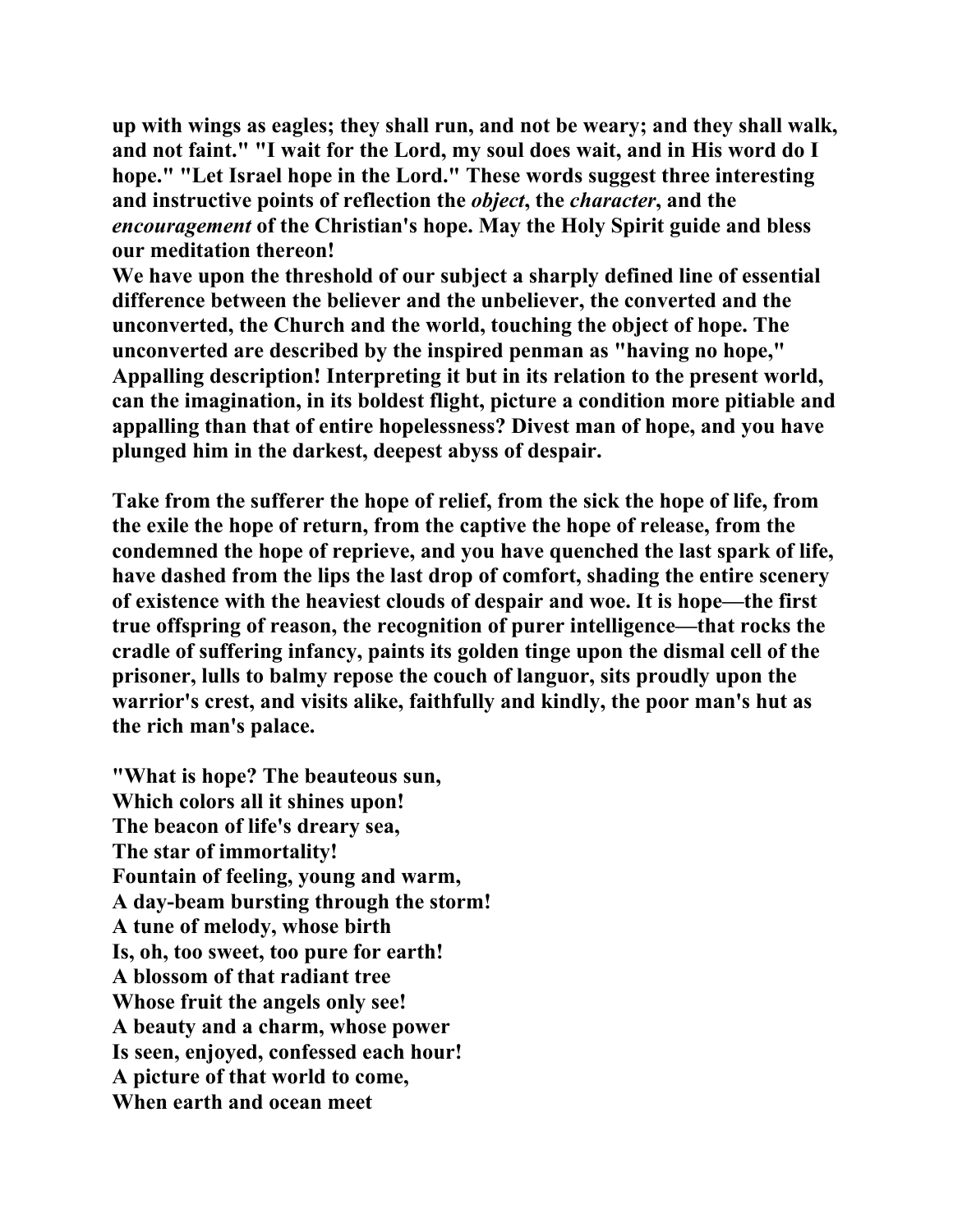**up with wings as eagles; they shall run, and not be weary; and they shall walk, and not faint." "I wait for the Lord, my soul does wait, and in His word do I hope." "Let Israel hope in the Lord." These words suggest three interesting and instructive points of reflection the *object*, the *character*, and the *encouragement* of the Christian's hope. May the Holy Spirit guide and bless our meditation thereon!**

**We have upon the threshold of our subject a sharply defined line of essential difference between the believer and the unbeliever, the converted and the unconverted, the Church and the world, touching the object of hope. The unconverted are described by the inspired penman as "having no hope," Appalling description! Interpreting it but in its relation to the present world, can the imagination, in its boldest flight, picture a condition more pitiable and appalling than that of entire hopelessness? Divest man of hope, and you have plunged him in the darkest, deepest abyss of despair.**

**Take from the sufferer the hope of relief, from the sick the hope of life, from the exile the hope of return, from the captive the hope of release, from the condemned the hope of reprieve, and you have quenched the last spark of life, have dashed from the lips the last drop of comfort, shading the entire scenery of existence with the heaviest clouds of despair and woe. It is hope—the first true offspring of reason, the recognition of purer intelligence—that rocks the cradle of suffering infancy, paints its golden tinge upon the dismal cell of the prisoner, lulls to balmy repose the couch of languor, sits proudly upon the warrior's crest, and visits alike, faithfully and kindly, the poor man's hut as the rich man's palace.**

**"What is hope? The beauteous sun,
Which colors all it shines upon!
The beacon of life's dreary sea,
The star of immortality!
Fountain of feeling, young and warm,
A day-beam bursting through the storm!
A tune of melody, whose birth
Is, oh, too sweet, too pure for earth!
A blossom of that radiant tree
Whose fruit the angels only see!
A beauty and a charm, whose power
Is seen, enjoyed, confessed each hour!
A picture of that world to come,
When earth and ocean meet**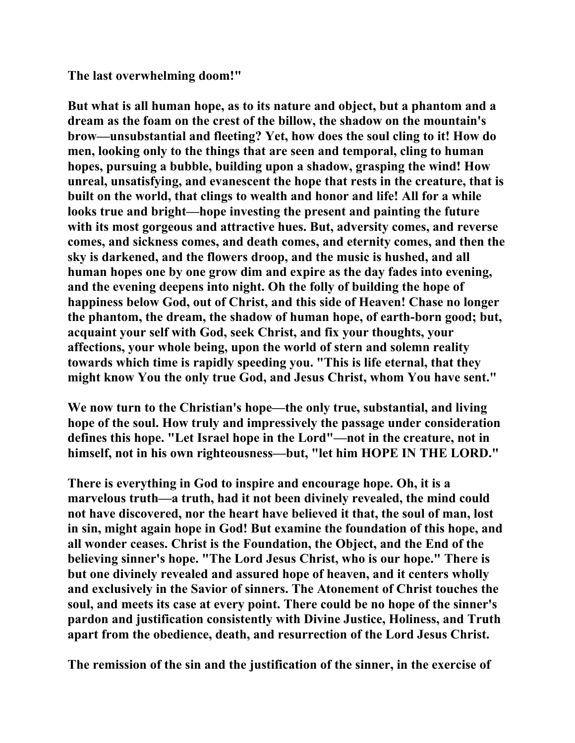**The last overwhelming doom!"**

**But what is all human hope, as to its nature and object, but a phantom and a dream as the foam on the crest of the billow, the shadow on the mountain's brow—unsubstantial and fleeting? Yet, how does the soul cling to it! How do men, looking only to the things that are seen and temporal, cling to human hopes, pursuing a bubble, building upon a shadow, grasping the wind! How unreal, unsatisfying, and evanescent the hope that rests in the creature, that is built on the world, that clings to wealth and honor and life! All for a while looks true and bright—hope investing the present and painting the future with its most gorgeous and attractive hues. But, adversity comes, and reverse comes, and sickness comes, and death comes, and eternity comes, and then the sky is darkened, and the flowers droop, and the music is hushed, and all human hopes one by one grow dim and expire as the day fades into evening, and the evening deepens into night. Oh the folly of building the hope of happiness below God, out of Christ, and this side of Heaven! Chase no longer the phantom, the dream, the shadow of human hope, of earth-born good; but, acquaint your self with God, seek Christ, and fix your thoughts, your affections, your whole being, upon the world of stern and solemn reality towards which time is rapidly speeding you. "This is life eternal, that they might know You the only true God, and Jesus Christ, whom You have sent."**

**We now turn to the Christian's hope—the only true, substantial, and living hope of the soul. How truly and impressively the passage under consideration defines this hope. "Let Israel hope in the Lord"—not in the creature, not in himself, not in his own righteousness—but, "let him HOPE IN THE LORD."**

**There is everything in God to inspire and encourage hope. Oh, it is a marvelous truth—a truth, had it not been divinely revealed, the mind could not have discovered, nor the heart have believed it that, the soul of man, lost in sin, might again hope in God! But examine the foundation of this hope, and all wonder ceases. Christ is the Foundation, the Object, and the End of the believing sinner's hope. "The Lord Jesus Christ, who is our hope." There is but one divinely revealed and assured hope of heaven, and it centers wholly and exclusively in the Savior of sinners. The Atonement of Christ touches the soul, and meets its case at every point. There could be no hope of the sinner's pardon and justification consistently with Divine Justice, Holiness, and Truth apart from the obedience, death, and resurrection of the Lord Jesus Christ.**

**The remission of the sin and the justification of the sinner, in the exercise of**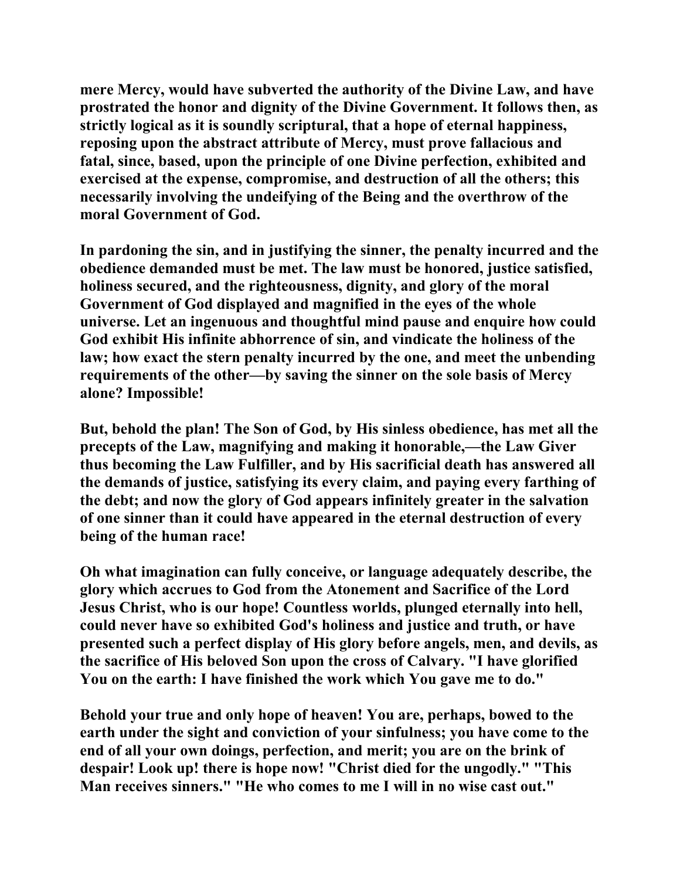mere Mercy, would have subverted the authority of the Divine Law, and have prostrated the honor and dignity of the Divine Government. It follows then, as strictly logical as it is soundly scriptural, that a hope of eternal happiness, reposing upon the abstract attribute of Mercy, must prove fallacious and fatal, since, based, upon the principle of one Divine perfection, exhibited and exercised at the expense, compromise, and destruction of all the others; this necessarily involving the undeifying of the Being and the overthrow of the moral Government of God.

In pardoning the sin, and in justifying the sinner, the penalty incurred and the obedience demanded must be met. The law must be honored, justice satisfied, holiness secured, and the righteousness, dignity, and glory of the moral Government of God displayed and magnified in the eyes of the whole universe. Let an ingenuous and thoughtful mind pause and enquire how could God exhibit His infinite abhorrence of sin, and vindicate the holiness of the law; how exact the stern penalty incurred by the one, and meet the unbending requirements of the other—by saving the sinner on the sole basis of Mercy alone? Impossible!

But, behold the plan! The Son of God, by His sinless obedience, has met all the precepts of the Law, magnifying and making it honorable,—the Law Giver thus becoming the Law Fulfiller, and by His sacrificial death has answered all the demands of justice, satisfying its every claim, and paying every farthing of the debt; and now the glory of God appears infinitely greater in the salvation of one sinner than it could have appeared in the eternal destruction of every being of the human race!

Oh what imagination can fully conceive, or language adequately describe, the glory which accrues to God from the Atonement and Sacrifice of the Lord Jesus Christ, who is our hope! Countless worlds, plunged eternally into hell, could never have so exhibited God's holiness and justice and truth, or have presented such a perfect display of His glory before angels, men, and devils, as the sacrifice of His beloved Son upon the cross of Calvary. "I have glorified You on the earth: I have finished the work which You gave me to do."

Behold your true and only hope of heaven! You are, perhaps, bowed to the earth under the sight and conviction of your sinfulness; you have come to the end of all your own doings, perfection, and merit; you are on the brink of despair! Look up! there is hope now! "Christ died for the ungodly." "This Man receives sinners." "He who comes to me I will in no wise cast out."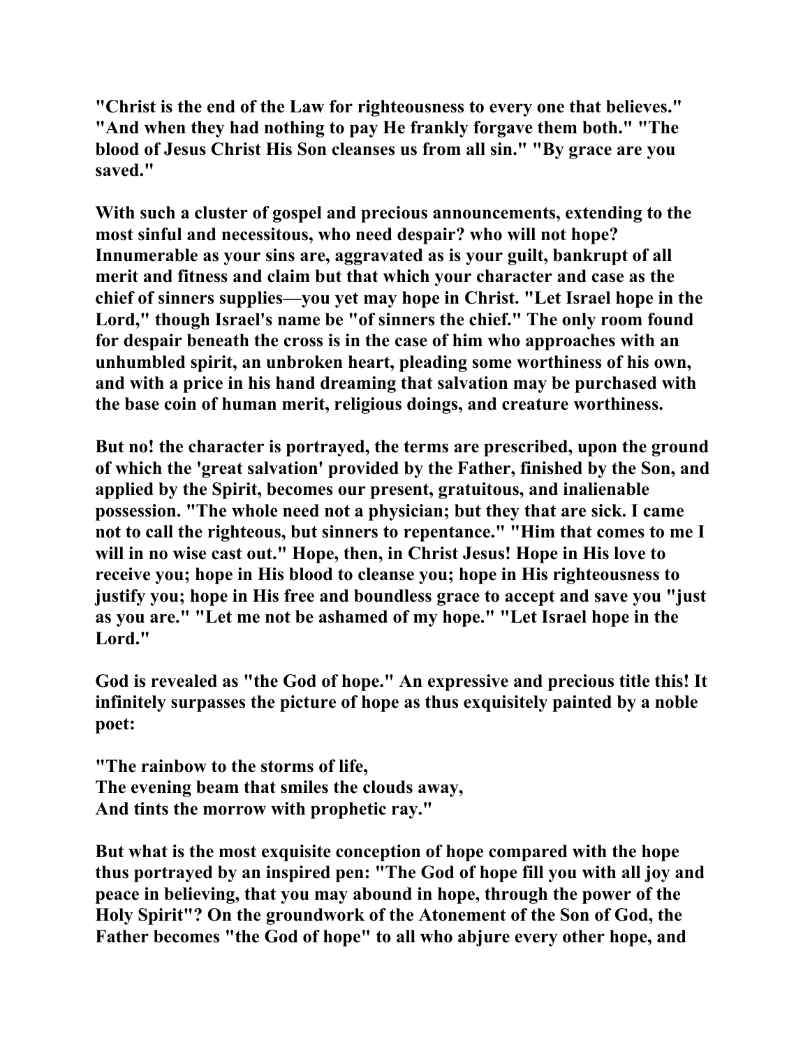"Christ is the end of the Law for righteousness to every one that believes." "And when they had nothing to pay He frankly forgave them both." "The blood of Jesus Christ His Son cleanses us from all sin." "By grace are you saved."

With such a cluster of gospel and precious announcements, extending to the most sinful and necessitous, who need despair? who will not hope? Innumerable as your sins are, aggravated as is your guilt, bankrupt of all merit and fitness and claim but that which your character and case as the chief of sinners supplies—you yet may hope in Christ. "Let Israel hope in the Lord," though Israel's name be "of sinners the chief." The only room found for despair beneath the cross is in the case of him who approaches with an unhumbled spirit, an unbroken heart, pleading some worthiness of his own, and with a price in his hand dreaming that salvation may be purchased with the base coin of human merit, religious doings, and creature worthiness.

But no! the character is portrayed, the terms are prescribed, upon the ground of which the 'great salvation' provided by the Father, finished by the Son, and applied by the Spirit, becomes our present, gratuitous, and inalienable possession. "The whole need not a physician; but they that are sick. I came not to call the righteous, but sinners to repentance." "Him that comes to me I will in no wise cast out." Hope, then, in Christ Jesus! Hope in His love to receive you; hope in His blood to cleanse you; hope in His righteousness to justify you; hope in His free and boundless grace to accept and save you "just as you are." "Let me not be ashamed of my hope." "Let Israel hope in the Lord."

God is revealed as "the God of hope." An expressive and precious title this! It infinitely surpasses the picture of hope as thus exquisitely painted by a noble poet:

"The rainbow to the storms of life,
The evening beam that smiles the clouds away,
And tints the morrow with prophetic ray."

But what is the most exquisite conception of hope compared with the hope thus portrayed by an inspired pen: "The God of hope fill you with all joy and peace in believing, that you may abound in hope, through the power of the Holy Spirit"? On the groundwork of the Atonement of the Son of God, the Father becomes "the God of hope" to all who abjure every other hope, and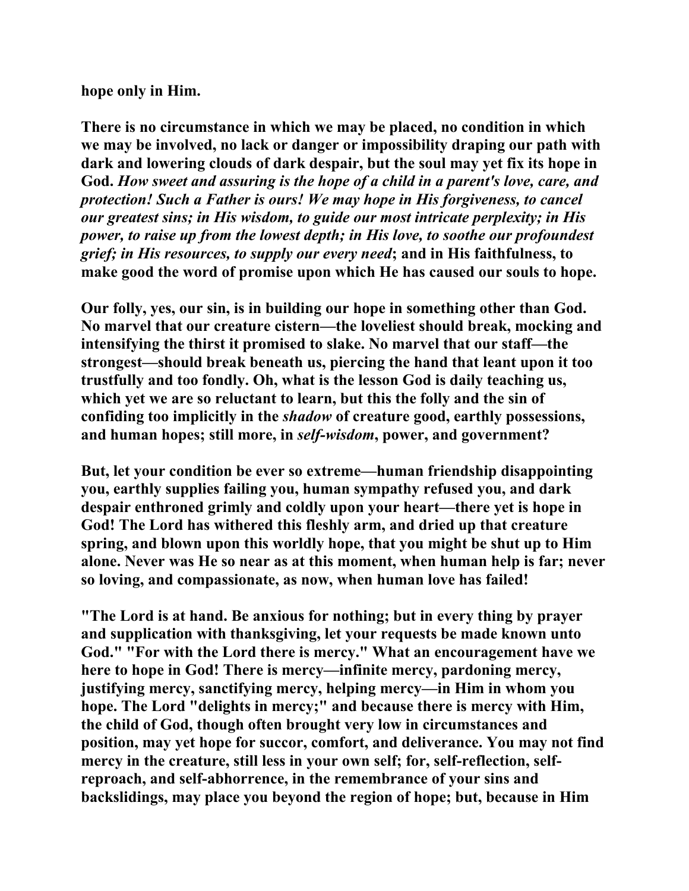**hope only in Him.**

**There is no circumstance in which we may be placed, no condition in which we may be involved, no lack or danger or impossibility draping our path with dark and lowering clouds of dark despair, but the soul may yet fix its hope in God.** ***How sweet and assuring is the hope of a child in a parent's love, care, and protection! Such a Father is ours! We may hope in His forgiveness, to cancel our greatest sins; in His wisdom, to guide our most intricate perplexity; in His power, to raise up from the lowest depth; in His love, to soothe our profoundest grief; in His resources, to supply our every need*; and in His faithfulness, to make good the word of promise upon which He has caused our souls to hope.**

**Our folly, yes, our sin, is in building our hope in something other than God. No marvel that our creature cistern—the loveliest should break, mocking and intensifying the thirst it promised to slake. No marvel that our staff—the strongest—should break beneath us, piercing the hand that leant upon it too trustfully and too fondly. Oh, what is the lesson God is daily teaching us, which yet we are so reluctant to learn, but this the folly and the sin of confiding too implicitly in the *shadow* of creature good, earthly possessions, and human hopes; still more, in *self-wisdom*, power, and government?**

**But, let your condition be ever so extreme—human friendship disappointing you, earthly supplies failing you, human sympathy refused you, and dark despair enthroned grimly and coldly upon your heart—there yet is hope in God! The Lord has withered this fleshly arm, and dried up that creature spring, and blown upon this worldly hope, that you might be shut up to Him alone. Never was He so near as at this moment, when human help is far; never so loving, and compassionate, as now, when human love has failed!**

**"The Lord is at hand. Be anxious for nothing; but in every thing by prayer and supplication with thanksgiving, let your requests be made known unto God." "For with the Lord there is mercy." What an encouragement have we here to hope in God! There is mercy—infinite mercy, pardoning mercy, justifying mercy, sanctifying mercy, helping mercy—in Him in whom you hope. The Lord "delights in mercy;" and because there is mercy with Him, the child of God, though often brought very low in circumstances and position, may yet hope for succor, comfort, and deliverance. You may not find mercy in the creature, still less in your own self; for, self-reflection, self-reproach, and self-abhorrence, in the remembrance of your sins and backslidings, may place you beyond the region of hope; but, because in Him**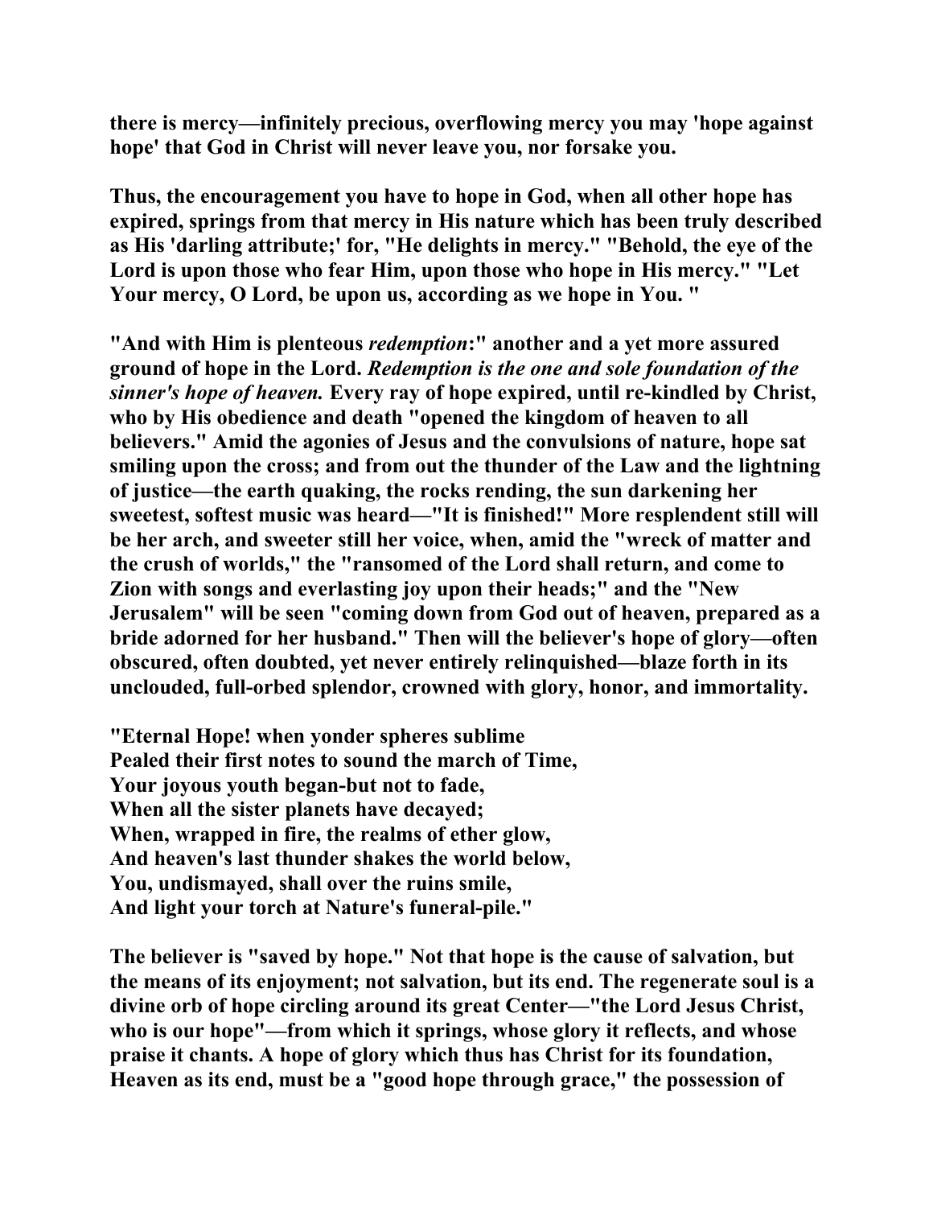**there is mercy—infinitely precious, overflowing mercy you may 'hope against hope' that God in Christ will never leave you, nor forsake you.**

**Thus, the encouragement you have to hope in God, when all other hope has expired, springs from that mercy in His nature which has been truly described as His 'darling attribute;' for, "He delights in mercy." "Behold, the eye of the Lord is upon those who fear Him, upon those who hope in His mercy." "Let Your mercy, O Lord, be upon us, according as we hope in You. "**

**"And with Him is plenteous *redemption*:" another and a yet more assured ground of hope in the Lord. *Redemption is the one and sole foundation of the sinner's hope of heaven.* Every ray of hope expired, until re-kindled by Christ, who by His obedience and death "opened the kingdom of heaven to all believers." Amid the agonies of Jesus and the convulsions of nature, hope sat smiling upon the cross; and from out the thunder of the Law and the lightning of justice—the earth quaking, the rocks rending, the sun darkening her sweetest, softest music was heard—"It is finished!" More resplendent still will be her arch, and sweeter still her voice, when, amid the "wreck of matter and the crush of worlds," the "ransomed of the Lord shall return, and come to Zion with songs and everlasting joy upon their heads;" and the "New Jerusalem" will be seen "coming down from God out of heaven, prepared as a bride adorned for her husband." Then will the believer's hope of glory—often obscured, often doubted, yet never entirely relinquished—blaze forth in its unclouded, full-orbed splendor, crowned with glory, honor, and immortality.**

**"Eternal Hope! when yonder spheres sublime**
**Pealed their first notes to sound the march of Time,**
**Your joyous youth began-but not to fade,**
**When all the sister planets have decayed;**
**When, wrapped in fire, the realms of ether glow,**
**And heaven's last thunder shakes the world below,**
**You, undismayed, shall over the ruins smile,**
**And light your torch at Nature's funeral-pile."**

**The believer is "saved by hope." Not that hope is the cause of salvation, but the means of its enjoyment; not salvation, but its end. The regenerate soul is a divine orb of hope circling around its great Center—"the Lord Jesus Christ, who is our hope"—from which it springs, whose glory it reflects, and whose praise it chants. A hope of glory which thus has Christ for its foundation, Heaven as its end, must be a "good hope through grace," the possession of**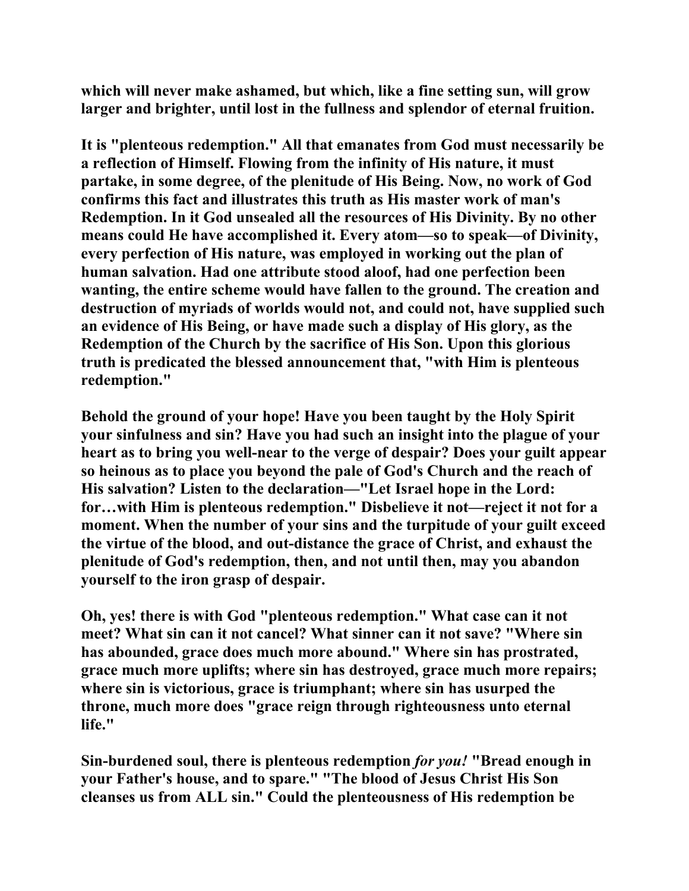**which will never make ashamed, but which, like a fine setting sun, will grow larger and brighter, until lost in the fullness and splendor of eternal fruition.**

**It is "plenteous redemption." All that emanates from God must necessarily be a reflection of Himself. Flowing from the infinity of His nature, it must partake, in some degree, of the plenitude of His Being. Now, no work of God confirms this fact and illustrates this truth as His master work of man's Redemption. In it God unsealed all the resources of His Divinity. By no other means could He have accomplished it. Every atom—so to speak—of Divinity, every perfection of His nature, was employed in working out the plan of human salvation. Had one attribute stood aloof, had one perfection been wanting, the entire scheme would have fallen to the ground. The creation and destruction of myriads of worlds would not, and could not, have supplied such an evidence of His Being, or have made such a display of His glory, as the Redemption of the Church by the sacrifice of His Son. Upon this glorious truth is predicated the blessed announcement that, "with Him is plenteous redemption."**

**Behold the ground of your hope! Have you been taught by the Holy Spirit your sinfulness and sin? Have you had such an insight into the plague of your heart as to bring you well-near to the verge of despair? Does your guilt appear so heinous as to place you beyond the pale of God's Church and the reach of His salvation? Listen to the declaration—"Let Israel hope in the Lord: for…with Him is plenteous redemption." Disbelieve it not—reject it not for a moment. When the number of your sins and the turpitude of your guilt exceed the virtue of the blood, and out-distance the grace of Christ, and exhaust the plenitude of God's redemption, then, and not until then, may you abandon yourself to the iron grasp of despair.**

**Oh, yes! there is with God "plenteous redemption." What case can it not meet? What sin can it not cancel? What sinner can it not save? "Where sin has abounded, grace does much more abound." Where sin has prostrated, grace much more uplifts; where sin has destroyed, grace much more repairs; where sin is victorious, grace is triumphant; where sin has usurped the throne, much more does "grace reign through righteousness unto eternal life."**

**Sin-burdened soul, there is plenteous redemption *for you!* "Bread enough in your Father's house, and to spare." "The blood of Jesus Christ His Son cleanses us from ALL sin." Could the plenteousness of His redemption be**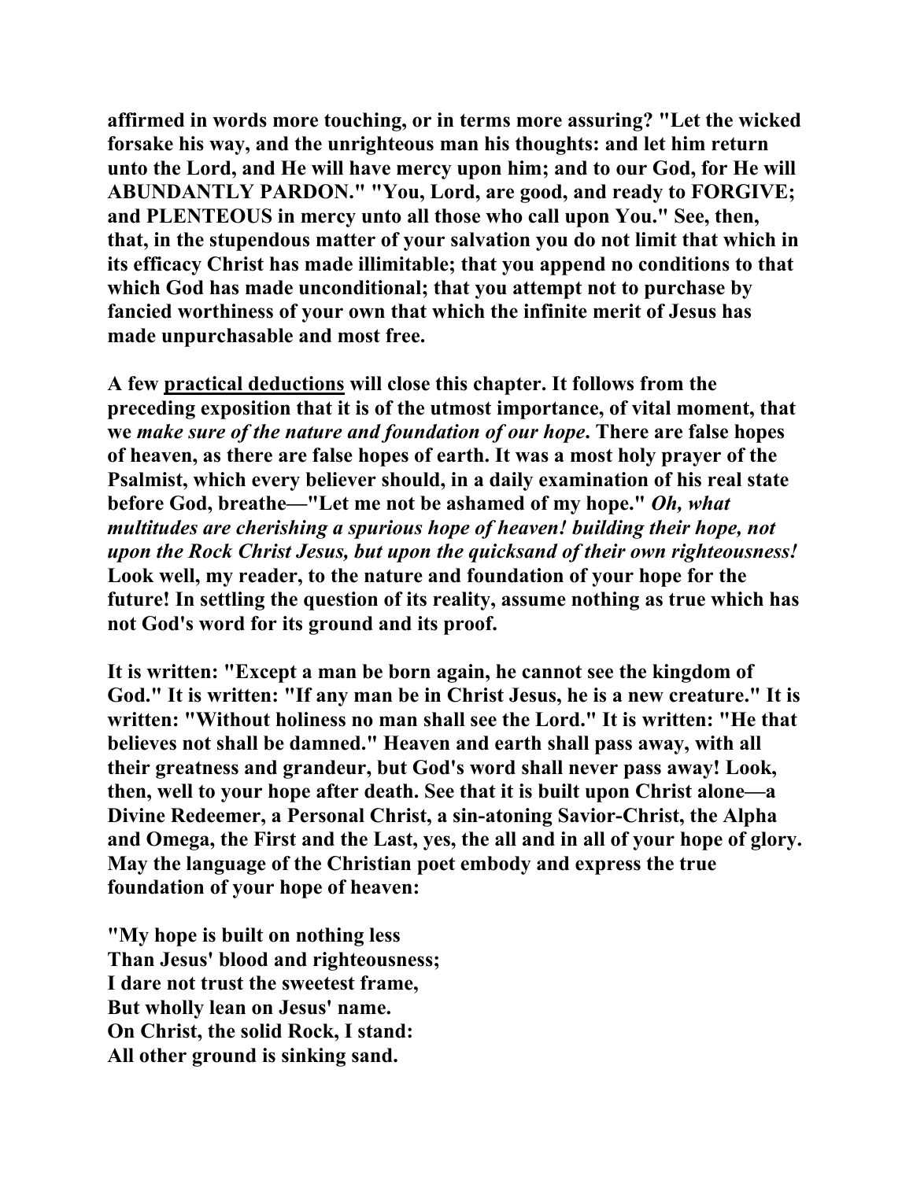**affirmed in words more touching, or in terms more assuring? "Let the wicked forsake his way, and the unrighteous man his thoughts: and let him return unto the Lord, and He will have mercy upon him; and to our God, for He will ABUNDANTLY PARDON." "You, Lord, are good, and ready to FORGIVE; and PLENTEOUS in mercy unto all those who call upon You." See, then, that, in the stupendous matter of your salvation you do not limit that which in its efficacy Christ has made illimitable; that you append no conditions to that which God has made unconditional; that you attempt not to purchase by fancied worthiness of your own that which the infinite merit of Jesus has made unpurchasable and most free.**

**A few <u>practical deductions</u> will close this chapter. It follows from the preceding exposition that it is of the utmost importance, of vital moment, that we *make sure of the nature and foundation of our hope*. There are false hopes of heaven, as there are false hopes of earth. It was a most holy prayer of the Psalmist, which every believer should, in a daily examination of his real state before God, breathe—"Let me not be ashamed of my hope." *Oh, what multitudes are cherishing a spurious hope of heaven! building their hope, not upon the Rock Christ Jesus, but upon the quicksand of their own righteousness!* Look well, my reader, to the nature and foundation of your hope for the future! In settling the question of its reality, assume nothing as true which has not God's word for its ground and its proof.**

**It is written: "Except a man be born again, he cannot see the kingdom of God." It is written: "If any man be in Christ Jesus, he is a new creature." It is written: "Without holiness no man shall see the Lord." It is written: "He that believes not shall be damned." Heaven and earth shall pass away, with all their greatness and grandeur, but God's word shall never pass away! Look, then, well to your hope after death. See that it is built upon Christ alone—a Divine Redeemer, a Personal Christ, a sin-atoning Savior-Christ, the Alpha and Omega, the First and the Last, yes, the all and in all of your hope of glory. May the language of the Christian poet embody and express the true foundation of your hope of heaven:**

**"My hope is built on nothing less  
Than Jesus' blood and righteousness;  
I dare not trust the sweetest frame,  
But wholly lean on Jesus' name.  
On Christ, the solid Rock, I stand:  
All other ground is sinking sand.**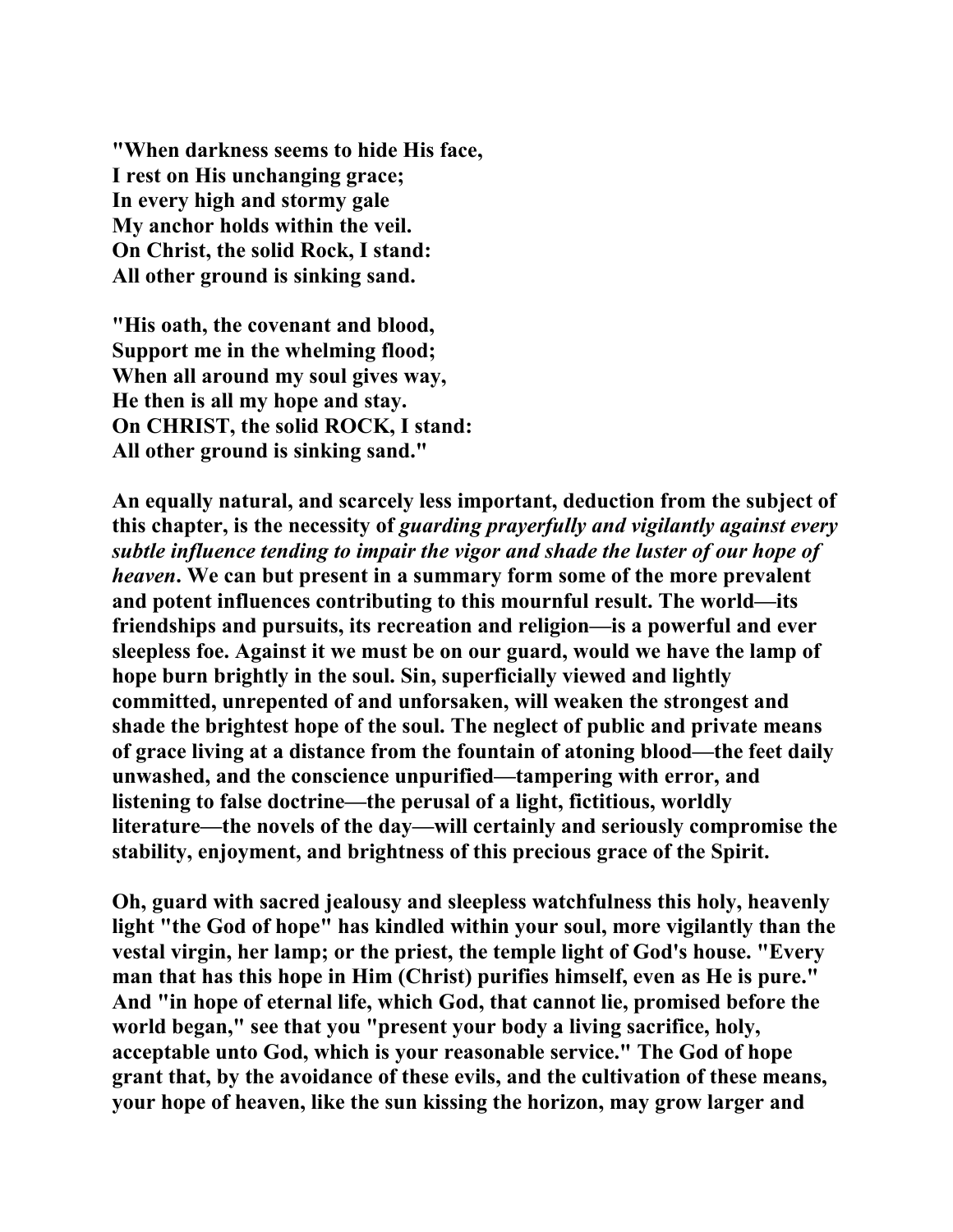**"When darkness seems to hide His face,**
**I rest on His unchanging grace;**
**In every high and stormy gale**
**My anchor holds within the veil.**
**On Christ, the solid Rock, I stand:**
**All other ground is sinking sand.**

**"His oath, the covenant and blood,**
**Support me in the whelming flood;**
**When all around my soul gives way,**
**He then is all my hope and stay.**
**On CHRIST, the solid ROCK, I stand:**
**All other ground is sinking sand."**

**An equally natural, and scarcely less important, deduction from the subject of this chapter, is the necessity of *guarding prayerfully and vigilantly against every subtle influence tending to impair the vigor and shade the luster of our hope of heaven*. We can but present in a summary form some of the more prevalent and potent influences contributing to this mournful result. The world—its friendships and pursuits, its recreation and religion—is a powerful and ever sleepless foe. Against it we must be on our guard, would we have the lamp of hope burn brightly in the soul. Sin, superficially viewed and lightly committed, unrepented of and unforsaken, will weaken the strongest and shade the brightest hope of the soul. The neglect of public and private means of grace living at a distance from the fountain of atoning blood—the feet daily unwashed, and the conscience unpurified—tampering with error, and listening to false doctrine—the perusal of a light, fictitious, worldly literature—the novels of the day—will certainly and seriously compromise the stability, enjoyment, and brightness of this precious grace of the Spirit.**

**Oh, guard with sacred jealousy and sleepless watchfulness this holy, heavenly light "the God of hope" has kindled within your soul, more vigilantly than the vestal virgin, her lamp; or the priest, the temple light of God's house. "Every man that has this hope in Him (Christ) purifies himself, even as He is pure." And "in hope of eternal life, which God, that cannot lie, promised before the world began," see that you "present your body a living sacrifice, holy, acceptable unto God, which is your reasonable service." The God of hope grant that, by the avoidance of these evils, and the cultivation of these means, your hope of heaven, like the sun kissing the horizon, may grow larger and**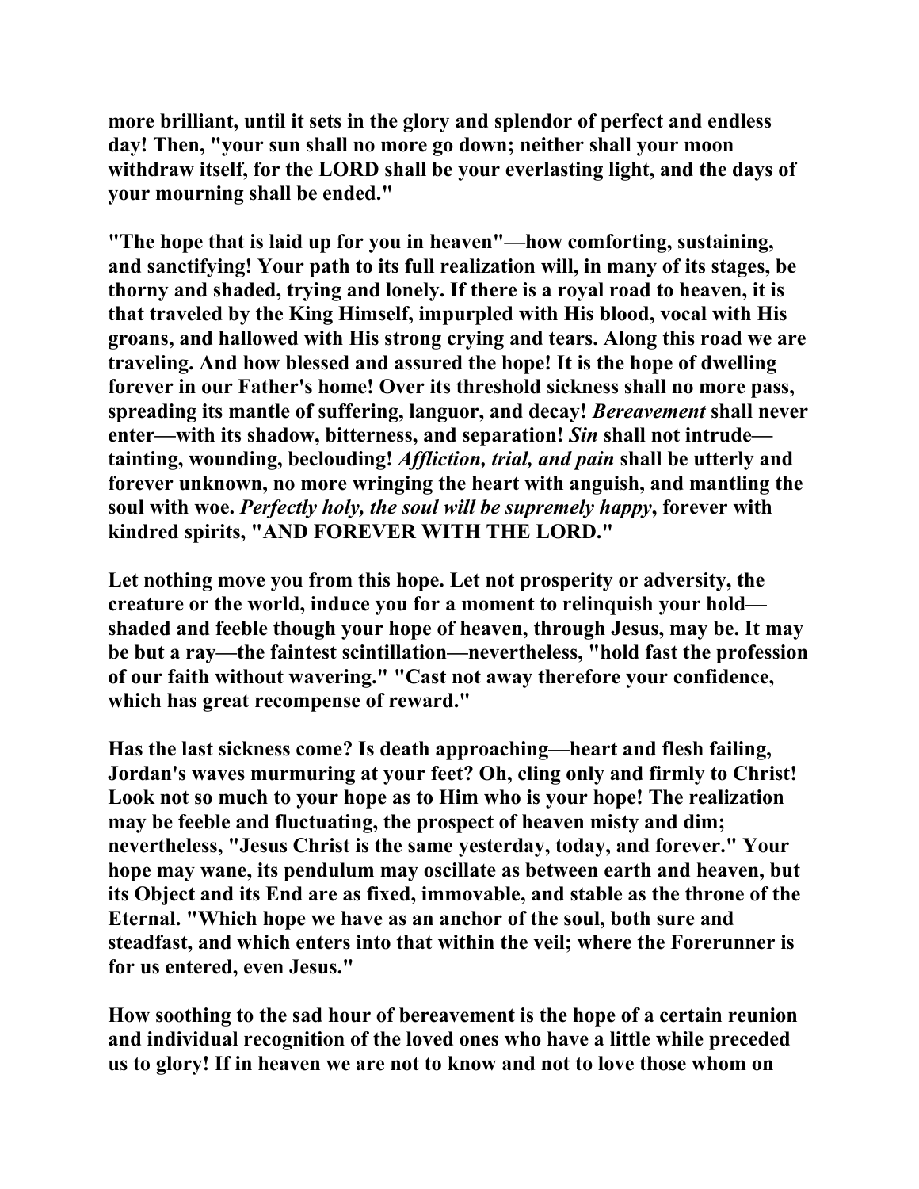**more brilliant, until it sets in the glory and splendor of perfect and endless day! Then, "your sun shall no more go down; neither shall your moon withdraw itself, for the LORD shall be your everlasting light, and the days of your mourning shall be ended."**

**"The hope that is laid up for you in heaven"—how comforting, sustaining, and sanctifying! Your path to its full realization will, in many of its stages, be thorny and shaded, trying and lonely. If there is a royal road to heaven, it is that traveled by the King Himself, impurpled with His blood, vocal with His groans, and hallowed with His strong crying and tears. Along this road we are traveling. And how blessed and assured the hope! It is the hope of dwelling forever in our Father's home! Over its threshold sickness shall no more pass, spreading its mantle of suffering, languor, and decay! *Bereavement* shall never enter—with its shadow, bitterness, and separation! *Sin* shall not intrude—tainting, wounding, beclouding! *Affliction, trial, and pain* shall be utterly and forever unknown, no more wringing the heart with anguish, and mantling the soul with woe. *Perfectly holy, the soul will be supremely happy*, forever with kindred spirits, "AND FOREVER WITH THE LORD."**

**Let nothing move you from this hope. Let not prosperity or adversity, the creature or the world, induce you for a moment to relinquish your hold—shaded and feeble though your hope of heaven, through Jesus, may be. It may be but a ray—the faintest scintillation—nevertheless, "hold fast the profession of our faith without wavering." "Cast not away therefore your confidence, which has great recompense of reward."**

**Has the last sickness come? Is death approaching—heart and flesh failing, Jordan's waves murmuring at your feet? Oh, cling only and firmly to Christ! Look not so much to your hope as to Him who is your hope! The realization may be feeble and fluctuating, the prospect of heaven misty and dim; nevertheless, "Jesus Christ is the same yesterday, today, and forever." Your hope may wane, its pendulum may oscillate as between earth and heaven, but its Object and its End are as fixed, immovable, and stable as the throne of the Eternal. "Which hope we have as an anchor of the soul, both sure and steadfast, and which enters into that within the veil; where the Forerunner is for us entered, even Jesus."**

**How soothing to the sad hour of bereavement is the hope of a certain reunion and individual recognition of the loved ones who have a little while preceded us to glory! If in heaven we are not to know and not to love those whom on**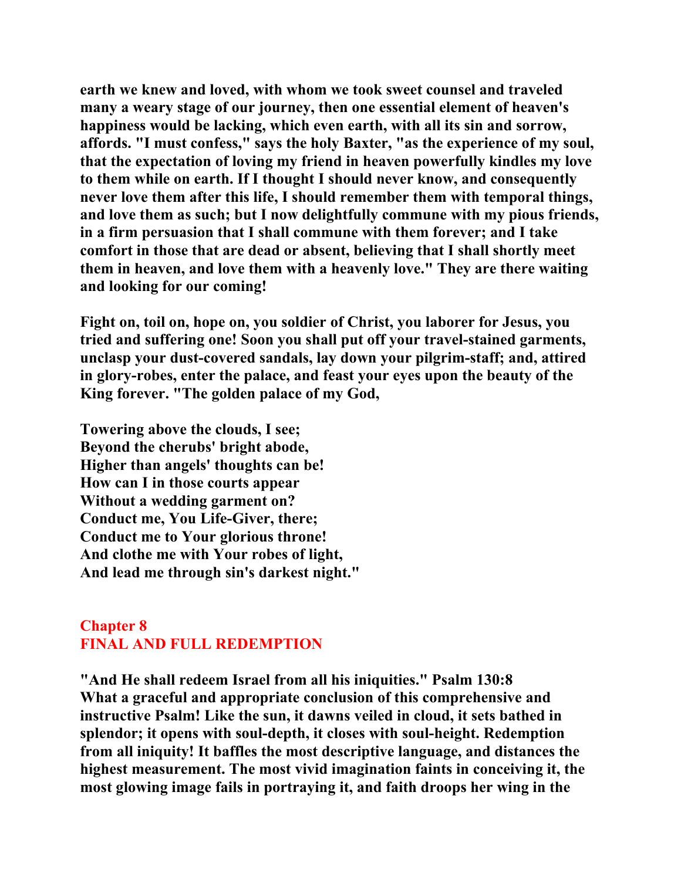earth we knew and loved, with whom we took sweet counsel and traveled many a weary stage of our journey, then one essential element of heaven's happiness would be lacking, which even earth, with all its sin and sorrow, affords. "I must confess," says the holy Baxter, "as the experience of my soul, that the expectation of loving my friend in heaven powerfully kindles my love to them while on earth. If I thought I should never know, and consequently never love them after this life, I should remember them with temporal things, and love them as such; but I now delightfully commune with my pious friends, in a firm persuasion that I shall commune with them forever; and I take comfort in those that are dead or absent, believing that I shall shortly meet them in heaven, and love them with a heavenly love." They are there waiting and looking for our coming!

Fight on, toil on, hope on, you soldier of Christ, you laborer for Jesus, you tried and suffering one! Soon you shall put off your travel-stained garments, unclasp your dust-covered sandals, lay down your pilgrim-staff; and, attired in glory-robes, enter the palace, and feast your eyes upon the beauty of the King forever. "The golden palace of my God,

Towering above the clouds, I see;  
Beyond the cherubs' bright abode,  
Higher than angels' thoughts can be!  
How can I in those courts appear  
Without a wedding garment on?  
Conduct me, You Life-Giver, there;  
Conduct me to Your glorious throne!  
And clothe me with Your robes of light,  
And lead me through sin's darkest night."

## Chapter 8
## FINAL AND FULL REDEMPTION

"And He shall redeem Israel from all his iniquities." Psalm 130:8  
What a graceful and appropriate conclusion of this comprehensive and instructive Psalm! Like the sun, it dawns veiled in cloud, it sets bathed in splendor; it opens with soul-depth, it closes with soul-height. Redemption from all iniquity! It baffles the most descriptive language, and distances the highest measurement. The most vivid imagination faints in conceiving it, the most glowing image fails in portraying it, and faith droops her wing in the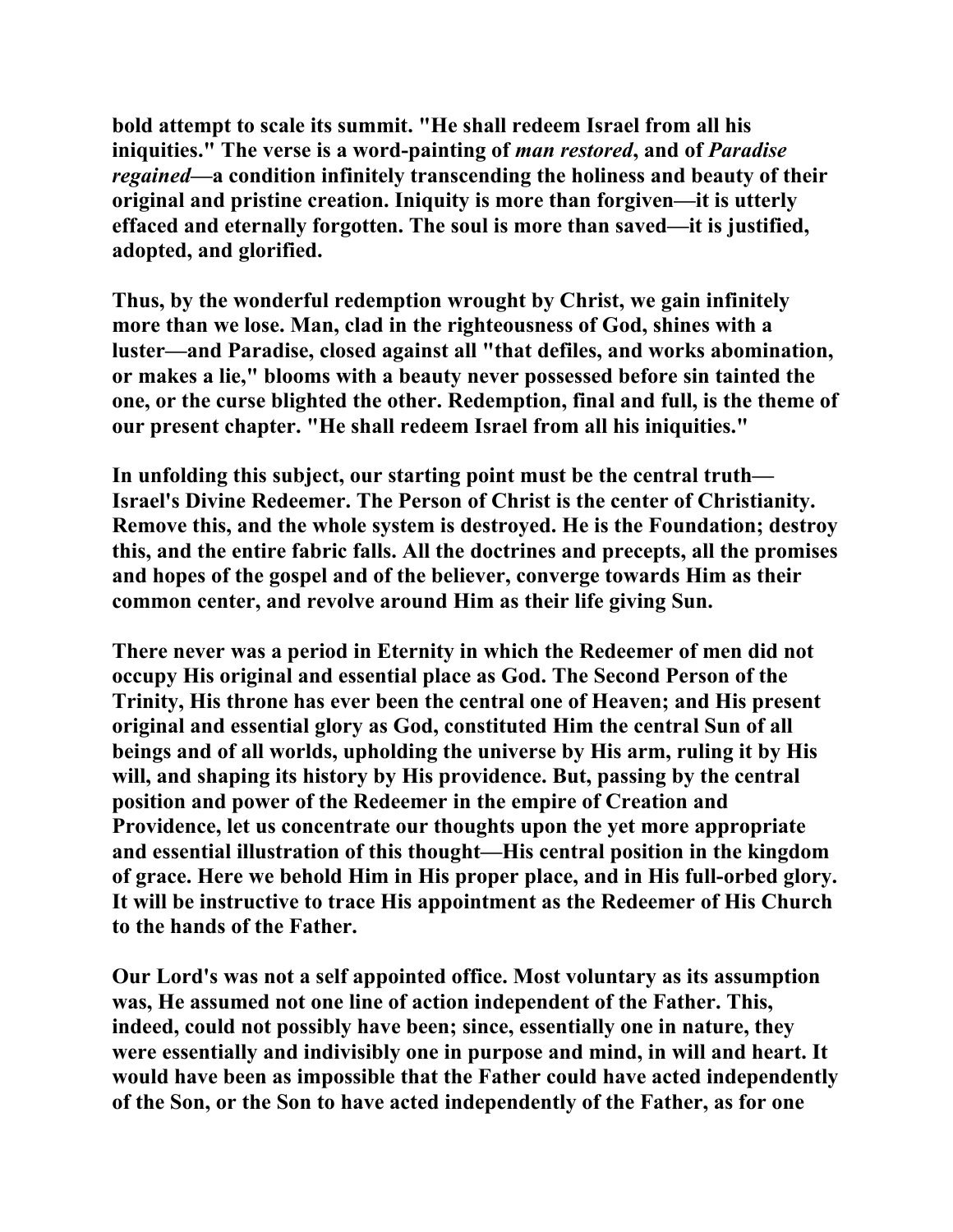bold attempt to scale its summit. "He shall redeem Israel from all his iniquities." The verse is a word-painting of *man restored*, and of *Paradise regained*—a condition infinitely transcending the holiness and beauty of their original and pristine creation. Iniquity is more than forgiven—it is utterly effaced and eternally forgotten. The soul is more than saved—it is justified, adopted, and glorified.

Thus, by the wonderful redemption wrought by Christ, we gain infinitely more than we lose. Man, clad in the righteousness of God, shines with a luster—and Paradise, closed against all "that defiles, and works abomination, or makes a lie," blooms with a beauty never possessed before sin tainted the one, or the curse blighted the other. Redemption, final and full, is the theme of our present chapter. "He shall redeem Israel from all his iniquities."

In unfolding this subject, our starting point must be the central truth—Israel's Divine Redeemer. The Person of Christ is the center of Christianity. Remove this, and the whole system is destroyed. He is the Foundation; destroy this, and the entire fabric falls. All the doctrines and precepts, all the promises and hopes of the gospel and of the believer, converge towards Him as their common center, and revolve around Him as their life giving Sun.

There never was a period in Eternity in which the Redeemer of men did not occupy His original and essential place as God. The Second Person of the Trinity, His throne has ever been the central one of Heaven; and His present original and essential glory as God, constituted Him the central Sun of all beings and of all worlds, upholding the universe by His arm, ruling it by His will, and shaping its history by His providence. But, passing by the central position and power of the Redeemer in the empire of Creation and Providence, let us concentrate our thoughts upon the yet more appropriate and essential illustration of this thought—His central position in the kingdom of grace. Here we behold Him in His proper place, and in His full-orbed glory. It will be instructive to trace His appointment as the Redeemer of His Church to the hands of the Father.

Our Lord's was not a self appointed office. Most voluntary as its assumption was, He assumed not one line of action independent of the Father. This, indeed, could not possibly have been; since, essentially one in nature, they were essentially and indivisibly one in purpose and mind, in will and heart. It would have been as impossible that the Father could have acted independently of the Son, or the Son to have acted independently of the Father, as for one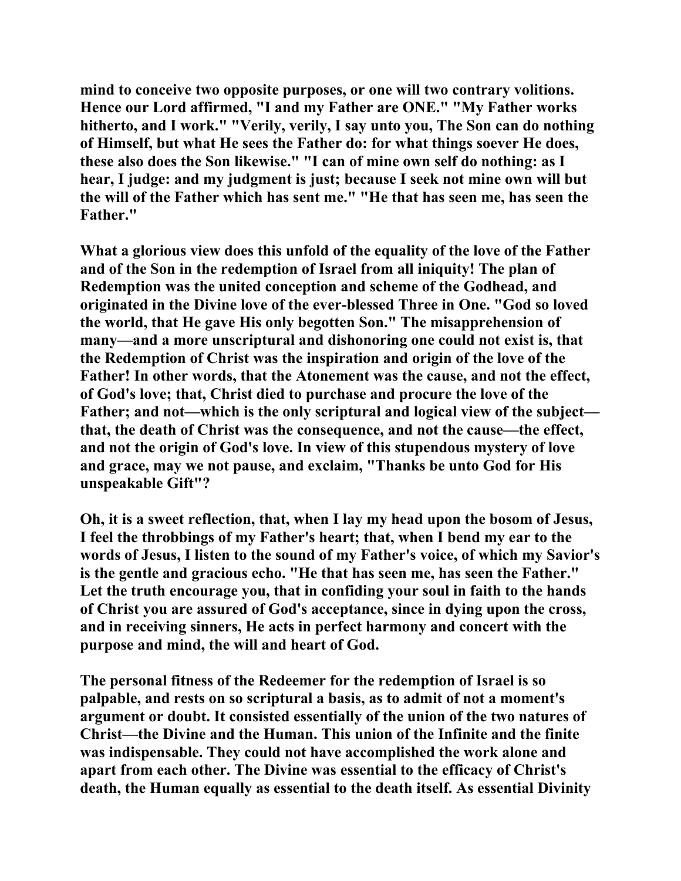**mind to conceive two opposite purposes, or one will two contrary volitions. Hence our Lord affirmed, "I and my Father are ONE." "My Father works hitherto, and I work." "Verily, verily, I say unto you, The Son can do nothing of Himself, but what He sees the Father do: for what things soever He does, these also does the Son likewise." "I can of mine own self do nothing: as I hear, I judge: and my judgment is just; because I seek not mine own will but the will of the Father which has sent me." "He that has seen me, has seen the Father."**

**What a glorious view does this unfold of the equality of the love of the Father and of the Son in the redemption of Israel from all iniquity! The plan of Redemption was the united conception and scheme of the Godhead, and originated in the Divine love of the ever-blessed Three in One. "God so loved the world, that He gave His only begotten Son." The misapprehension of many—and a more unscriptural and dishonoring one could not exist is, that the Redemption of Christ was the inspiration and origin of the love of the Father! In other words, that the Atonement was the cause, and not the effect, of God's love; that, Christ died to purchase and procure the love of the Father; and not—which is the only scriptural and logical view of the subject—that, the death of Christ was the consequence, and not the cause—the effect, and not the origin of God's love. In view of this stupendous mystery of love and grace, may we not pause, and exclaim, "Thanks be unto God for His unspeakable Gift"?**

**Oh, it is a sweet reflection, that, when I lay my head upon the bosom of Jesus, I feel the throbbings of my Father's heart; that, when I bend my ear to the words of Jesus, I listen to the sound of my Father's voice, of which my Savior's is the gentle and gracious echo. "He that has seen me, has seen the Father." Let the truth encourage you, that in confiding your soul in faith to the hands of Christ you are assured of God's acceptance, since in dying upon the cross, and in receiving sinners, He acts in perfect harmony and concert with the purpose and mind, the will and heart of God.**

**The personal fitness of the Redeemer for the redemption of Israel is so palpable, and rests on so scriptural a basis, as to admit of not a moment's argument or doubt. It consisted essentially of the union of the two natures of Christ—the Divine and the Human. This union of the Infinite and the finite was indispensable. They could not have accomplished the work alone and apart from each other. The Divine was essential to the efficacy of Christ's death, the Human equally as essential to the death itself. As essential Divinity**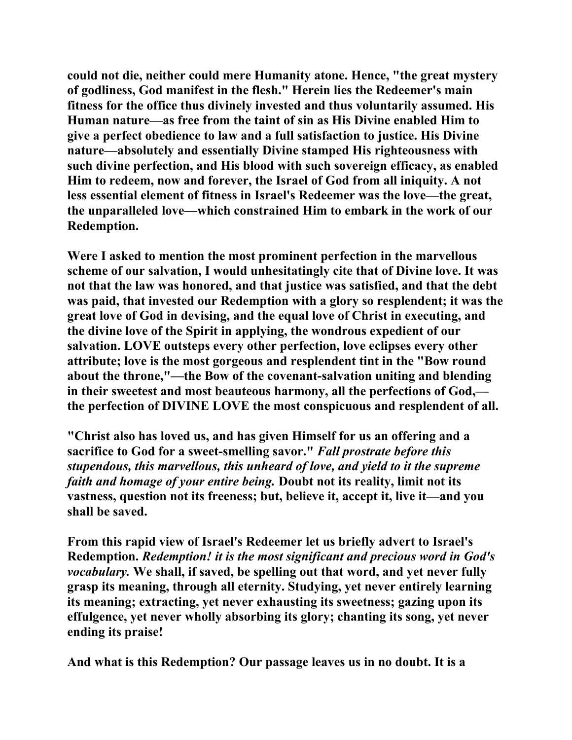could not die, neither could mere Humanity atone. Hence, "the great mystery of godliness, God manifest in the flesh." Herein lies the Redeemer's main fitness for the office thus divinely invested and thus voluntarily assumed. His Human nature—as free from the taint of sin as His Divine enabled Him to give a perfect obedience to law and a full satisfaction to justice. His Divine nature—absolutely and essentially Divine stamped His righteousness with such divine perfection, and His blood with such sovereign efficacy, as enabled Him to redeem, now and forever, the Israel of God from all iniquity. A not less essential element of fitness in Israel's Redeemer was the love—the great, the unparalleled love—which constrained Him to embark in the work of our Redemption.

Were I asked to mention the most prominent perfection in the marvellous scheme of our salvation, I would unhesitatingly cite that of Divine love. It was not that the law was honored, and that justice was satisfied, and that the debt was paid, that invested our Redemption with a glory so resplendent; it was the great love of God in devising, and the equal love of Christ in executing, and the divine love of the Spirit in applying, the wondrous expedient of our salvation. LOVE outsteps every other perfection, love eclipses every other attribute; love is the most gorgeous and resplendent tint in the "Bow round about the throne,"—the Bow of the covenant-salvation uniting and blending in their sweetest and most beauteous harmony, all the perfections of God,—the perfection of DIVINE LOVE the most conspicuous and resplendent of all.

"Christ also has loved us, and has given Himself for us an offering and a sacrifice to God for a sweet-smelling savor." *Fall prostrate before this stupendous, this marvellous, this unheard of love, and yield to it the supreme faith and homage of your entire being.* Doubt not its reality, limit not its vastness, question not its freeness; but, believe it, accept it, live it—and you shall be saved.

From this rapid view of Israel's Redeemer let us briefly advert to Israel's Redemption. *Redemption! it is the most significant and precious word in God's vocabulary.* We shall, if saved, be spelling out that word, and yet never fully grasp its meaning, through all eternity. Studying, yet never entirely learning its meaning; extracting, yet never exhausting its sweetness; gazing upon its effulgence, yet never wholly absorbing its glory; chanting its song, yet never ending its praise!

And what is this Redemption? Our passage leaves us in no doubt. It is a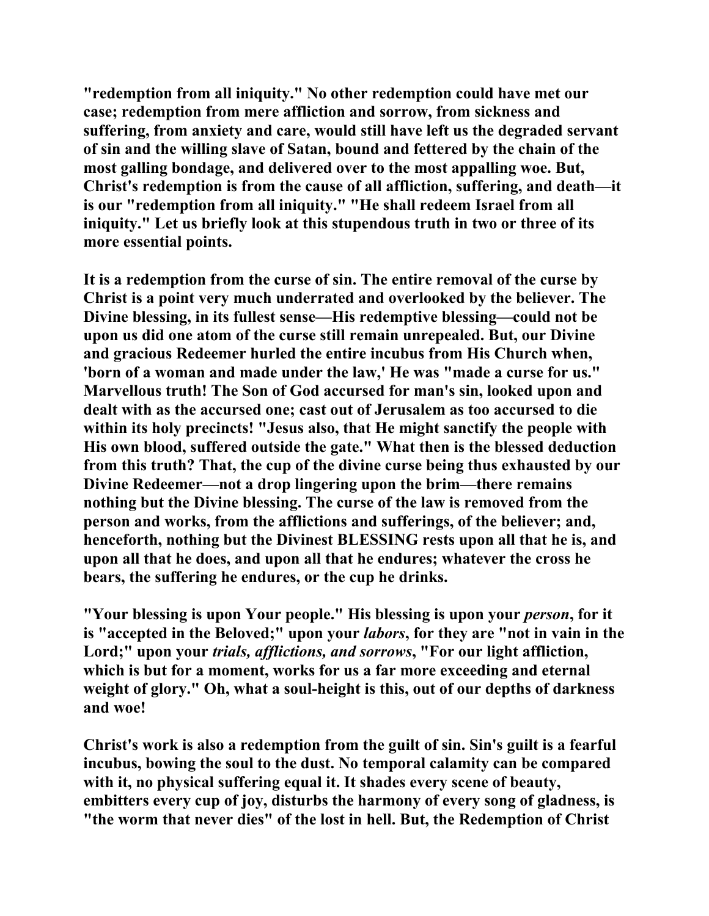"redemption from all iniquity." No other redemption could have met our case; redemption from mere affliction and sorrow, from sickness and suffering, from anxiety and care, would still have left us the degraded servant of sin and the willing slave of Satan, bound and fettered by the chain of the most galling bondage, and delivered over to the most appalling woe. But, Christ's redemption is from the cause of all affliction, suffering, and death—it is our "redemption from all iniquity." "He shall redeem Israel from all iniquity." Let us briefly look at this stupendous truth in two or three of its more essential points.

It is a redemption from the curse of sin. The entire removal of the curse by Christ is a point very much underrated and overlooked by the believer. The Divine blessing, in its fullest sense—His redemptive blessing—could not be upon us did one atom of the curse still remain unrepealed. But, our Divine and gracious Redeemer hurled the entire incubus from His Church when, 'born of a woman and made under the law,' He was "made a curse for us." Marvellous truth! The Son of God accursed for man's sin, looked upon and dealt with as the accursed one; cast out of Jerusalem as too accursed to die within its holy precincts! "Jesus also, that He might sanctify the people with His own blood, suffered outside the gate." What then is the blessed deduction from this truth? That, the cup of the divine curse being thus exhausted by our Divine Redeemer—not a drop lingering upon the brim—there remains nothing but the Divine blessing. The curse of the law is removed from the person and works, from the afflictions and sufferings, of the believer; and, henceforth, nothing but the Divinest BLESSING rests upon all that he is, and upon all that he does, and upon all that he endures; whatever the cross he bears, the suffering he endures, or the cup he drinks.

"Your blessing is upon Your people." His blessing is upon your *person*, for it is "accepted in the Beloved;" upon your *labors*, for they are "not in vain in the Lord;" upon your *trials, afflictions, and sorrows*, "For our light affliction, which is but for a moment, works for us a far more exceeding and eternal weight of glory." Oh, what a soul-height is this, out of our depths of darkness and woe!

Christ's work is also a redemption from the guilt of sin. Sin's guilt is a fearful incubus, bowing the soul to the dust. No temporal calamity can be compared with it, no physical suffering equal it. It shades every scene of beauty, embitters every cup of joy, disturbs the harmony of every song of gladness, is "the worm that never dies" of the lost in hell. But, the Redemption of Christ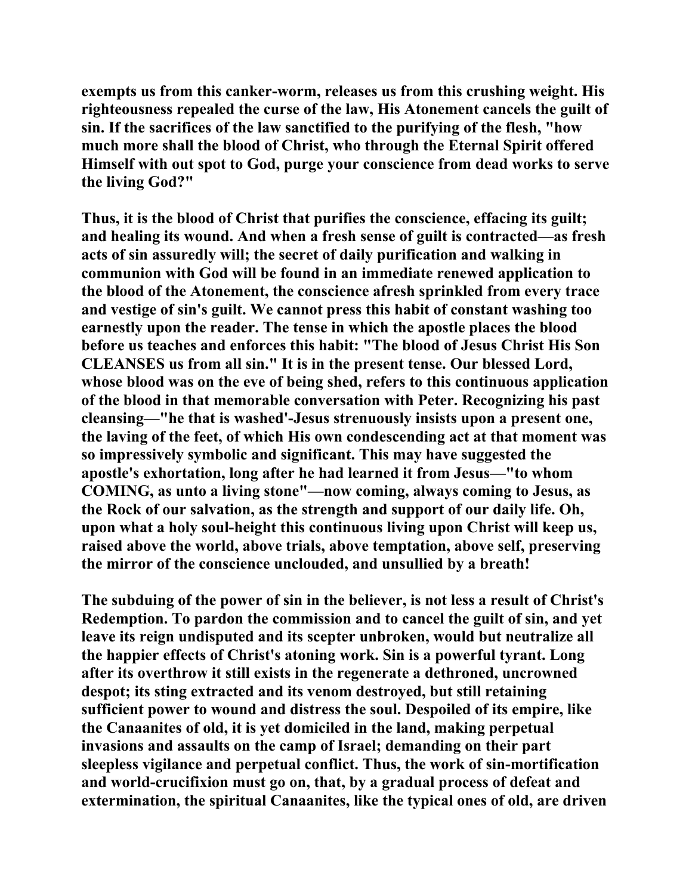**exempts us from this canker-worm, releases us from this crushing weight. His righteousness repealed the curse of the law, His Atonement cancels the guilt of sin. If the sacrifices of the law sanctified to the purifying of the flesh, "how much more shall the blood of Christ, who through the Eternal Spirit offered Himself with out spot to God, purge your conscience from dead works to serve the living God?"**

**Thus, it is the blood of Christ that purifies the conscience, effacing its guilt; and healing its wound. And when a fresh sense of guilt is contracted—as fresh acts of sin assuredly will; the secret of daily purification and walking in communion with God will be found in an immediate renewed application to the blood of the Atonement, the conscience afresh sprinkled from every trace and vestige of sin's guilt. We cannot press this habit of constant washing too earnestly upon the reader. The tense in which the apostle places the blood before us teaches and enforces this habit: "The blood of Jesus Christ His Son CLEANSES us from all sin." It is in the present tense. Our blessed Lord, whose blood was on the eve of being shed, refers to this continuous application of the blood in that memorable conversation with Peter. Recognizing his past cleansing—"he that is washed'-Jesus strenuously insists upon a present one, the laving of the feet, of which His own condescending act at that moment was so impressively symbolic and significant. This may have suggested the apostle's exhortation, long after he had learned it from Jesus—"to whom COMING, as unto a living stone"—now coming, always coming to Jesus, as the Rock of our salvation, as the strength and support of our daily life. Oh, upon what a holy soul-height this continuous living upon Christ will keep us, raised above the world, above trials, above temptation, above self, preserving the mirror of the conscience unclouded, and unsullied by a breath!**

**The subduing of the power of sin in the believer, is not less a result of Christ's Redemption. To pardon the commission and to cancel the guilt of sin, and yet leave its reign undisputed and its scepter unbroken, would but neutralize all the happier effects of Christ's atoning work. Sin is a powerful tyrant. Long after its overthrow it still exists in the regenerate a dethroned, uncrowned despot; its sting extracted and its venom destroyed, but still retaining sufficient power to wound and distress the soul. Despoiled of its empire, like the Canaanites of old, it is yet domiciled in the land, making perpetual invasions and assaults on the camp of Israel; demanding on their part sleepless vigilance and perpetual conflict. Thus, the work of sin-mortification and world-crucifixion must go on, that, by a gradual process of defeat and extermination, the spiritual Canaanites, like the typical ones of old, are driven**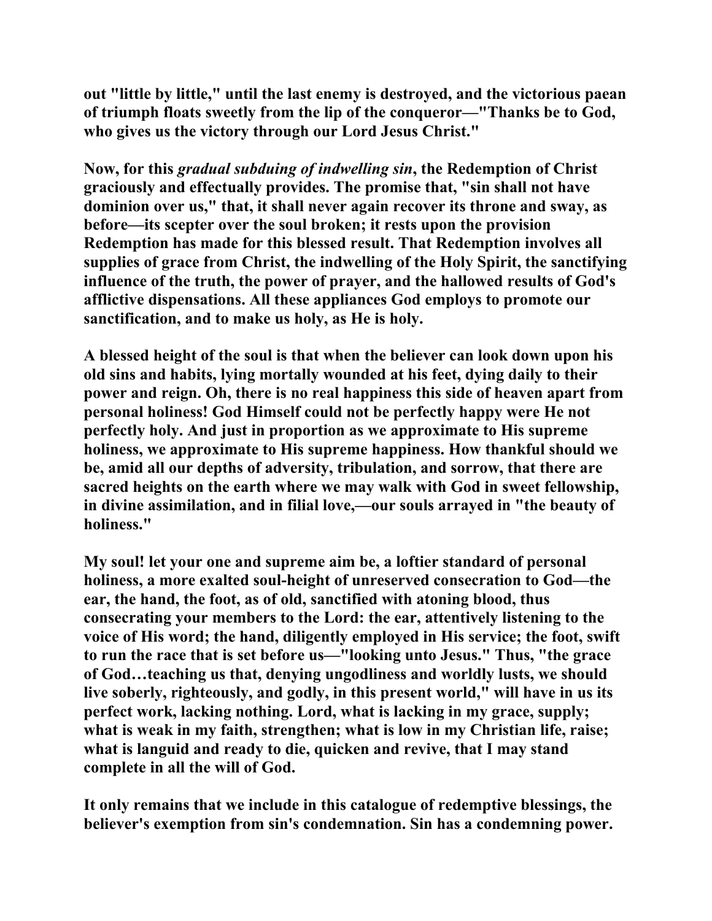**out "little by little," until the last enemy is destroyed, and the victorious paean of triumph floats sweetly from the lip of the conqueror—"Thanks be to God, who gives us the victory through our Lord Jesus Christ."**

**Now, for this *gradual subduing of indwelling sin*, the Redemption of Christ graciously and effectually provides. The promise that, "sin shall not have dominion over us," that, it shall never again recover its throne and sway, as before—its scepter over the soul broken; it rests upon the provision Redemption has made for this blessed result. That Redemption involves all supplies of grace from Christ, the indwelling of the Holy Spirit, the sanctifying influence of the truth, the power of prayer, and the hallowed results of God's afflictive dispensations. All these appliances God employs to promote our sanctification, and to make us holy, as He is holy.**

**A blessed height of the soul is that when the believer can look down upon his old sins and habits, lying mortally wounded at his feet, dying daily to their power and reign. Oh, there is no real happiness this side of heaven apart from personal holiness! God Himself could not be perfectly happy were He not perfectly holy. And just in proportion as we approximate to His supreme holiness, we approximate to His supreme happiness. How thankful should we be, amid all our depths of adversity, tribulation, and sorrow, that there are sacred heights on the earth where we may walk with God in sweet fellowship, in divine assimilation, and in filial love,—our souls arrayed in "the beauty of holiness."**

**My soul! let your one and supreme aim be, a loftier standard of personal holiness, a more exalted soul-height of unreserved consecration to God—the ear, the hand, the foot, as of old, sanctified with atoning blood, thus consecrating your members to the Lord: the ear, attentively listening to the voice of His word; the hand, diligently employed in His service; the foot, swift to run the race that is set before us—"looking unto Jesus." Thus, "the grace of God…teaching us that, denying ungodliness and worldly lusts, we should live soberly, righteously, and godly, in this present world," will have in us its perfect work, lacking nothing. Lord, what is lacking in my grace, supply; what is weak in my faith, strengthen; what is low in my Christian life, raise; what is languid and ready to die, quicken and revive, that I may stand complete in all the will of God.**

**It only remains that we include in this catalogue of redemptive blessings, the believer's exemption from sin's condemnation. Sin has a condemning power.**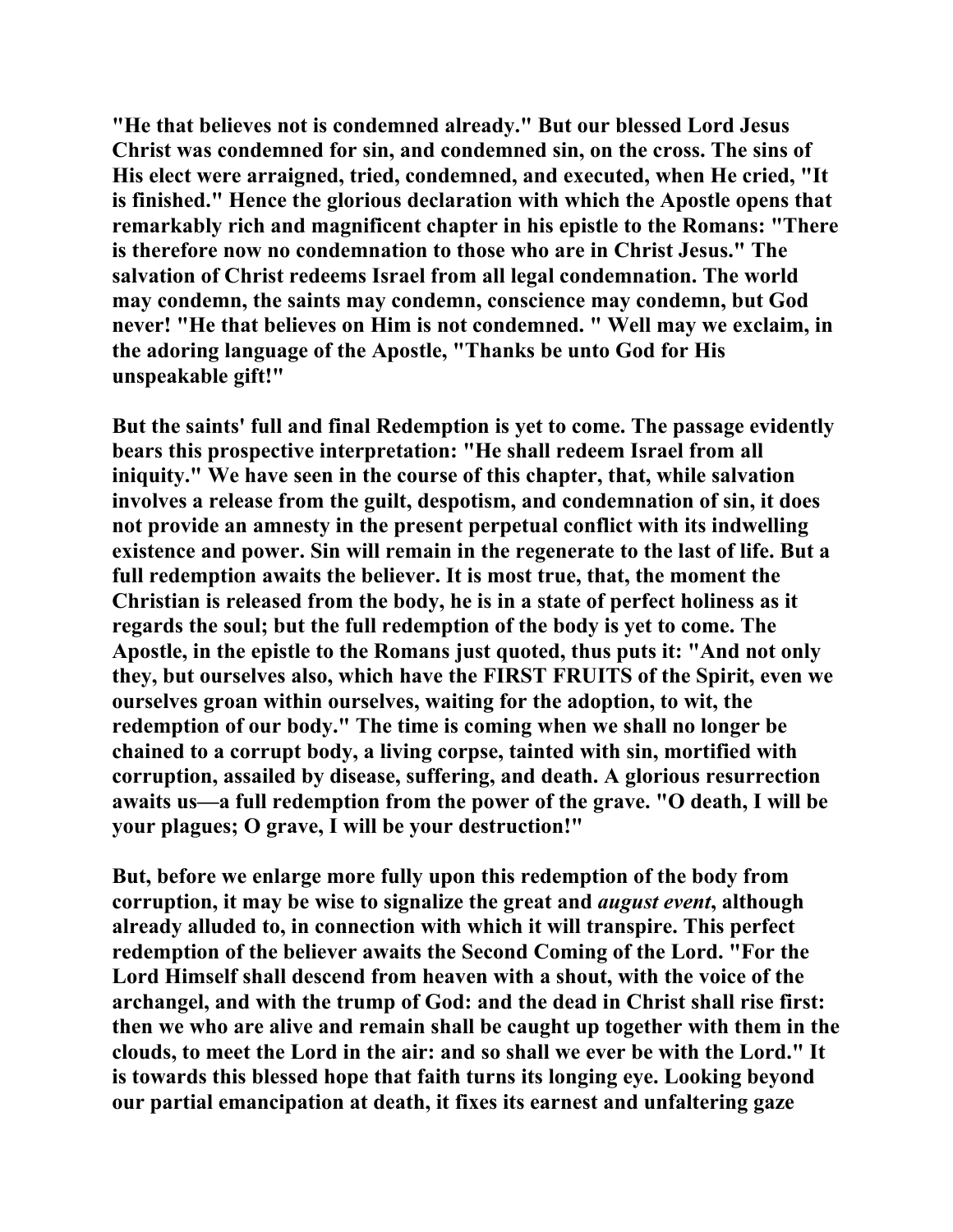**"He that believes not is condemned already." But our blessed Lord Jesus Christ was condemned for sin, and condemned sin, on the cross. The sins of His elect were arraigned, tried, condemned, and executed, when He cried, "It is finished." Hence the glorious declaration with which the Apostle opens that remarkably rich and magnificent chapter in his epistle to the Romans: "There is therefore now no condemnation to those who are in Christ Jesus." The salvation of Christ redeems Israel from all legal condemnation. The world may condemn, the saints may condemn, conscience may condemn, but God never! "He that believes on Him is not condemned. " Well may we exclaim, in the adoring language of the Apostle, "Thanks be unto God for His unspeakable gift!"**

**But the saints' full and final Redemption is yet to come. The passage evidently bears this prospective interpretation: "He shall redeem Israel from all iniquity." We have seen in the course of this chapter, that, while salvation involves a release from the guilt, despotism, and condemnation of sin, it does not provide an amnesty in the present perpetual conflict with its indwelling existence and power. Sin will remain in the regenerate to the last of life. But a full redemption awaits the believer. It is most true, that, the moment the Christian is released from the body, he is in a state of perfect holiness as it regards the soul; but the full redemption of the body is yet to come. The Apostle, in the epistle to the Romans just quoted, thus puts it: "And not only they, but ourselves also, which have the FIRST FRUITS of the Spirit, even we ourselves groan within ourselves, waiting for the adoption, to wit, the redemption of our body." The time is coming when we shall no longer be chained to a corrupt body, a living corpse, tainted with sin, mortified with corruption, assailed by disease, suffering, and death. A glorious resurrection awaits us—a full redemption from the power of the grave. "O death, I will be your plagues; O grave, I will be your destruction!"**

**But, before we enlarge more fully upon this redemption of the body from corruption, it may be wise to signalize the great and *august event*, although already alluded to, in connection with which it will transpire. This perfect redemption of the believer awaits the Second Coming of the Lord. "For the Lord Himself shall descend from heaven with a shout, with the voice of the archangel, and with the trump of God: and the dead in Christ shall rise first: then we who are alive and remain shall be caught up together with them in the clouds, to meet the Lord in the air: and so shall we ever be with the Lord." It is towards this blessed hope that faith turns its longing eye. Looking beyond our partial emancipation at death, it fixes its earnest and unfaltering gaze**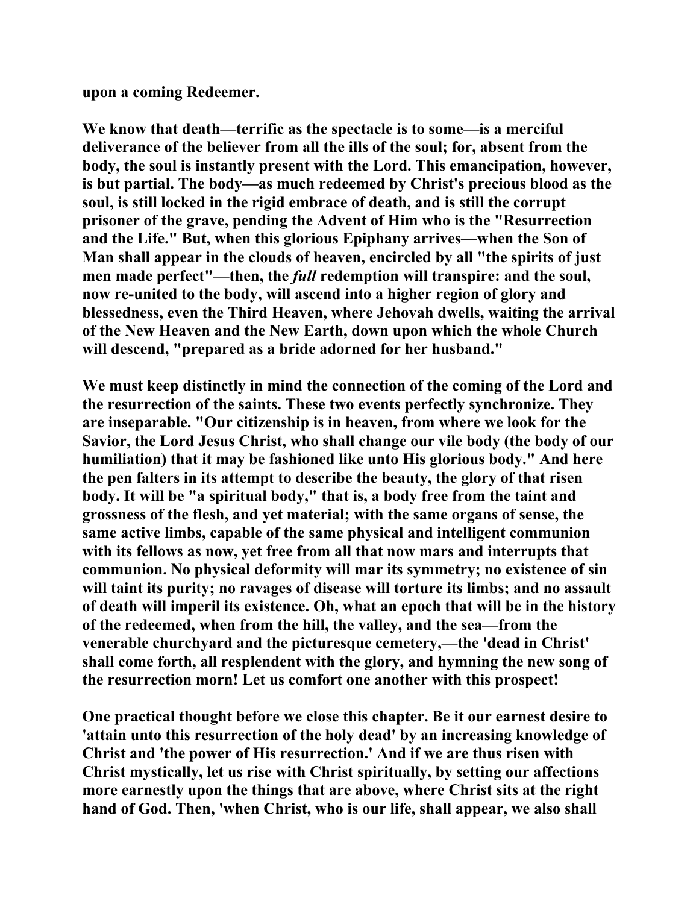**upon a coming Redeemer.**

**We know that death—terrific as the spectacle is to some—is a merciful deliverance of the believer from all the ills of the soul; for, absent from the body, the soul is instantly present with the Lord. This emancipation, however, is but partial. The body—as much redeemed by Christ's precious blood as the soul, is still locked in the rigid embrace of death, and is still the corrupt prisoner of the grave, pending the Advent of Him who is the "Resurrection and the Life." But, when this glorious Epiphany arrives—when the Son of Man shall appear in the clouds of heaven, encircled by all "the spirits of just men made perfect"—then, the *full* redemption will transpire: and the soul, now re-united to the body, will ascend into a higher region of glory and blessedness, even the Third Heaven, where Jehovah dwells, waiting the arrival of the New Heaven and the New Earth, down upon which the whole Church will descend, "prepared as a bride adorned for her husband."**

**We must keep distinctly in mind the connection of the coming of the Lord and the resurrection of the saints. These two events perfectly synchronize. They are inseparable. "Our citizenship is in heaven, from where we look for the Savior, the Lord Jesus Christ, who shall change our vile body (the body of our humiliation) that it may be fashioned like unto His glorious body." And here the pen falters in its attempt to describe the beauty, the glory of that risen body. It will be "a spiritual body," that is, a body free from the taint and grossness of the flesh, and yet material; with the same organs of sense, the same active limbs, capable of the same physical and intelligent communion with its fellows as now, yet free from all that now mars and interrupts that communion. No physical deformity will mar its symmetry; no existence of sin will taint its purity; no ravages of disease will torture its limbs; and no assault of death will imperil its existence. Oh, what an epoch that will be in the history of the redeemed, when from the hill, the valley, and the sea—from the venerable churchyard and the picturesque cemetery,—the 'dead in Christ' shall come forth, all resplendent with the glory, and hymning the new song of the resurrection morn! Let us comfort one another with this prospect!**

**One practical thought before we close this chapter. Be it our earnest desire to 'attain unto this resurrection of the holy dead' by an increasing knowledge of Christ and 'the power of His resurrection.' And if we are thus risen with Christ mystically, let us rise with Christ spiritually, by setting our affections more earnestly upon the things that are above, where Christ sits at the right hand of God. Then, 'when Christ, who is our life, shall appear, we also shall**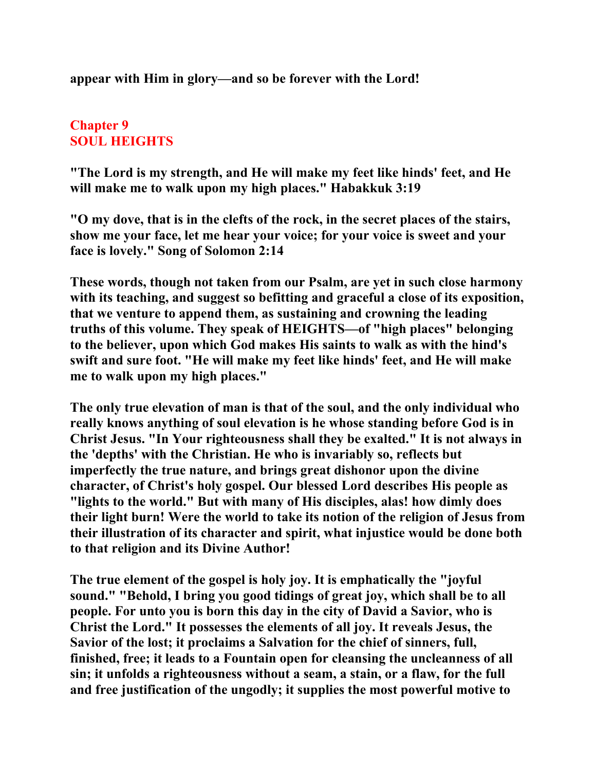**appear with Him in glory—and so be forever with the Lord!**

## Chapter 9
## SOUL HEIGHTS

**"The Lord is my strength, and He will make my feet like hinds' feet, and He will make me to walk upon my high places." Habakkuk 3:19**

**"O my dove, that is in the clefts of the rock, in the secret places of the stairs, show me your face, let me hear your voice; for your voice is sweet and your face is lovely." Song of Solomon 2:14**

**These words, though not taken from our Psalm, are yet in such close harmony with its teaching, and suggest so befitting and graceful a close of its exposition, that we venture to append them, as sustaining and crowning the leading truths of this volume. They speak of HEIGHTS—of "high places" belonging to the believer, upon which God makes His saints to walk as with the hind's swift and sure foot. "He will make my feet like hinds' feet, and He will make me to walk upon my high places."**

**The only true elevation of man is that of the soul, and the only individual who really knows anything of soul elevation is he whose standing before God is in Christ Jesus. "In Your righteousness shall they be exalted." It is not always in the 'depths' with the Christian. He who is invariably so, reflects but imperfectly the true nature, and brings great dishonor upon the divine character, of Christ's holy gospel. Our blessed Lord describes His people as "lights to the world." But with many of His disciples, alas! how dimly does their light burn! Were the world to take its notion of the religion of Jesus from their illustration of its character and spirit, what injustice would be done both to that religion and its Divine Author!**

**The true element of the gospel is holy joy. It is emphatically the "joyful sound." "Behold, I bring you good tidings of great joy, which shall be to all people. For unto you is born this day in the city of David a Savior, who is Christ the Lord." It possesses the elements of all joy. It reveals Jesus, the Savior of the lost; it proclaims a Salvation for the chief of sinners, full, finished, free; it leads to a Fountain open for cleansing the uncleanness of all sin; it unfolds a righteousness without a seam, a stain, or a flaw, for the full and free justification of the ungodly; it supplies the most powerful motive to**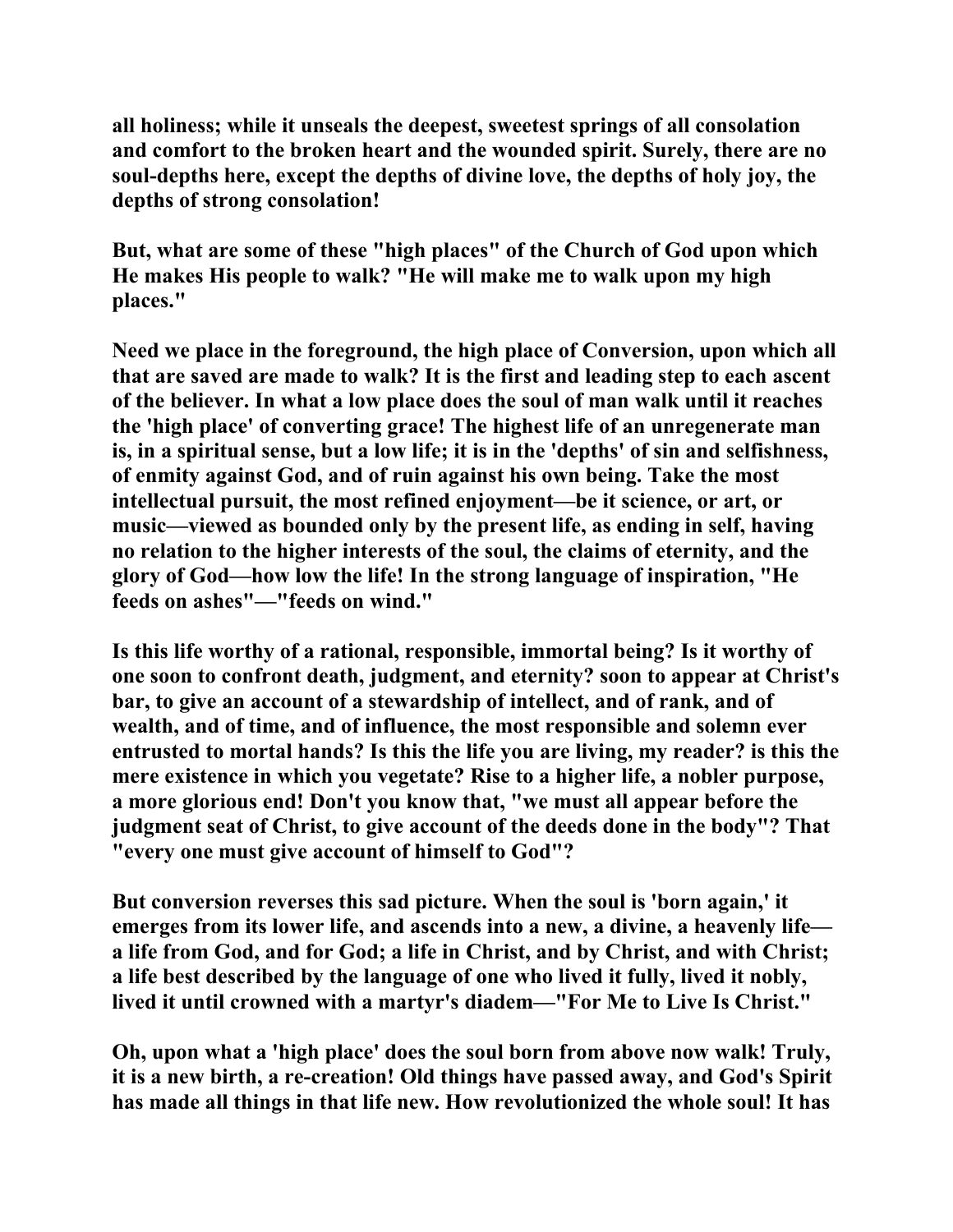all holiness; while it unseals the deepest, sweetest springs of all consolation and comfort to the broken heart and the wounded spirit. Surely, there are no soul-depths here, except the depths of divine love, the depths of holy joy, the depths of strong consolation!

But, what are some of these "high places" of the Church of God upon which He makes His people to walk? "He will make me to walk upon my high places."

Need we place in the foreground, the high place of Conversion, upon which all that are saved are made to walk? It is the first and leading step to each ascent of the believer. In what a low place does the soul of man walk until it reaches the 'high place' of converting grace! The highest life of an unregenerate man is, in a spiritual sense, but a low life; it is in the 'depths' of sin and selfishness, of enmity against God, and of ruin against his own being. Take the most intellectual pursuit, the most refined enjoyment—be it science, or art, or music—viewed as bounded only by the present life, as ending in self, having no relation to the higher interests of the soul, the claims of eternity, and the glory of God—how low the life! In the strong language of inspiration, "He feeds on ashes"—"feeds on wind."

Is this life worthy of a rational, responsible, immortal being? Is it worthy of one soon to confront death, judgment, and eternity? soon to appear at Christ's bar, to give an account of a stewardship of intellect, and of rank, and of wealth, and of time, and of influence, the most responsible and solemn ever entrusted to mortal hands? Is this the life you are living, my reader? is this the mere existence in which you vegetate? Rise to a higher life, a nobler purpose, a more glorious end! Don't you know that, "we must all appear before the judgment seat of Christ, to give account of the deeds done in the body"? That "every one must give account of himself to God"?

But conversion reverses this sad picture. When the soul is 'born again,' it emerges from its lower life, and ascends into a new, a divine, a heavenly life—a life from God, and for God; a life in Christ, and by Christ, and with Christ; a life best described by the language of one who lived it fully, lived it nobly, lived it until crowned with a martyr's diadem—"For Me to Live Is Christ."

Oh, upon what a 'high place' does the soul born from above now walk! Truly, it is a new birth, a re-creation! Old things have passed away, and God's Spirit has made all things in that life new. How revolutionized the whole soul! It has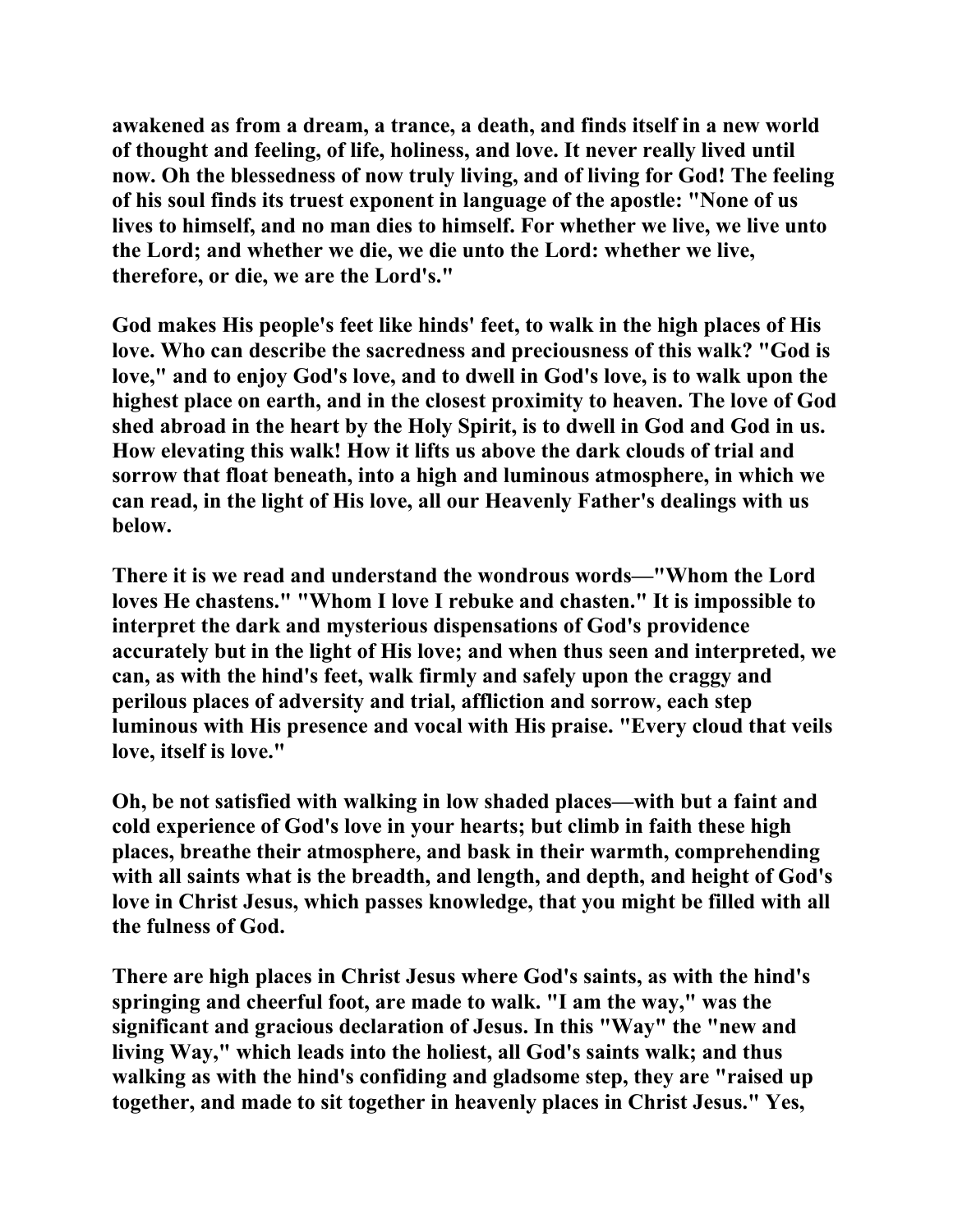**awakened as from a dream, a trance, a death, and finds itself in a new world of thought and feeling, of life, holiness, and love. It never really lived until now. Oh the blessedness of now truly living, and of living for God! The feeling of his soul finds its truest exponent in language of the apostle: "None of us lives to himself, and no man dies to himself. For whether we live, we live unto the Lord; and whether we die, we die unto the Lord: whether we live, therefore, or die, we are the Lord's."**

**God makes His people's feet like hinds' feet, to walk in the high places of His love. Who can describe the sacredness and preciousness of this walk? "God is love," and to enjoy God's love, and to dwell in God's love, is to walk upon the highest place on earth, and in the closest proximity to heaven. The love of God shed abroad in the heart by the Holy Spirit, is to dwell in God and God in us. How elevating this walk! How it lifts us above the dark clouds of trial and sorrow that float beneath, into a high and luminous atmosphere, in which we can read, in the light of His love, all our Heavenly Father's dealings with us below.**

**There it is we read and understand the wondrous words—"Whom the Lord loves He chastens." "Whom I love I rebuke and chasten." It is impossible to interpret the dark and mysterious dispensations of God's providence accurately but in the light of His love; and when thus seen and interpreted, we can, as with the hind's feet, walk firmly and safely upon the craggy and perilous places of adversity and trial, affliction and sorrow, each step luminous with His presence and vocal with His praise. "Every cloud that veils love, itself is love."**

**Oh, be not satisfied with walking in low shaded places—with but a faint and cold experience of God's love in your hearts; but climb in faith these high places, breathe their atmosphere, and bask in their warmth, comprehending with all saints what is the breadth, and length, and depth, and height of God's love in Christ Jesus, which passes knowledge, that you might be filled with all the fulness of God.**

**There are high places in Christ Jesus where God's saints, as with the hind's springing and cheerful foot, are made to walk. "I am the way," was the significant and gracious declaration of Jesus. In this "Way" the "new and living Way," which leads into the holiest, all God's saints walk; and thus walking as with the hind's confiding and gladsome step, they are "raised up together, and made to sit together in heavenly places in Christ Jesus." Yes,**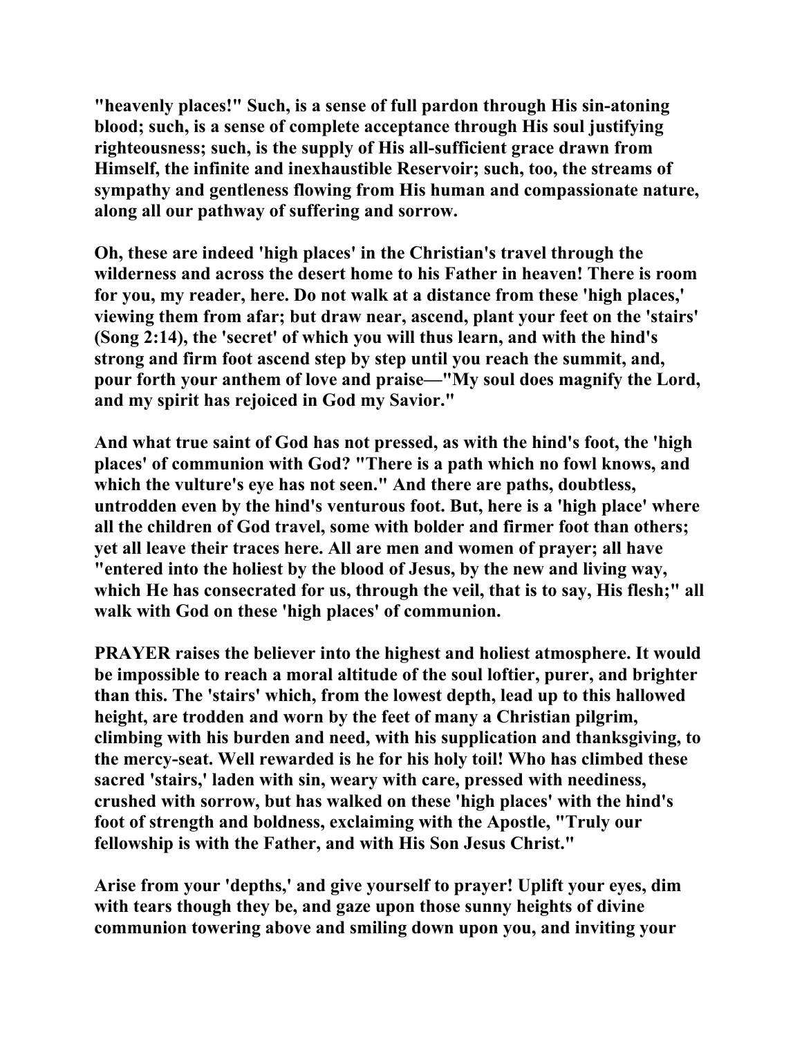**"heavenly places!" Such, is a sense of full pardon through His sin-atoning blood; such, is a sense of complete acceptance through His soul justifying righteousness; such, is the supply of His all-sufficient grace drawn from Himself, the infinite and inexhaustible Reservoir; such, too, the streams of sympathy and gentleness flowing from His human and compassionate nature, along all our pathway of suffering and sorrow.**

**Oh, these are indeed 'high places' in the Christian's travel through the wilderness and across the desert home to his Father in heaven! There is room for you, my reader, here. Do not walk at a distance from these 'high places,' viewing them from afar; but draw near, ascend, plant your feet on the 'stairs' (Song 2:14), the 'secret' of which you will thus learn, and with the hind's strong and firm foot ascend step by step until you reach the summit, and, pour forth your anthem of love and praise—"My soul does magnify the Lord, and my spirit has rejoiced in God my Savior."**

**And what true saint of God has not pressed, as with the hind's foot, the 'high places' of communion with God? "There is a path which no fowl knows, and which the vulture's eye has not seen." And there are paths, doubtless, untrodden even by the hind's venturous foot. But, here is a 'high place' where all the children of God travel, some with bolder and firmer foot than others; yet all leave their traces here. All are men and women of prayer; all have "entered into the holiest by the blood of Jesus, by the new and living way, which He has consecrated for us, through the veil, that is to say, His flesh;" all walk with God on these 'high places' of communion.**

**PRAYER raises the believer into the highest and holiest atmosphere. It would be impossible to reach a moral altitude of the soul loftier, purer, and brighter than this. The 'stairs' which, from the lowest depth, lead up to this hallowed height, are trodden and worn by the feet of many a Christian pilgrim, climbing with his burden and need, with his supplication and thanksgiving, to the mercy-seat. Well rewarded is he for his holy toil! Who has climbed these sacred 'stairs,' laden with sin, weary with care, pressed with neediness, crushed with sorrow, but has walked on these 'high places' with the hind's foot of strength and boldness, exclaiming with the Apostle, "Truly our fellowship is with the Father, and with His Son Jesus Christ."**

**Arise from your 'depths,' and give yourself to prayer! Uplift your eyes, dim with tears though they be, and gaze upon those sunny heights of divine communion towering above and smiling down upon you, and inviting your**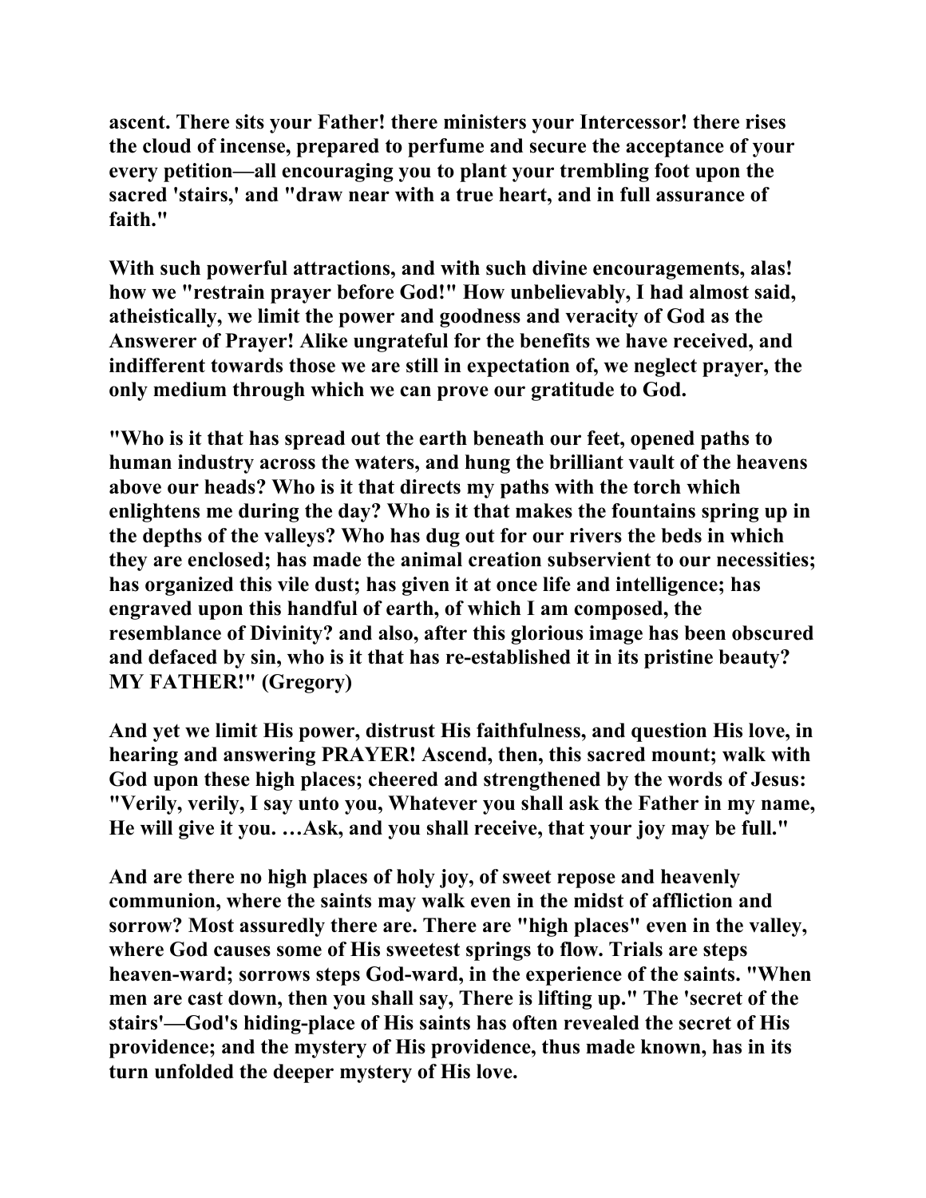ascent. There sits your Father! there ministers your Intercessor! there rises the cloud of incense, prepared to perfume and secure the acceptance of your every petition—all encouraging you to plant your trembling foot upon the sacred 'stairs,' and "draw near with a true heart, and in full assurance of faith."

With such powerful attractions, and with such divine encouragements, alas! how we "restrain prayer before God!" How unbelievably, I had almost said, atheistically, we limit the power and goodness and veracity of God as the Answerer of Prayer! Alike ungrateful for the benefits we have received, and indifferent towards those we are still in expectation of, we neglect prayer, the only medium through which we can prove our gratitude to God.

"Who is it that has spread out the earth beneath our feet, opened paths to human industry across the waters, and hung the brilliant vault of the heavens above our heads? Who is it that directs my paths with the torch which enlightens me during the day? Who is it that makes the fountains spring up in the depths of the valleys? Who has dug out for our rivers the beds in which they are enclosed; has made the animal creation subservient to our necessities; has organized this vile dust; has given it at once life and intelligence; has engraved upon this handful of earth, of which I am composed, the resemblance of Divinity? and also, after this glorious image has been obscured and defaced by sin, who is it that has re-established it in its pristine beauty? MY FATHER!" (Gregory)

And yet we limit His power, distrust His faithfulness, and question His love, in hearing and answering PRAYER! Ascend, then, this sacred mount; walk with God upon these high places; cheered and strengthened by the words of Jesus: "Verily, verily, I say unto you, Whatever you shall ask the Father in my name, He will give it you. …Ask, and you shall receive, that your joy may be full."

And are there no high places of holy joy, of sweet repose and heavenly communion, where the saints may walk even in the midst of affliction and sorrow? Most assuredly there are. There are "high places" even in the valley, where God causes some of His sweetest springs to flow. Trials are steps heaven-ward; sorrows steps God-ward, in the experience of the saints. "When men are cast down, then you shall say, There is lifting up." The 'secret of the stairs'—God's hiding-place of His saints has often revealed the secret of His providence; and the mystery of His providence, thus made known, has in its turn unfolded the deeper mystery of His love.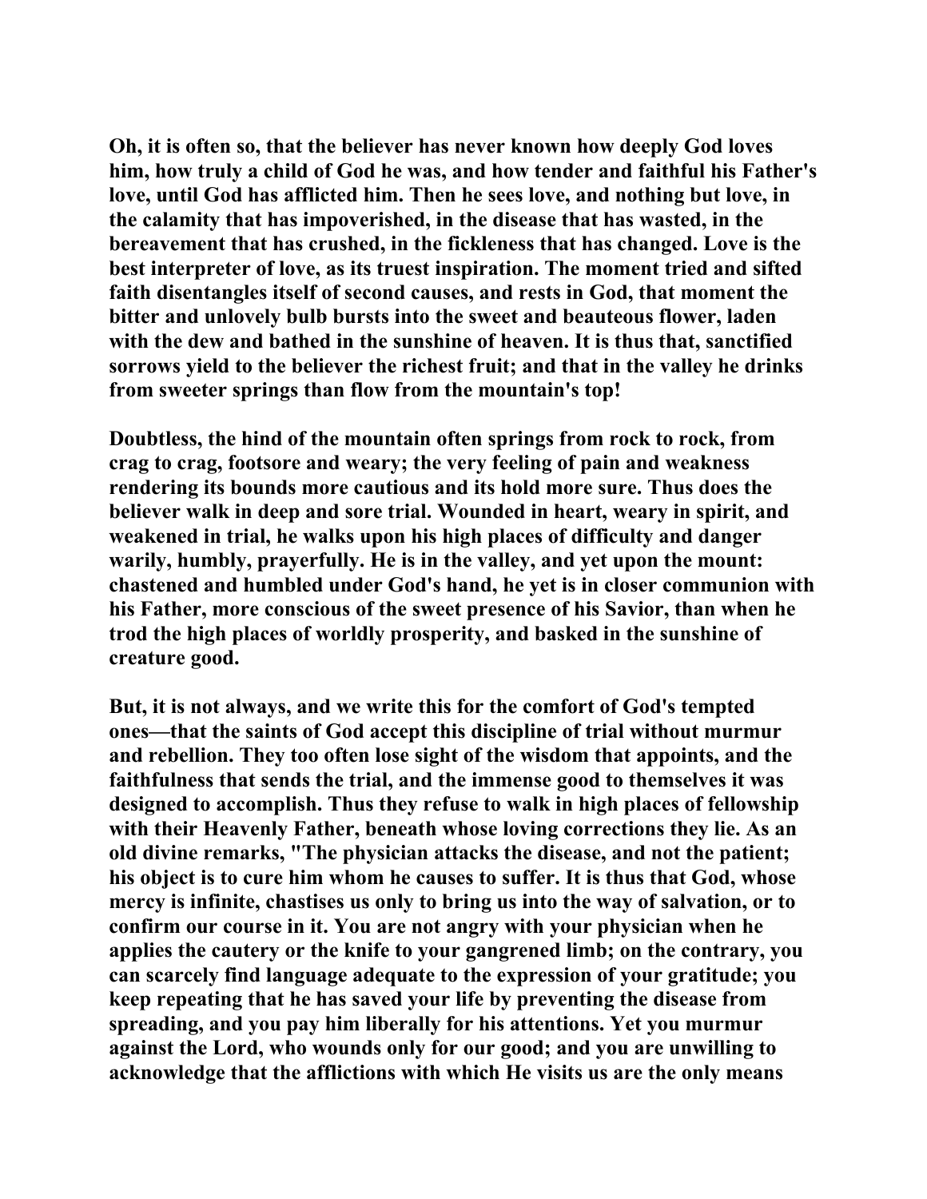Oh, it is often so, that the believer has never known how deeply God loves him, how truly a child of God he was, and how tender and faithful his Father's love, until God has afflicted him. Then he sees love, and nothing but love, in the calamity that has impoverished, in the disease that has wasted, in the bereavement that has crushed, in the fickleness that has changed. Love is the best interpreter of love, as its truest inspiration. The moment tried and sifted faith disentangles itself of second causes, and rests in God, that moment the bitter and unlovely bulb bursts into the sweet and beauteous flower, laden with the dew and bathed in the sunshine of heaven. It is thus that, sanctified sorrows yield to the believer the richest fruit; and that in the valley he drinks from sweeter springs than flow from the mountain's top!

Doubtless, the hind of the mountain often springs from rock to rock, from crag to crag, footsore and weary; the very feeling of pain and weakness rendering its bounds more cautious and its hold more sure. Thus does the believer walk in deep and sore trial. Wounded in heart, weary in spirit, and weakened in trial, he walks upon his high places of difficulty and danger warily, humbly, prayerfully. He is in the valley, and yet upon the mount: chastened and humbled under God's hand, he yet is in closer communion with his Father, more conscious of the sweet presence of his Savior, than when he trod the high places of worldly prosperity, and basked in the sunshine of creature good.

But, it is not always, and we write this for the comfort of God's tempted ones—that the saints of God accept this discipline of trial without murmur and rebellion. They too often lose sight of the wisdom that appoints, and the faithfulness that sends the trial, and the immense good to themselves it was designed to accomplish. Thus they refuse to walk in high places of fellowship with their Heavenly Father, beneath whose loving corrections they lie. As an old divine remarks, "The physician attacks the disease, and not the patient; his object is to cure him whom he causes to suffer. It is thus that God, whose mercy is infinite, chastises us only to bring us into the way of salvation, or to confirm our course in it. You are not angry with your physician when he applies the cautery or the knife to your gangrened limb; on the contrary, you can scarcely find language adequate to the expression of your gratitude; you keep repeating that he has saved your life by preventing the disease from spreading, and you pay him liberally for his attentions. Yet you murmur against the Lord, who wounds only for our good; and you are unwilling to acknowledge that the afflictions with which He visits us are the only means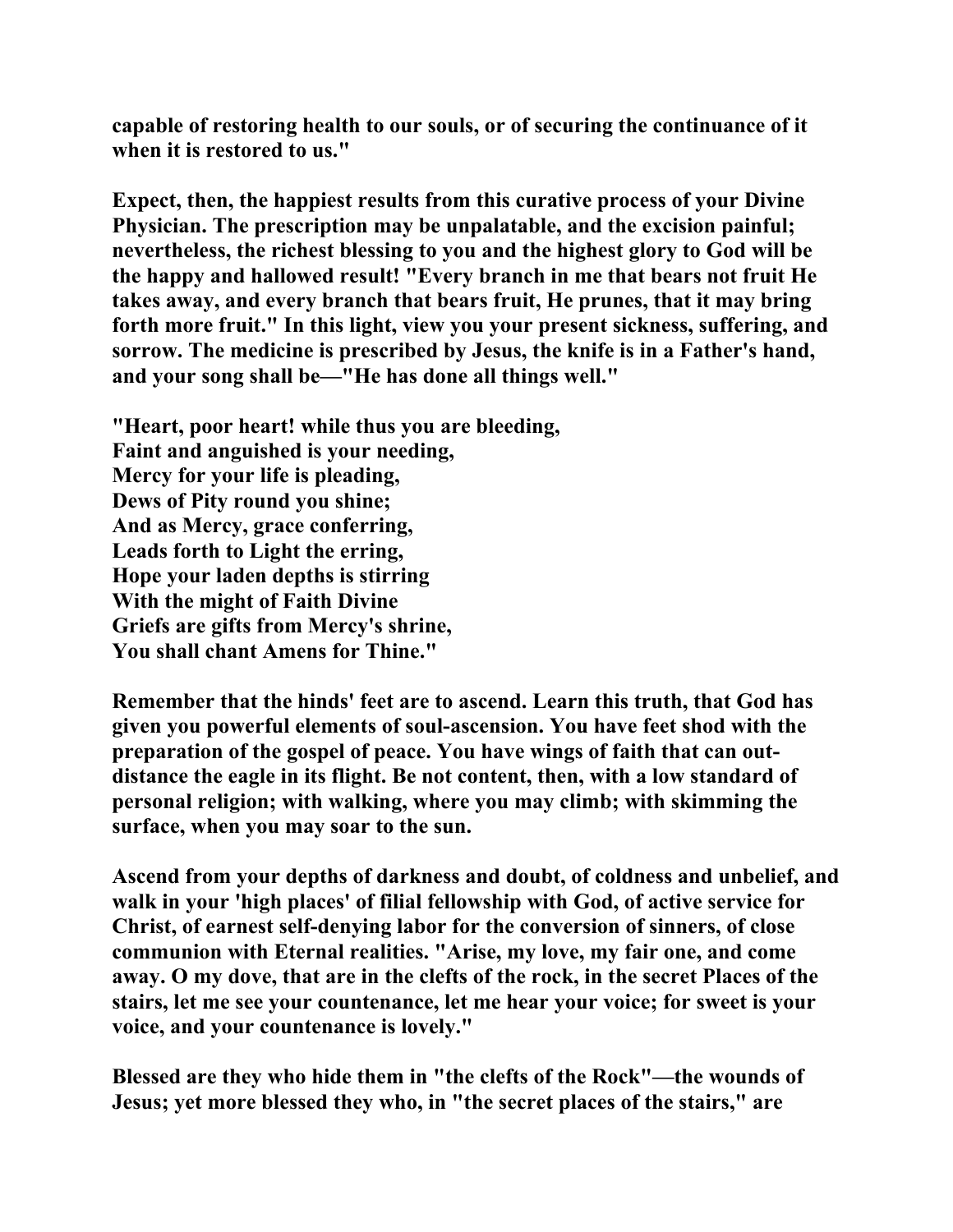**capable of restoring health to our souls, or of securing the continuance of it when it is restored to us."**

**Expect, then, the happiest results from this curative process of your Divine Physician. The prescription may be unpalatable, and the excision painful; nevertheless, the richest blessing to you and the highest glory to God will be the happy and hallowed result! "Every branch in me that bears not fruit He takes away, and every branch that bears fruit, He prunes, that it may bring forth more fruit." In this light, view you your present sickness, suffering, and sorrow. The medicine is prescribed by Jesus, the knife is in a Father's hand, and your song shall be—"He has done all things well."**

**"Heart, poor heart! while thus you are bleeding,**
**Faint and anguished is your needing,**
**Mercy for your life is pleading,**
**Dews of Pity round you shine;**
**And as Mercy, grace conferring,**
**Leads forth to Light the erring,**
**Hope your laden depths is stirring**
**With the might of Faith Divine**
**Griefs are gifts from Mercy's shrine,**
**You shall chant Amens for Thine."**

**Remember that the hinds' feet are to ascend. Learn this truth, that God has given you powerful elements of soul-ascension. You have feet shod with the preparation of the gospel of peace. You have wings of faith that can out-distance the eagle in its flight. Be not content, then, with a low standard of personal religion; with walking, where you may climb; with skimming the surface, when you may soar to the sun.**

**Ascend from your depths of darkness and doubt, of coldness and unbelief, and walk in your 'high places' of filial fellowship with God, of active service for Christ, of earnest self-denying labor for the conversion of sinners, of close communion with Eternal realities. "Arise, my love, my fair one, and come away. O my dove, that are in the clefts of the rock, in the secret Places of the stairs, let me see your countenance, let me hear your voice; for sweet is your voice, and your countenance is lovely."**

**Blessed are they who hide them in "the clefts of the Rock"—the wounds of Jesus; yet more blessed they who, in "the secret places of the stairs," are**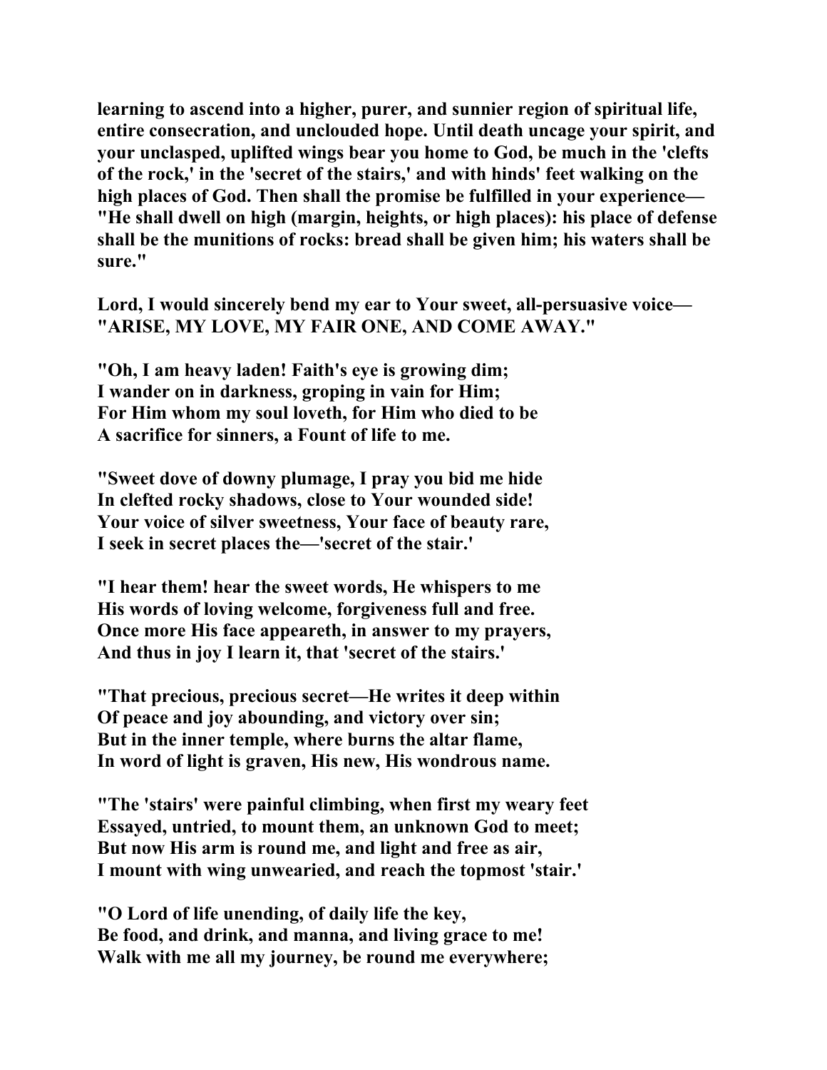**learning to ascend into a higher, purer, and sunnier region of spiritual life, entire consecration, and unclouded hope. Until death uncage your spirit, and your unclasped, uplifted wings bear you home to God, be much in the 'clefts of the rock,' in the 'secret of the stairs,' and with hinds' feet walking on the high places of God. Then shall the promise be fulfilled in your experience— "He shall dwell on high (margin, heights, or high places): his place of defense shall be the munitions of rocks: bread shall be given him; his waters shall be sure."**

**Lord, I would sincerely bend my ear to Your sweet, all-persuasive voice— "ARISE, MY LOVE, MY FAIR ONE, AND COME AWAY."**

**"Oh, I am heavy laden! Faith's eye is growing dim;**
**I wander on in darkness, groping in vain for Him;**
**For Him whom my soul loveth, for Him who died to be**
**A sacrifice for sinners, a Fount of life to me.**

**"Sweet dove of downy plumage, I pray you bid me hide**
**In clefted rocky shadows, close to Your wounded side!**
**Your voice of silver sweetness, Your face of beauty rare,**
**I seek in secret places the—'secret of the stair.'**

**"I hear them! hear the sweet words, He whispers to me**
**His words of loving welcome, forgiveness full and free.**
**Once more His face appeareth, in answer to my prayers,**
**And thus in joy I learn it, that 'secret of the stairs.'**

**"That precious, precious secret—He writes it deep within**
**Of peace and joy abounding, and victory over sin;**
**But in the inner temple, where burns the altar flame,**
**In word of light is graven, His new, His wondrous name.**

**"The 'stairs' were painful climbing, when first my weary feet**
**Essayed, untried, to mount them, an unknown God to meet;**
**But now His arm is round me, and light and free as air,**
**I mount with wing unwearied, and reach the topmost 'stair.'**

**"O Lord of life unending, of daily life the key,**
**Be food, and drink, and manna, and living grace to me!**
**Walk with me all my journey, be round me everywhere;**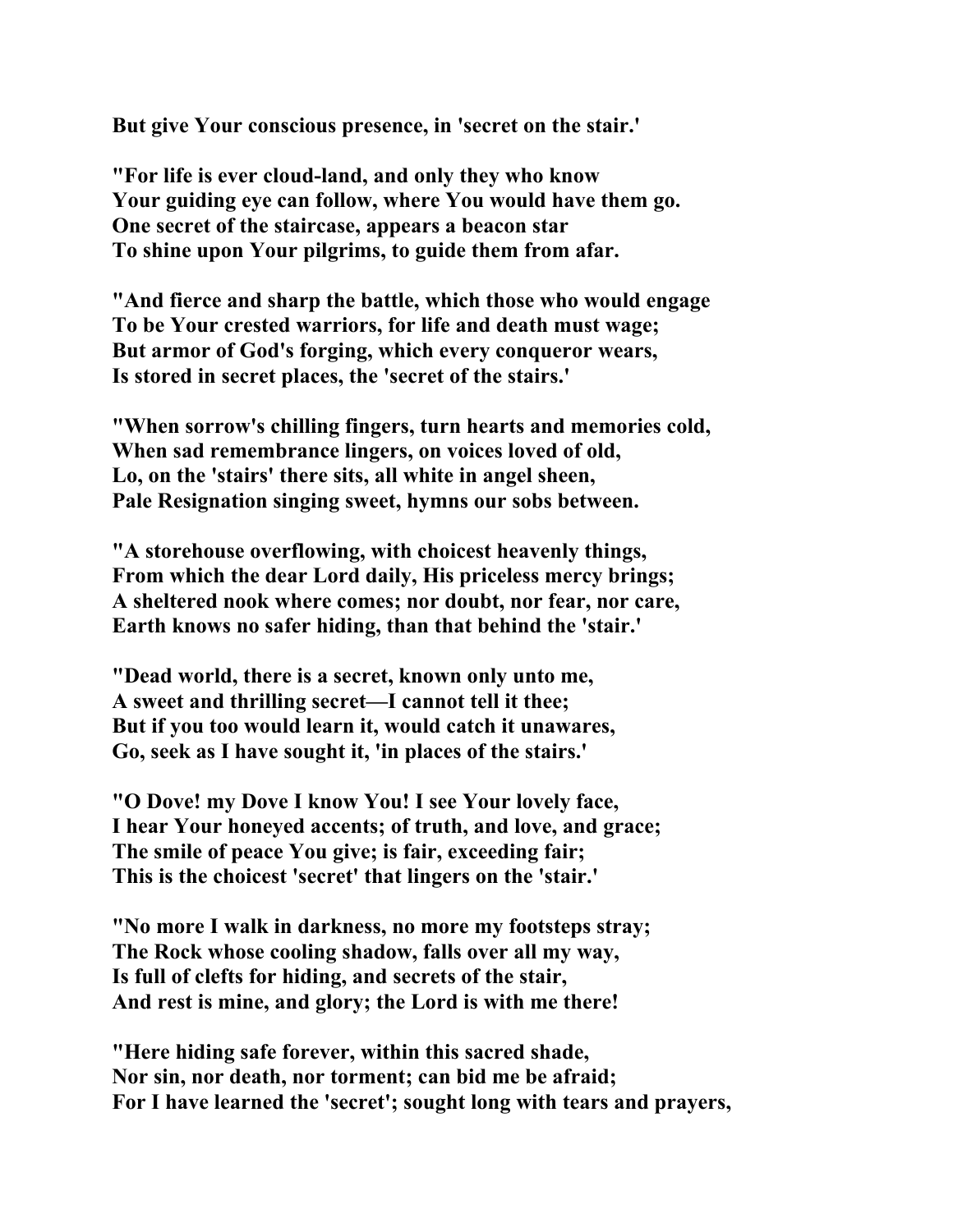**But give Your conscious presence, in 'secret on the stair.'**

**"For life is ever cloud-land, and only they who know**
**Your guiding eye can follow, where You would have them go.**
**One secret of the staircase, appears a beacon star**
**To shine upon Your pilgrims, to guide them from afar.**

**"And fierce and sharp the battle, which those who would engage**
**To be Your crested warriors, for life and death must wage;**
**But armor of God's forging, which every conqueror wears,**
**Is stored in secret places, the 'secret of the stairs.'**

**"When sorrow's chilling fingers, turn hearts and memories cold,**
**When sad remembrance lingers, on voices loved of old,**
**Lo, on the 'stairs' there sits, all white in angel sheen,**
**Pale Resignation singing sweet, hymns our sobs between.**

**"A storehouse overflowing, with choicest heavenly things,**
**From which the dear Lord daily, His priceless mercy brings;**
**A sheltered nook where comes; nor doubt, nor fear, nor care,**
**Earth knows no safer hiding, than that behind the 'stair.'**

**"Dead world, there is a secret, known only unto me,**
**A sweet and thrilling secret—I cannot tell it thee;**
**But if you too would learn it, would catch it unawares,**
**Go, seek as I have sought it, 'in places of the stairs.'**

**"O Dove! my Dove I know You! I see Your lovely face,**
**I hear Your honeyed accents; of truth, and love, and grace;**
**The smile of peace You give; is fair, exceeding fair;**
**This is the choicest 'secret' that lingers on the 'stair.'**

**"No more I walk in darkness, no more my footsteps stray;**
**The Rock whose cooling shadow, falls over all my way,**
**Is full of clefts for hiding, and secrets of the stair,**
**And rest is mine, and glory; the Lord is with me there!**

**"Here hiding safe forever, within this sacred shade,**
**Nor sin, nor death, nor torment; can bid me be afraid;**
**For I have learned the 'secret'; sought long with tears and prayers,**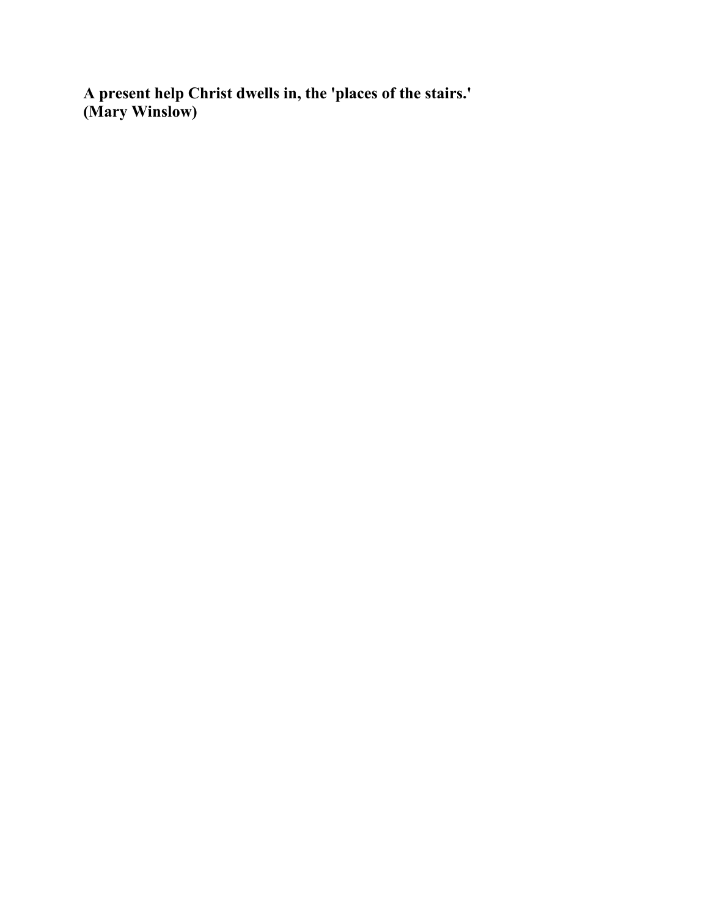**A present help Christ dwells in, the 'places of the stairs.'**
**(Mary Winslow)**